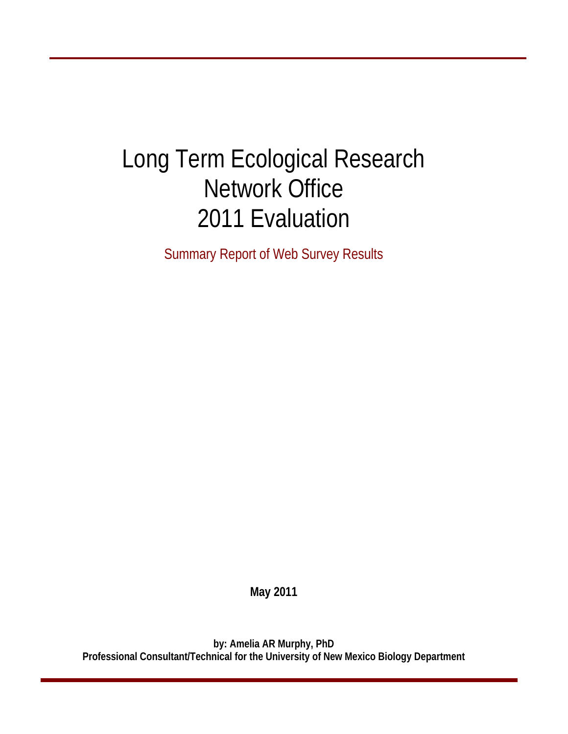# Long Term Ecological Research Network Office 2011 Evaluation

## Summary Report of Web Survey Results

**May 2011**

**by: Amelia AR Murphy, PhD**
**Professional Consultant/Technical for the University of New Mexico Biology Department**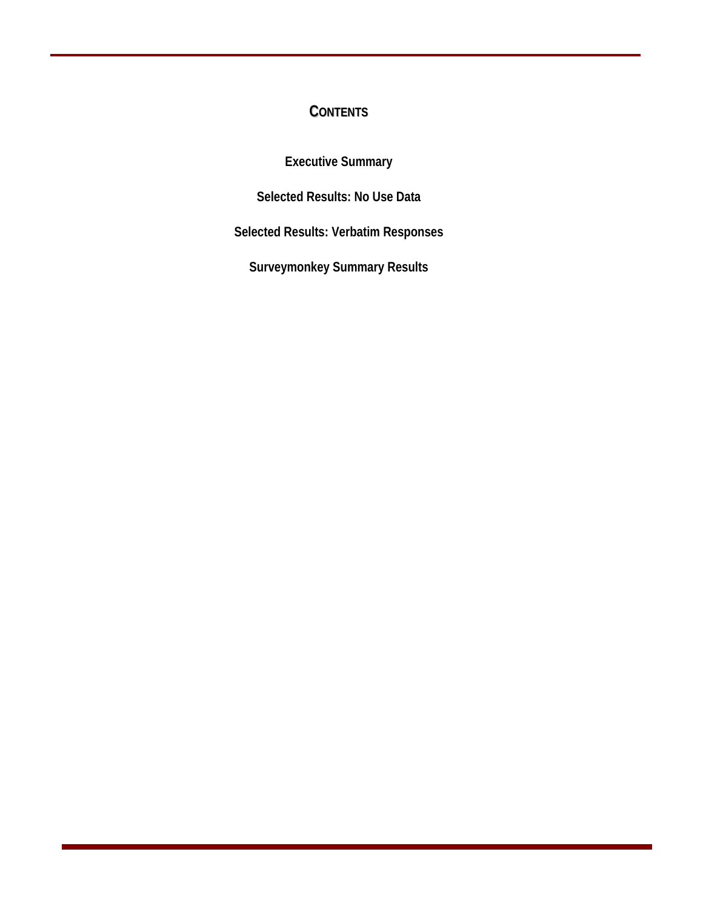# CONTENTS

**Executive Summary**

**Selected Results: No Use Data**

**Selected Results: Verbatim Responses**

**Surveymonkey Summary Results**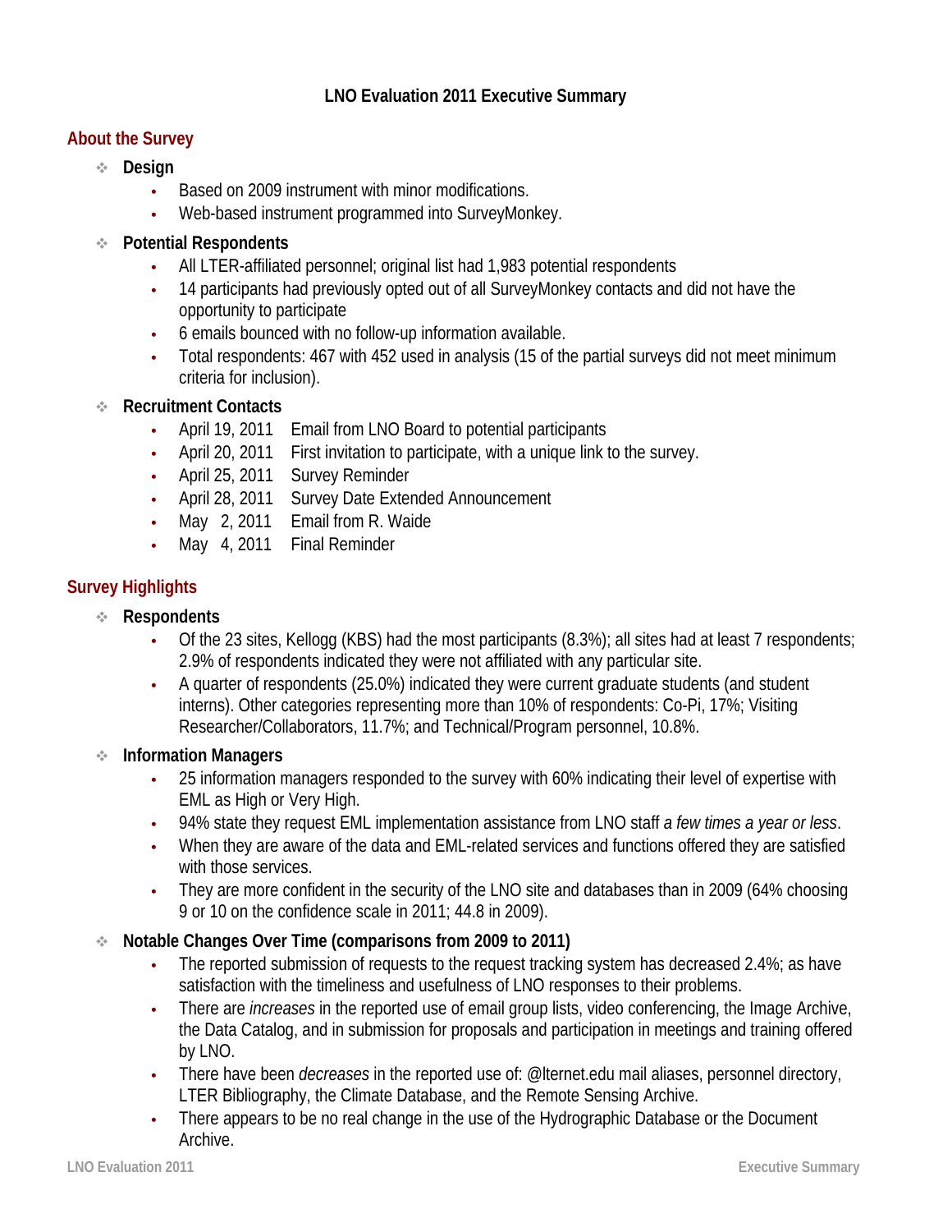# LNO Evaluation 2011 Executive Summary

## About the Survey

- **Design**
  - Based on 2009 instrument with minor modifications.
  - Web-based instrument programmed into SurveyMonkey.
- **Potential Respondents**
  - All LTER-affiliated personnel; original list had 1,983 potential respondents
  - 14 participants had previously opted out of all SurveyMonkey contacts and did not have the opportunity to participate
  - 6 emails bounced with no follow-up information available.
  - Total respondents: 467 with 452 used in analysis (15 of the partial surveys did not meet minimum criteria for inclusion).
- **Recruitment Contacts**
  - April 19, 2011 Email from LNO Board to potential participants
  - April 20, 2011 First invitation to participate, with a unique link to the survey.
  - April 25, 2011 Survey Reminder
  - April 28, 2011 Survey Date Extended Announcement
  - May 2, 2011 Email from R. Waide
  - May 4, 2011 Final Reminder

## Survey Highlights

- **Respondents**
  - Of the 23 sites, Kellogg (KBS) had the most participants (8.3%); all sites had at least 7 respondents; 2.9% of respondents indicated they were not affiliated with any particular site.
  - A quarter of respondents (25.0%) indicated they were current graduate students (and student interns). Other categories representing more than 10% of respondents: Co-Pi, 17%; Visiting Researcher/Collaborators, 11.7%; and Technical/Program personnel, 10.8%.
- **Information Managers**
  - 25 information managers responded to the survey with 60% indicating their level of expertise with EML as High or Very High.
  - 94% state they request EML implementation assistance from LNO staff *a few times a year or less*.
  - When they are aware of the data and EML-related services and functions offered they are satisfied with those services.
  - They are more confident in the security of the LNO site and databases than in 2009 (64% choosing 9 or 10 on the confidence scale in 2011; 44.8 in 2009).
- **Notable Changes Over Time (comparisons from 2009 to 2011)**
  - The reported submission of requests to the request tracking system has decreased 2.4%; as have satisfaction with the timeliness and usefulness of LNO responses to their problems.
  - There are *increases* in the reported use of email group lists, video conferencing, the Image Archive, the Data Catalog, and in submission for proposals and participation in meetings and training offered by LNO.
  - There have been *decreases* in the reported use of: @lternet.edu mail aliases, personnel directory, LTER Bibliography, the Climate Database, and the Remote Sensing Archive.
  - There appears to be no real change in the use of the Hydrographic Database or the Document Archive.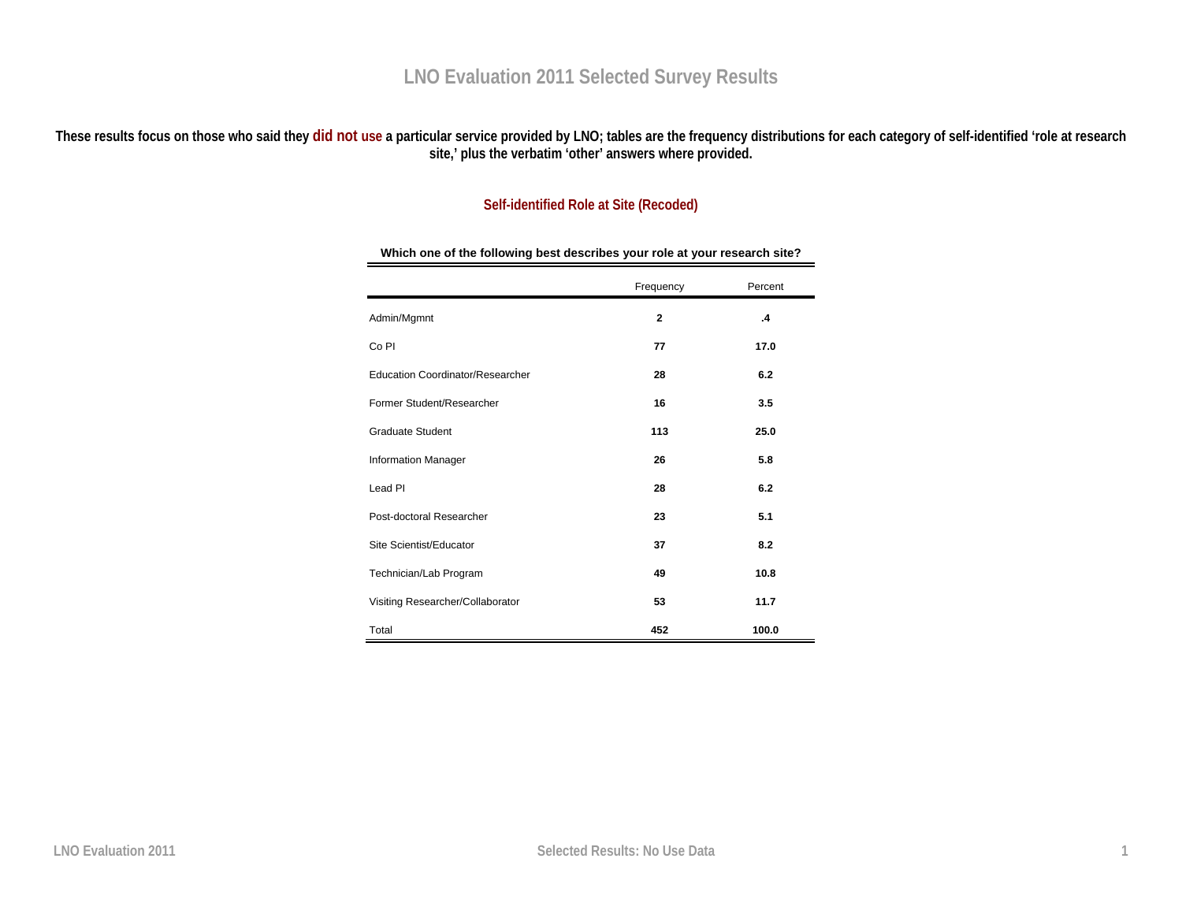# LNO Evaluation 2011 Selected Survey Results

**These results focus on those who said they did not use a particular service provided by LNO; tables are the frequency distributions for each category of self-identified 'role at research site,' plus the verbatim 'other' answers where provided.**

## Self-identified Role at Site (Recoded)

**Which one of the following best describes your role at your research site?**

| | Frequency | Percent |
|---|---|---|
| Admin/Mgmnt | **2** | **.4** |
| Co PI | **77** | **17.0** |
| Education Coordinator/Researcher | **28** | **6.2** |
| Former Student/Researcher | **16** | **3.5** |
| Graduate Student | **113** | **25.0** |
| Information Manager | **26** | **5.8** |
| Lead PI | **28** | **6.2** |
| Post-doctoral Researcher | **23** | **5.1** |
| Site Scientist/Educator | **37** | **8.2** |
| Technician/Lab Program | **49** | **10.8** |
| Visiting Researcher/Collaborator | **53** | **11.7** |
| Total | **452** | **100.0** |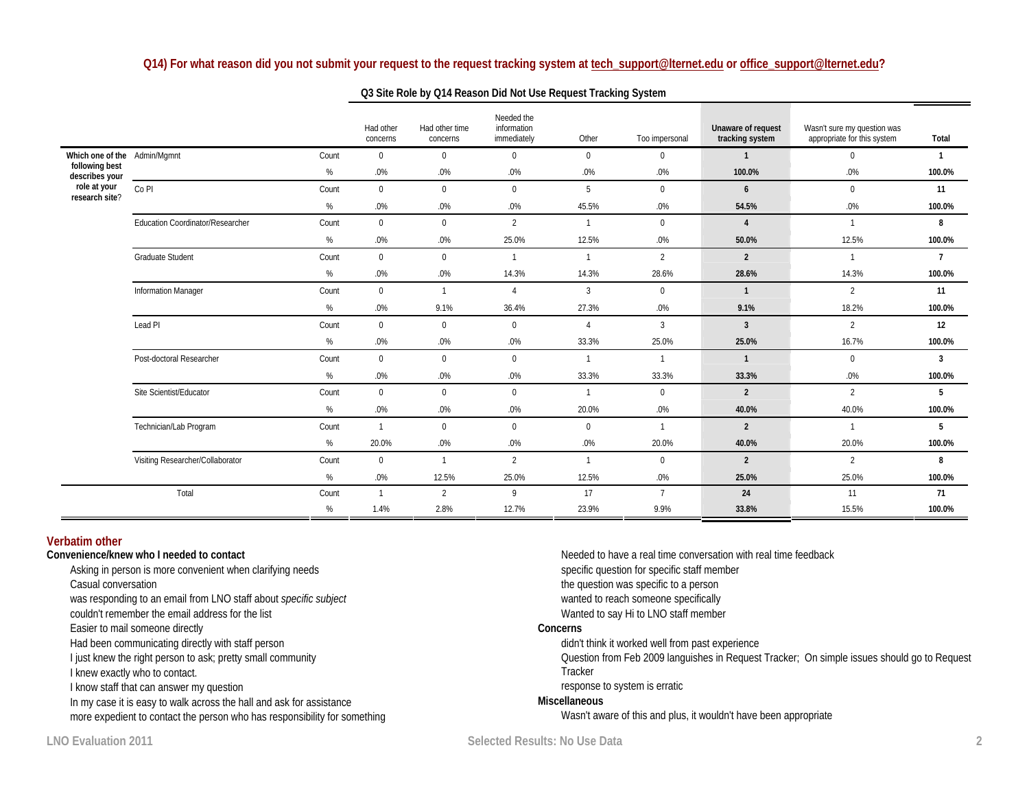### Q14) For what reason did you not submit your request to the request tracking system at tech_support@lternet.edu or office_support@lternet.edu?

**Q3 Site Role by Q14 Reason Did Not Use Request Tracking System**

| Which one of the following best describes your role at your research site? | | | Had other concerns | Had other time concerns | Needed the information immediately | Other | Too impersonal | **Unaware of request tracking system** | Wasn't sure my question was appropriate for this system | **Total** |
|---|---|---|---|---|---|---|---|---|---|---|
| | Admin/Mgmnt | Count | 0 | 0 | 0 | 0 | 0 | **1** | 0 | **1** |
| | | % | .0% | .0% | .0% | .0% | .0% | **100.0%** | .0% | **100.0%** |
| | Co PI | Count | 0 | 0 | 0 | 5 | 0 | **6** | 0 | **11** |
| | | % | .0% | .0% | .0% | 45.5% | .0% | **54.5%** | .0% | **100.0%** |
| | Education Coordinator/Researcher | Count | 0 | 0 | 2 | 1 | 0 | **4** | 1 | **8** |
| | | % | .0% | .0% | 25.0% | 12.5% | .0% | **50.0%** | 12.5% | **100.0%** |
| | Graduate Student | Count | 0 | 0 | 1 | 1 | 2 | **2** | 1 | **7** |
| | | % | .0% | .0% | 14.3% | 14.3% | 28.6% | **28.6%** | 14.3% | **100.0%** |
| | Information Manager | Count | 0 | 1 | 4 | 3 | 0 | **1** | 2 | **11** |
| | | % | .0% | 9.1% | 36.4% | 27.3% | .0% | **9.1%** | 18.2% | **100.0%** |
| | Lead PI | Count | 0 | 0 | 0 | 4 | 3 | **3** | 2 | **12** |
| | | % | .0% | .0% | .0% | 33.3% | 25.0% | **25.0%** | 16.7% | **100.0%** |
| | Post-doctoral Researcher | Count | 0 | 0 | 0 | 1 | 1 | **1** | 0 | **3** |
| | | % | .0% | .0% | .0% | 33.3% | 33.3% | **33.3%** | .0% | **100.0%** |
| | Site Scientist/Educator | Count | 0 | 0 | 0 | 1 | 0 | **2** | 2 | **5** |
| | | % | .0% | .0% | .0% | 20.0% | .0% | **40.0%** | 40.0% | **100.0%** |
| | Technician/Lab Program | Count | 1 | 0 | 0 | 0 | 1 | **2** | 1 | **5** |
| | | % | 20.0% | .0% | .0% | .0% | 20.0% | **40.0%** | 20.0% | **100.0%** |
| | Visiting Researcher/Collaborator | Count | 0 | 1 | 2 | 1 | 0 | **2** | 2 | **8** |
| | | % | .0% | 12.5% | 25.0% | 12.5% | .0% | **25.0%** | 25.0% | **100.0%** |
| Total | | Count | 1 | 2 | 9 | 17 | 7 | **24** | 11 | **71** |
| | | % | 1.4% | 2.8% | 12.7% | 23.9% | 9.9% | **33.8%** | 15.5% | **100.0%** |

## Verbatim other

**Convenience/knew who I needed to contact**

- Asking in person is more convenient when clarifying needs
- Casual conversation
- was responding to an email from LNO staff about *specific subject*
- couldn't remember the email address for the list
- Easier to mail someone directly
- Had been communicating directly with staff person
- I just knew the right person to ask; pretty small community
- I knew exactly who to contact.
- I know staff that can answer my question
- In my case it is easy to walk across the hall and ask for assistance
- more expedient to contact the person who has responsibility for something
- Needed to have a real time conversation with real time feedback
- specific question for specific staff member
- the question was specific to a person
- wanted to reach someone specifically
- Wanted to say Hi to LNO staff member

**Concerns**

- didn't think it worked well from past experience
- Question from Feb 2009 languishes in Request Tracker; On simple issues should go to Request Tracker
- response to system is erratic

**Miscellaneous**

- Wasn't aware of this and plus, it wouldn't have been appropriate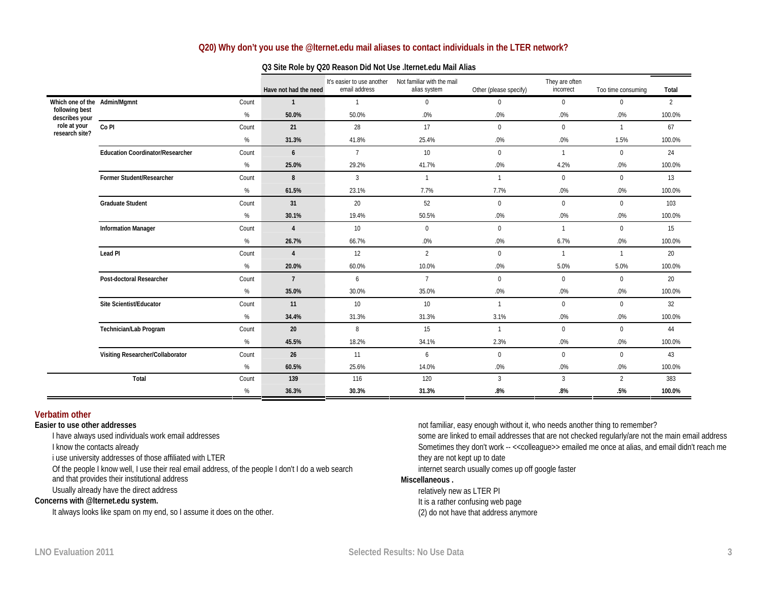## Q20) Why don't you use the @lternet.edu mail aliases to contact individuals in the LTER network?

**Q3 Site Role by Q20 Reason Did Not Use .lternet.edu Mail Alias**

| Which one of the following best describes your role at your research site? | | | Have not had the need | It's easier to use another email address | Not familiar with the mail alias system | Other (please specify) | They are often incorrect | Too time consuming | Total |
|---|---|---|---|---|---|---|---|---|---|
| | Admin/Mgmnt | Count | 1 | 1 | 0 | 0 | 0 | 0 | 2 |
| | | % | 50.0% | 50.0% | .0% | .0% | .0% | .0% | 100.0% |
| | Co PI | Count | 21 | 28 | 17 | 0 | 0 | 1 | 67 |
| | | % | 31.3% | 41.8% | 25.4% | .0% | .0% | 1.5% | 100.0% |
| | Education Coordinator/Researcher | Count | 6 | 7 | 10 | 0 | 1 | 0 | 24 |
| | | % | 25.0% | 29.2% | 41.7% | .0% | 4.2% | .0% | 100.0% |
| | Former Student/Researcher | Count | 8 | 3 | 1 | 1 | 0 | 0 | 13 |
| | | % | 61.5% | 23.1% | 7.7% | 7.7% | .0% | .0% | 100.0% |
| | Graduate Student | Count | 31 | 20 | 52 | 0 | 0 | 0 | 103 |
| | | % | 30.1% | 19.4% | 50.5% | .0% | .0% | .0% | 100.0% |
| | Information Manager | Count | 4 | 10 | 0 | 0 | 1 | 0 | 15 |
| | | % | 26.7% | 66.7% | .0% | .0% | 6.7% | .0% | 100.0% |
| | Lead PI | Count | 4 | 12 | 2 | 0 | 1 | 1 | 20 |
| | | % | 20.0% | 60.0% | 10.0% | .0% | 5.0% | 5.0% | 100.0% |
| | Post-doctoral Researcher | Count | 7 | 6 | 7 | 0 | 0 | 0 | 20 |
| | | % | 35.0% | 30.0% | 35.0% | .0% | .0% | .0% | 100.0% |
| | Site Scientist/Educator | Count | 11 | 10 | 10 | 1 | 0 | 0 | 32 |
| | | % | 34.4% | 31.3% | 31.3% | 3.1% | .0% | .0% | 100.0% |
| | Technician/Lab Program | Count | 20 | 8 | 15 | 1 | 0 | 0 | 44 |
| | | % | 45.5% | 18.2% | 34.1% | 2.3% | .0% | .0% | 100.0% |
| | Visiting Researcher/Collaborator | Count | 26 | 11 | 6 | 0 | 0 | 0 | 43 |
| | | % | 60.5% | 25.6% | 14.0% | .0% | .0% | .0% | 100.0% |
| Total | | Count | 139 | 116 | 120 | 3 | 3 | 2 | 383 |
| | | % | 36.3% | 30.3% | 31.3% | .8% | .8% | .5% | 100.0% |

### Verbatim other

**Easier to use other addresses**

- I have always used individuals work email addresses
- I know the contacts already
- i use university addresses of those affiliated with LTER
- Of the people I know well, I use their real email address, of the people I don't I do a web search and that provides their institutional address
- Usually already have the direct address

**Concerns with @lternet.edu system.**

- It always looks like spam on my end, so I assume it does on the other.
- not familiar, easy enough without it, who needs another thing to remember?
- some are linked to email addresses that are not checked regularly/are not the main email address
- Sometimes they don't work -- <<colleague>> emailed me once at alias, and email didn't reach me
- they are not kept up to date
- internet search usually comes up off google faster

**Miscellaneous .**

- relatively new as LTER PI
- It is a rather confusing web page
- (2) do not have that address anymore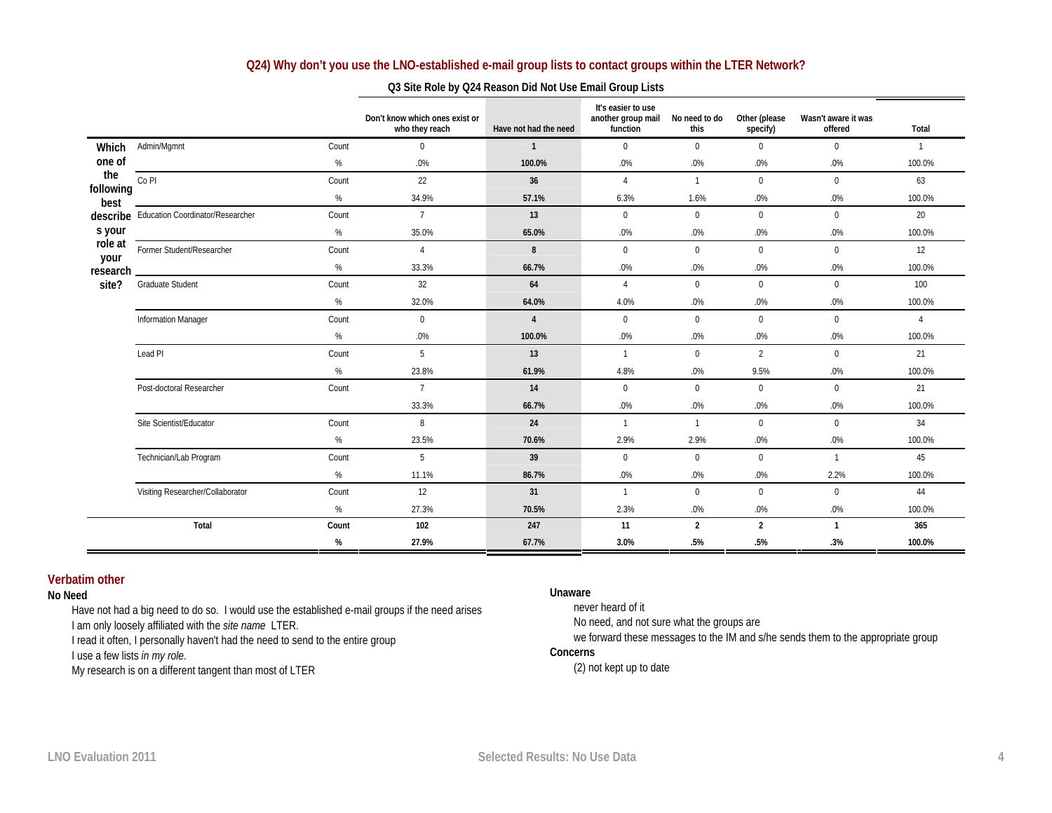## Q24) Why don't you use the LNO-established e-mail group lists to contact groups within the LTER Network?

**Q3 Site Role by Q24 Reason Did Not Use Email Group Lists**

| Which one of the following best describes your role at your research site? | | | Don't know which ones exist or who they reach | Have not had the need | It's easier to use another group mail function | No need to do this | Other (please specify) | Wasn't aware it was offered | Total |
|---|---|---|---|---|---|---|---|---|---|
| | Admin/Mgmnt | Count | 0 | **1** | 0 | 0 | 0 | 0 | 1 |
| | | % | .0% | **100.0%** | .0% | .0% | .0% | .0% | 100.0% |
| | Co PI | Count | 22 | **36** | 4 | 1 | 0 | 0 | 63 |
| | | % | 34.9% | **57.1%** | 6.3% | 1.6% | .0% | .0% | 100.0% |
| | Education Coordinator/Researcher | Count | 7 | **13** | 0 | 0 | 0 | 0 | 20 |
| | | % | 35.0% | **65.0%** | .0% | .0% | .0% | .0% | 100.0% |
| | Former Student/Researcher | Count | 4 | **8** | 0 | 0 | 0 | 0 | 12 |
| | | % | 33.3% | **66.7%** | .0% | .0% | .0% | .0% | 100.0% |
| | Graduate Student | Count | 32 | **64** | 4 | 0 | 0 | 0 | 100 |
| | | % | 32.0% | **64.0%** | 4.0% | .0% | .0% | .0% | 100.0% |
| | Information Manager | Count | 0 | **4** | 0 | 0 | 0 | 0 | 4 |
| | | % | .0% | **100.0%** | .0% | .0% | .0% | .0% | 100.0% |
| | Lead PI | Count | 5 | **13** | 1 | 0 | 2 | 0 | 21 |
| | | % | 23.8% | **61.9%** | 4.8% | .0% | 9.5% | .0% | 100.0% |
| | Post-doctoral Researcher | Count | 7 | **14** | 0 | 0 | 0 | 0 | 21 |
| | | | 33.3% | **66.7%** | .0% | .0% | .0% | .0% | 100.0% |
| | Site Scientist/Educator | Count | 8 | **24** | 1 | 1 | 0 | 0 | 34 |
| | | % | 23.5% | **70.6%** | 2.9% | 2.9% | .0% | .0% | 100.0% |
| | Technician/Lab Program | Count | 5 | **39** | 0 | 0 | 0 | 1 | 45 |
| | | % | 11.1% | **86.7%** | .0% | .0% | .0% | 2.2% | 100.0% |
| | Visiting Researcher/Collaborator | Count | 12 | **31** | 1 | 0 | 0 | 0 | 44 |
| | | % | 27.3% | **70.5%** | 2.3% | .0% | .0% | .0% | 100.0% |
| **Total** | | **Count** | **102** | **247** | **11** | **2** | **2** | **1** | **365** |
| | | **%** | **27.9%** | **67.7%** | **3.0%** | **.5%** | **.5%** | **.3%** | **100.0%** |

### Verbatim other

**No Need**

- Have not had a big need to do so. I would use the established e-mail groups if the need arises
- I am only loosely affiliated with the *site name* LTER.
- I read it often, I personally haven't had the need to send to the entire group
- I use a few lists *in my role*.
- My research is on a different tangent than most of LTER

**Unaware**

- never heard of it
- No need, and not sure what the groups are
- we forward these messages to the IM and s/he sends them to the appropriate group

**Concerns**

- (2) not kept up to date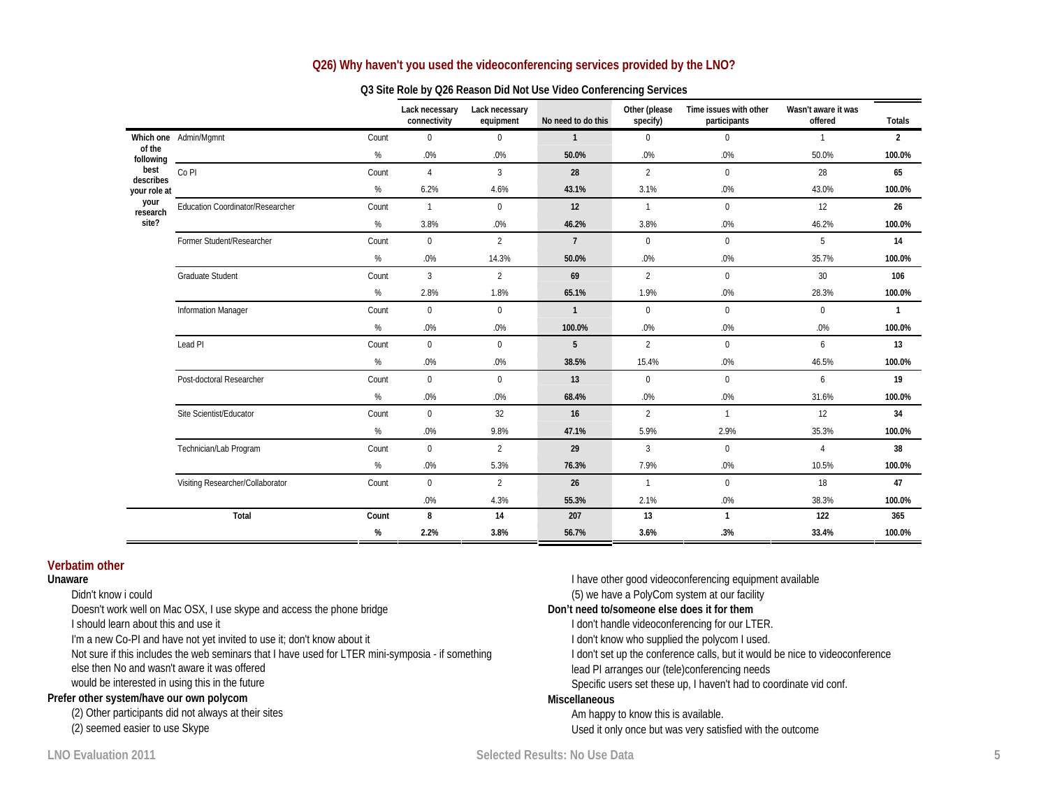## Q26) Why haven't you used the videoconferencing services provided by the LNO?

**Q3 Site Role by Q26 Reason Did Not Use Video Conferencing Services**

| | | | Lack necessary connectivity | Lack necessary equipment | No need to do this | Other (please specify) | Time issues with other participants | Wasn't aware it was offered | Totals |
|---|---|---|---|---|---|---|---|---|---|
| Which one of the following best describes your role at your research site? | Admin/Mgmnt | Count | 0 | 0 | **1** | 0 | 0 | 1 | **2** |
| | | % | .0% | .0% | **50.0%** | .0% | .0% | 50.0% | **100.0%** |
| | Co PI | Count | 4 | 3 | **28** | 2 | 0 | 28 | **65** |
| | | % | 6.2% | 4.6% | **43.1%** | 3.1% | .0% | 43.0% | **100.0%** |
| | Education Coordinator/Researcher | Count | 1 | 0 | **12** | 1 | 0 | 12 | **26** |
| | | % | 3.8% | .0% | **46.2%** | 3.8% | .0% | 46.2% | **100.0%** |
| | Former Student/Researcher | Count | 0 | 2 | **7** | 0 | 0 | 5 | **14** |
| | | % | .0% | 14.3% | **50.0%** | .0% | .0% | 35.7% | **100.0%** |
| | Graduate Student | Count | 3 | 2 | **69** | 2 | 0 | 30 | **106** |
| | | % | 2.8% | 1.8% | **65.1%** | 1.9% | .0% | 28.3% | **100.0%** |
| | Information Manager | Count | 0 | 0 | **1** | 0 | 0 | 0 | **1** |
| | | % | .0% | .0% | **100.0%** | .0% | .0% | .0% | **100.0%** |
| | Lead PI | Count | 0 | 0 | **5** | 2 | 0 | 6 | **13** |
| | | % | .0% | .0% | **38.5%** | 15.4% | .0% | 46.5% | **100.0%** |
| | Post-doctoral Researcher | Count | 0 | 0 | **13** | 0 | 0 | 6 | **19** |
| | | % | .0% | .0% | **68.4%** | .0% | .0% | 31.6% | **100.0%** |
| | Site Scientist/Educator | Count | 0 | 32 | **16** | 2 | 1 | 12 | **34** |
| | | % | .0% | 9.8% | **47.1%** | 5.9% | 2.9% | 35.3% | **100.0%** |
| | Technician/Lab Program | Count | 0 | 2 | **29** | 3 | 0 | 4 | **38** |
| | | % | .0% | 5.3% | **76.3%** | 7.9% | .0% | 10.5% | **100.0%** |
| | Visiting Researcher/Collaborator | Count | 0 | 2 | **26** | 1 | 0 | 18 | **47** |
| | | | .0% | 4.3% | **55.3%** | 2.1% | .0% | 38.3% | **100.0%** |
| **Total** | | **Count** | **8** | **14** | **207** | **13** | **1** | **122** | **365** |
| | | **%** | **2.2%** | **3.8%** | **56.7%** | **3.6%** | **.3%** | **33.4%** | **100.0%** |

### Verbatim other

**Unaware**

- Didn't know i could
- Doesn't work well on Mac OSX, I use skype and access the phone bridge
- I should learn about this and use it
- I'm a new Co-PI and have not yet invited to use it; don't know about it
- Not sure if this includes the web seminars that I have used for LTER mini-symposia - if something else then No and wasn't aware it was offered
- would be interested in using this in the future

**Prefer other system/have our own polycom**

- (2) Other participants did not always at their sites
- (2) seemed easier to use Skype
- I have other good videoconferencing equipment available
- (5) we have a PolyCom system at our facility

**Don't need to/someone else does it for them**

- I don't handle videoconferencing for our LTER.
- I don't know who supplied the polycom I used.
- I don't set up the conference calls, but it would be nice to videoconference
- lead PI arranges our (tele)conferencing needs
- Specific users set these up, I haven't had to coordinate vid conf.

**Miscellaneous**

- Am happy to know this is available.
- Used it only once but was very satisfied with the outcome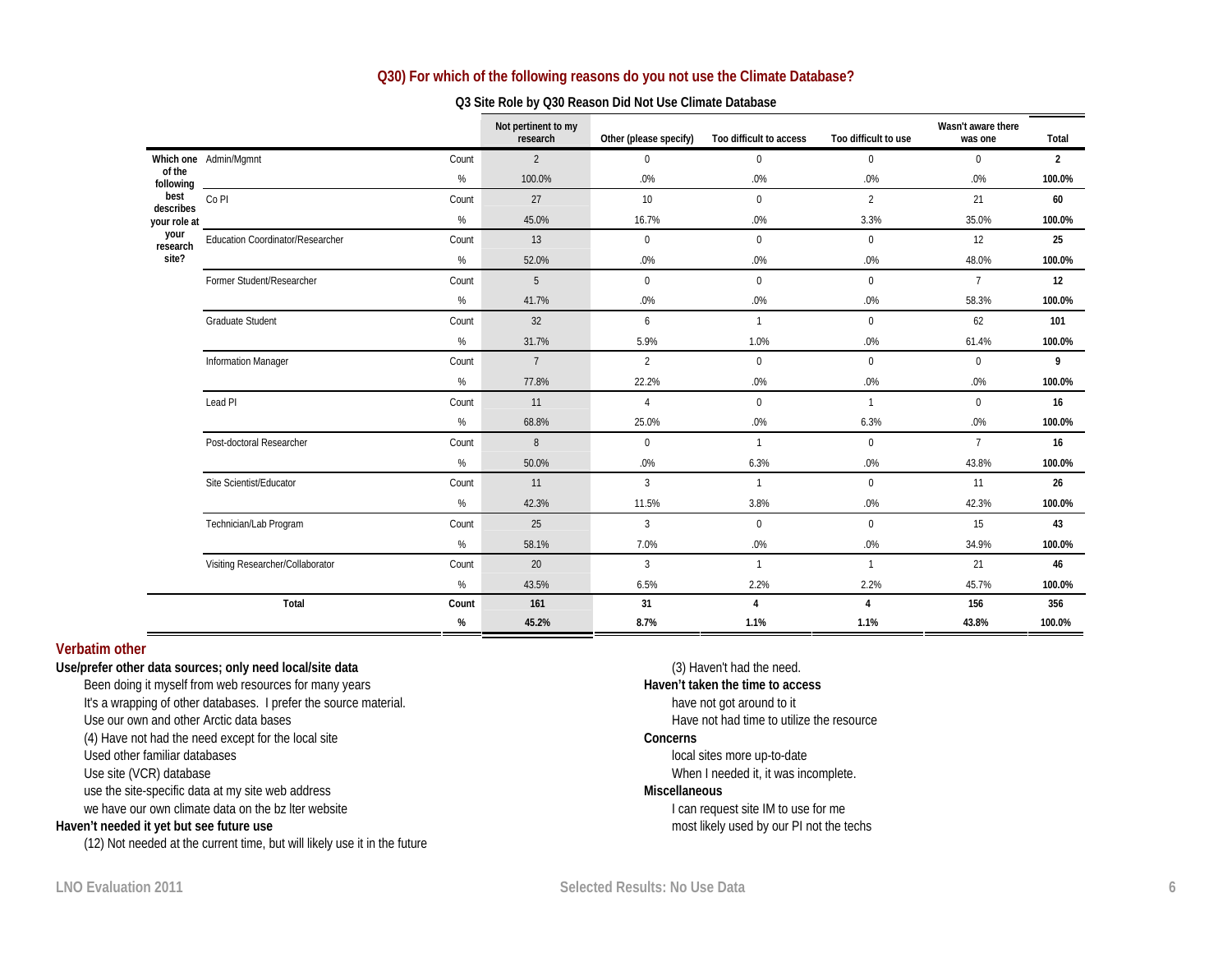## Q30) For which of the following reasons do you not use the Climate Database?

### Q3 Site Role by Q30 Reason Did Not Use Climate Database

| Which one of the following best describes your role at your research site? | | | Not pertinent to my research | Other (please specify) | Too difficult to access | Too difficult to use | Wasn't aware there was one | Total |
|---|---|---|---|---|---|---|---|---|
| | Admin/Mgmnt | Count | 2 | 0 | 0 | 0 | 0 | **2** |
| | | % | 100.0% | .0% | .0% | .0% | .0% | **100.0%** |
| | Co PI | Count | 27 | 10 | 0 | 2 | 21 | **60** |
| | | % | 45.0% | 16.7% | .0% | 3.3% | 35.0% | **100.0%** |
| | Education Coordinator/Researcher | Count | 13 | 0 | 0 | 0 | 12 | **25** |
| | | % | 52.0% | .0% | .0% | .0% | 48.0% | **100.0%** |
| | Former Student/Researcher | Count | 5 | 0 | 0 | 0 | 7 | **12** |
| | | % | 41.7% | .0% | .0% | .0% | 58.3% | **100.0%** |
| | Graduate Student | Count | 32 | 6 | 1 | 0 | 62 | **101** |
| | | % | 31.7% | 5.9% | 1.0% | .0% | 61.4% | **100.0%** |
| | Information Manager | Count | 7 | 2 | 0 | 0 | 0 | **9** |
| | | % | 77.8% | 22.2% | .0% | .0% | .0% | **100.0%** |
| | Lead PI | Count | 11 | 4 | 0 | 1 | 0 | **16** |
| | | % | 68.8% | 25.0% | .0% | 6.3% | .0% | **100.0%** |
| | Post-doctoral Researcher | Count | 8 | 0 | 1 | 0 | 7 | **16** |
| | | % | 50.0% | .0% | 6.3% | .0% | 43.8% | **100.0%** |
| | Site Scientist/Educator | Count | 11 | 3 | 1 | 0 | 11 | **26** |
| | | % | 42.3% | 11.5% | 3.8% | .0% | 42.3% | **100.0%** |
| | Technician/Lab Program | Count | 25 | 3 | 0 | 0 | 15 | **43** |
| | | % | 58.1% | 7.0% | .0% | .0% | 34.9% | **100.0%** |
| | Visiting Researcher/Collaborator | Count | 20 | 3 | 1 | 1 | 21 | **46** |
| | | % | 43.5% | 6.5% | 2.2% | 2.2% | 45.7% | **100.0%** |
| **Total** | | **Count** | **161** | **31** | **4** | **4** | **156** | **356** |
| | | **%** | **45.2%** | **8.7%** | **1.1%** | **1.1%** | **43.8%** | **100.0%** |

## Verbatim other

**Use/prefer other data sources; only need local/site data**

- Been doing it myself from web resources for many years
- It's a wrapping of other databases. I prefer the source material.
- Use our own and other Arctic data bases
- (4) Have not had the need except for the local site
- Used other familiar databases
- Use site (VCR) database
- use the site-specific data at my site web address
- we have our own climate data on the bz lter website

**Haven't needed it yet but see future use**

- (12) Not needed at the current time, but will likely use it in the future
- (3) Haven't had the need.

**Haven't taken the time to access**

- have not got around to it
- Have not had time to utilize the resource

**Concerns**

- local sites more up-to-date
- When I needed it, it was incomplete.

**Miscellaneous**

- I can request site IM to use for me
- most likely used by our PI not the techs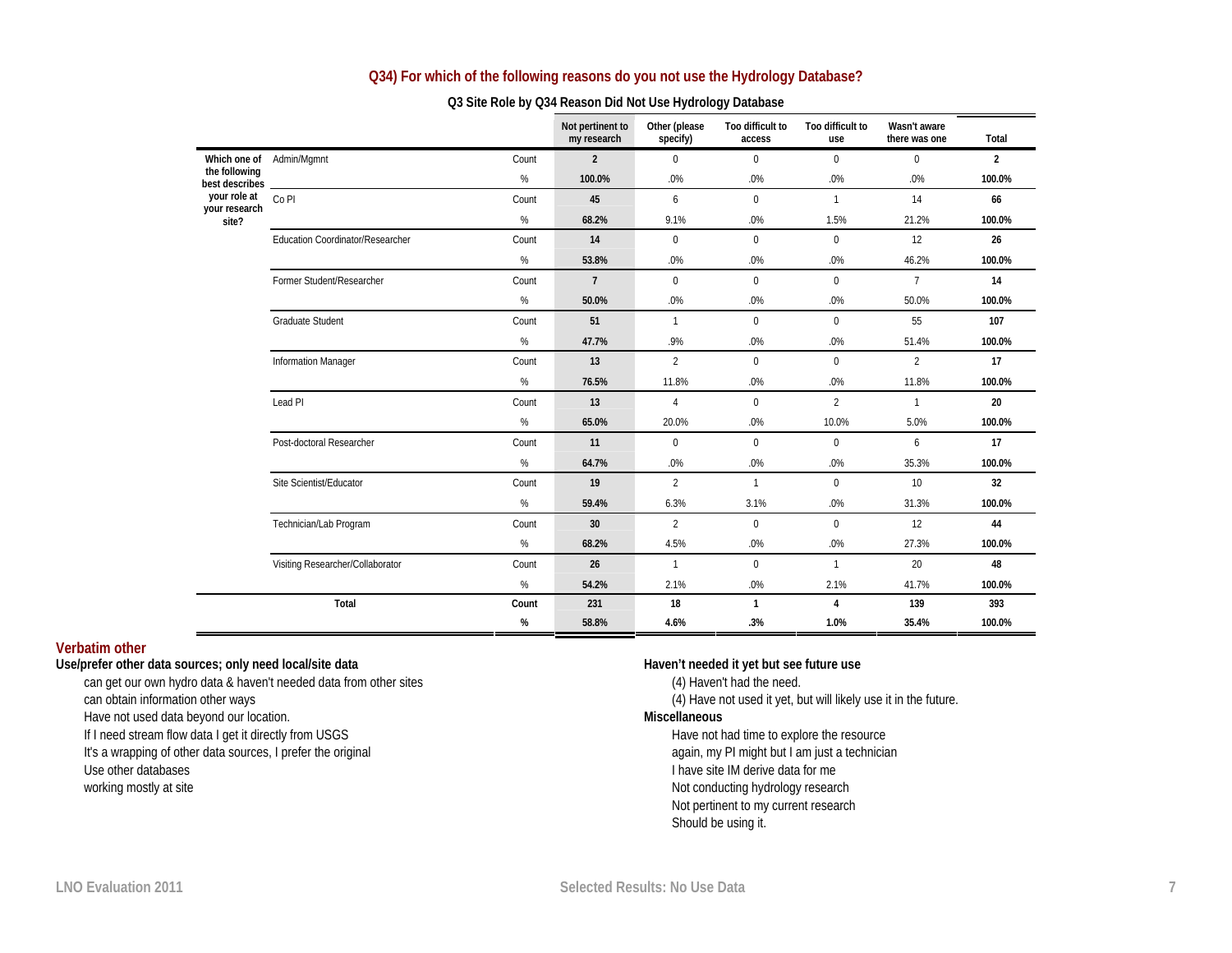## Q34) For which of the following reasons do you not use the Hydrology Database?

### Q3 Site Role by Q34 Reason Did Not Use Hydrology Database

| Which one of the following best describes your role at your research site? | | | Not pertinent to my research | Other (please specify) | Too difficult to access | Too difficult to use | Wasn't aware there was one | Total |
|---|---|---|---|---|---|---|---|---|
| | Admin/Mgmnt | Count | **2** | 0 | 0 | 0 | 0 | **2** |
| | | % | **100.0%** | .0% | .0% | .0% | .0% | **100.0%** |
| | Co PI | Count | **45** | 6 | 0 | 1 | 14 | **66** |
| | | % | **68.2%** | 9.1% | .0% | 1.5% | 21.2% | **100.0%** |
| | Education Coordinator/Researcher | Count | **14** | 0 | 0 | 0 | 12 | **26** |
| | | % | **53.8%** | .0% | .0% | .0% | 46.2% | **100.0%** |
| | Former Student/Researcher | Count | **7** | 0 | 0 | 0 | 7 | **14** |
| | | % | **50.0%** | .0% | .0% | .0% | 50.0% | **100.0%** |
| | Graduate Student | Count | **51** | 1 | 0 | 0 | 55 | **107** |
| | | % | **47.7%** | .9% | .0% | .0% | 51.4% | **100.0%** |
| | Information Manager | Count | **13** | 2 | 0 | 0 | 2 | **17** |
| | | % | **76.5%** | 11.8% | .0% | .0% | 11.8% | **100.0%** |
| | Lead PI | Count | **13** | 4 | 0 | 2 | 1 | **20** |
| | | % | **65.0%** | 20.0% | .0% | 10.0% | 5.0% | **100.0%** |
| | Post-doctoral Researcher | Count | **11** | 0 | 0 | 0 | 6 | **17** |
| | | % | **64.7%** | .0% | .0% | .0% | 35.3% | **100.0%** |
| | Site Scientist/Educator | Count | **19** | 2 | 1 | 0 | 10 | **32** |
| | | % | **59.4%** | 6.3% | 3.1% | .0% | 31.3% | **100.0%** |
| | Technician/Lab Program | Count | **30** | 2 | 0 | 0 | 12 | **44** |
| | | % | **68.2%** | 4.5% | .0% | .0% | 27.3% | **100.0%** |
| | Visiting Researcher/Collaborator | Count | **26** | 1 | 0 | 1 | 20 | **48** |
| | | % | **54.2%** | 2.1% | .0% | 2.1% | 41.7% | **100.0%** |
| **Total** | | **Count** | **231** | **18** | **1** | **4** | **139** | **393** |
| | | **%** | **58.8%** | **4.6%** | **.3%** | **1.0%** | **35.4%** | **100.0%** |

## Verbatim other

**Use/prefer other data sources; only need local/site data**

- can get our own hydro data & haven't needed data from other sites
- can obtain information other ways
- Have not used data beyond our location.
- If I need stream flow data I get it directly from USGS
- It's a wrapping of other data sources, I prefer the original
- Use other databases
- working mostly at site

**Haven't needed it yet but see future use**

- (4) Haven't had the need.
- (4) Have not used it yet, but will likely use it in the future.

**Miscellaneous**

- Have not had time to explore the resource
- again, my PI might but I am just a technician
- I have site IM derive data for me
- Not conducting hydrology research
- Not pertinent to my current research
- Should be using it.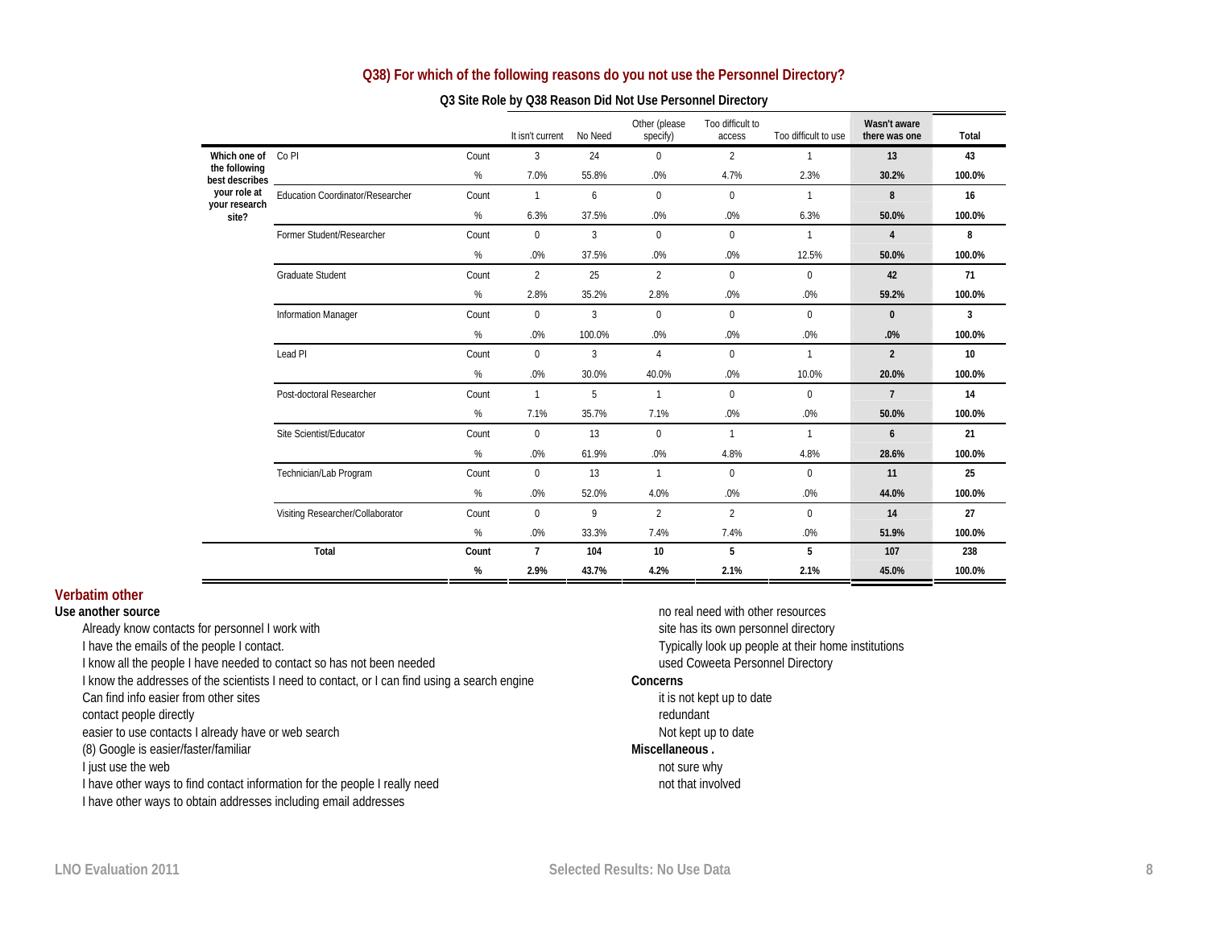## Q38) For which of the following reasons do you not use the Personnel Directory?

### Q3 Site Role by Q38 Reason Did Not Use Personnel Directory

| | | | It isn't current | No Need | Other (please specify) | Too difficult to access | Too difficult to use | Wasn't aware there was one | Total |
|---|---|---|---|---|---|---|---|---|---|
| Which one of the following best describes your role at your research site? | Co PI | Count | 3 | 24 | 0 | 2 | 1 | **13** | **43** |
| | | % | 7.0% | 55.8% | .0% | 4.7% | 2.3% | **30.2%** | **100.0%** |
| | Education Coordinator/Researcher | Count | 1 | 6 | 0 | 0 | 1 | **8** | **16** |
| | | % | 6.3% | 37.5% | .0% | .0% | 6.3% | **50.0%** | **100.0%** |
| | Former Student/Researcher | Count | 0 | 3 | 0 | 0 | 1 | **4** | **8** |
| | | % | .0% | 37.5% | .0% | .0% | 12.5% | **50.0%** | **100.0%** |
| | Graduate Student | Count | 2 | 25 | 2 | 0 | 0 | **42** | **71** |
| | | % | 2.8% | 35.2% | 2.8% | .0% | .0% | **59.2%** | **100.0%** |
| | Information Manager | Count | 0 | 3 | 0 | 0 | 0 | **0** | **3** |
| | | % | .0% | 100.0% | .0% | .0% | .0% | **.0%** | **100.0%** |
| | Lead PI | Count | 0 | 3 | 4 | 0 | 1 | **2** | **10** |
| | | % | .0% | 30.0% | 40.0% | .0% | 10.0% | **20.0%** | **100.0%** |
| | Post-doctoral Researcher | Count | 1 | 5 | 1 | 0 | 0 | **7** | **14** |
| | | % | 7.1% | 35.7% | 7.1% | .0% | .0% | **50.0%** | **100.0%** |
| | Site Scientist/Educator | Count | 0 | 13 | 0 | 1 | 1 | **6** | **21** |
| | | % | .0% | 61.9% | .0% | 4.8% | 4.8% | **28.6%** | **100.0%** |
| | Technician/Lab Program | Count | 0 | 13 | 1 | 0 | 0 | **11** | **25** |
| | | % | .0% | 52.0% | 4.0% | .0% | .0% | **44.0%** | **100.0%** |
| | Visiting Researcher/Collaborator | Count | 0 | 9 | 2 | 2 | 0 | **14** | **27** |
| | | % | .0% | 33.3% | 7.4% | 7.4% | .0% | **51.9%** | **100.0%** |
| **Total** | | **Count** | **7** | **104** | **10** | **5** | **5** | **107** | **238** |
| | | **%** | **2.9%** | **43.7%** | **4.2%** | **2.1%** | **2.1%** | **45.0%** | **100.0%** |

## Verbatim other

**Use another source**

- Already know contacts for personnel I work with
- I have the emails of the people I contact.
- I know all the people I have needed to contact so has not been needed
- I know the addresses of the scientists I need to contact, or I can find using a search engine
- Can find info easier from other sites
- contact people directly
- easier to use contacts I already have or web search
- (8) Google is easier/faster/familiar
- I just use the web
- I have other ways to find contact information for the people I really need
- I have other ways to obtain addresses including email addresses
- no real need with other resources
- site has its own personnel directory
- Typically look up people at their home institutions
- used Coweeta Personnel Directory

**Concerns**

- it is not kept up to date
- redundant
- Not kept up to date

**Miscellaneous .**

- not sure why
- not that involved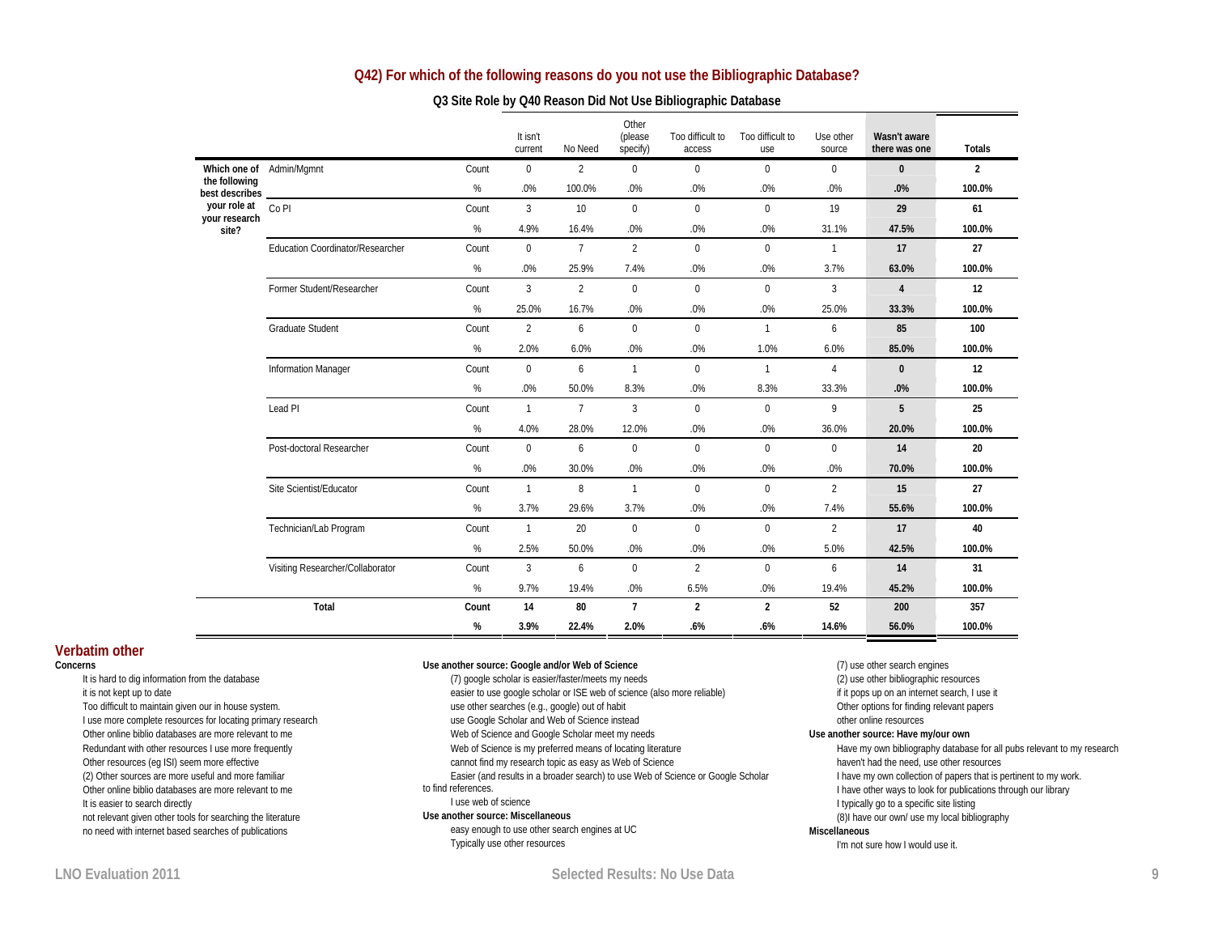## Q42) For which of the following reasons do you not use the Bibliographic Database?

### Q3 Site Role by Q40 Reason Did Not Use Bibliographic Database

| Which one of the following best describes your role at your research site? | | | It isn't current | No Need | Other (please specify) | Too difficult to access | Too difficult to use | Use other source | Wasn't aware there was one | Totals |
|---|---|---|---|---|---|---|---|---|---|---|
| | Admin/Mgmnt | Count | 0 | 2 | 0 | 0 | 0 | 0 | **0** | **2** |
| | | % | .0% | 100.0% | .0% | .0% | .0% | .0% | **.0%** | **100.0%** |
| | Co PI | Count | 3 | 10 | 0 | 0 | 0 | 19 | **29** | **61** |
| | | % | 4.9% | 16.4% | .0% | .0% | .0% | 31.1% | **47.5%** | **100.0%** |
| | Education Coordinator/Researcher | Count | 0 | 7 | 2 | 0 | 0 | 1 | **17** | **27** |
| | | % | .0% | 25.9% | 7.4% | .0% | .0% | 3.7% | **63.0%** | **100.0%** |
| | Former Student/Researcher | Count | 3 | 2 | 0 | 0 | 0 | 3 | **4** | **12** |
| | | % | 25.0% | 16.7% | .0% | .0% | .0% | 25.0% | **33.3%** | **100.0%** |
| | Graduate Student | Count | 2 | 6 | 0 | 0 | 1 | 6 | **85** | **100** |
| | | % | 2.0% | 6.0% | .0% | .0% | 1.0% | 6.0% | **85.0%** | **100.0%** |
| | Information Manager | Count | 0 | 6 | 1 | 0 | 1 | 4 | **0** | **12** |
| | | % | .0% | 50.0% | 8.3% | .0% | 8.3% | 33.3% | **.0%** | **100.0%** |
| | Lead PI | Count | 1 | 7 | 3 | 0 | 0 | 9 | **5** | **25** |
| | | % | 4.0% | 28.0% | 12.0% | .0% | .0% | 36.0% | **20.0%** | **100.0%** |
| | Post-doctoral Researcher | Count | 0 | 6 | 0 | 0 | 0 | 0 | **14** | **20** |
| | | % | .0% | 30.0% | .0% | .0% | .0% | .0% | **70.0%** | **100.0%** |
| | Site Scientist/Educator | Count | 1 | 8 | 1 | 0 | 0 | 2 | **15** | **27** |
| | | % | 3.7% | 29.6% | 3.7% | .0% | .0% | 7.4% | **55.6%** | **100.0%** |
| | Technician/Lab Program | Count | 1 | 20 | 0 | 0 | 0 | 2 | **17** | **40** |
| | | % | 2.5% | 50.0% | .0% | .0% | .0% | 5.0% | **42.5%** | **100.0%** |
| | Visiting Researcher/Collaborator | Count | 3 | 6 | 0 | 2 | 0 | 6 | **14** | **31** |
| | | % | 9.7% | 19.4% | .0% | 6.5% | .0% | 19.4% | **45.2%** | **100.0%** |
| **Total** | | **Count** | **14** | **80** | **7** | **2** | **2** | **52** | **200** | **357** |
| | | **%** | **3.9%** | **22.4%** | **2.0%** | **.6%** | **.6%** | **14.6%** | **56.0%** | **100.0%** |

## Verbatim other

**Concerns**

- It is hard to dig information from the database
- it is not kept up to date
- Too difficult to maintain given our in house system.
- I use more complete resources for locating primary research
- Other online biblio databases are more relevant to me
- Redundant with other resources I use more frequently
- Other resources (eg ISI) seem more effective
- (2) Other sources are more useful and more familiar
- Other online biblio databases are more relevant to me
- It is easier to search directly
- not relevant given other tools for searching the literature
- no need with internet based searches of publications

**Use another source: Google and/or Web of Science**

- (7) google scholar is easier/faster/meets my needs
- easier to use google scholar or ISE web of science (also more reliable)
- use other searches (e.g., google) out of habit
- use Google Scholar and Web of Science instead
- Web of Science and Google Scholar meet my needs
- Web of Science is my preferred means of locating literature
- cannot find my research topic as easy as Web of Science
- Easier (and results in a broader search) to use Web of Science or Google Scholar to find references.
- I use web of science

**Use another source: Miscellaneous**

- easy enough to use other search engines at UC
- Typically use other resources
- (7) use other search engines
- (2) use other bibliographic resources
- if it pops up on an internet search, I use it
- Other options for finding relevant papers
- other online resources

**Use another source: Have my/our own**

- Have my own bibliography database for all pubs relevant to my research
- haven't had the need, use other resources
- I have my own collection of papers that is pertinent to my work.
- I have other ways to look for publications through our library
- I typically go to a specific site listing
- (8)I have our own/ use my local bibliography

**Miscellaneous**

- I'm not sure how I would use it.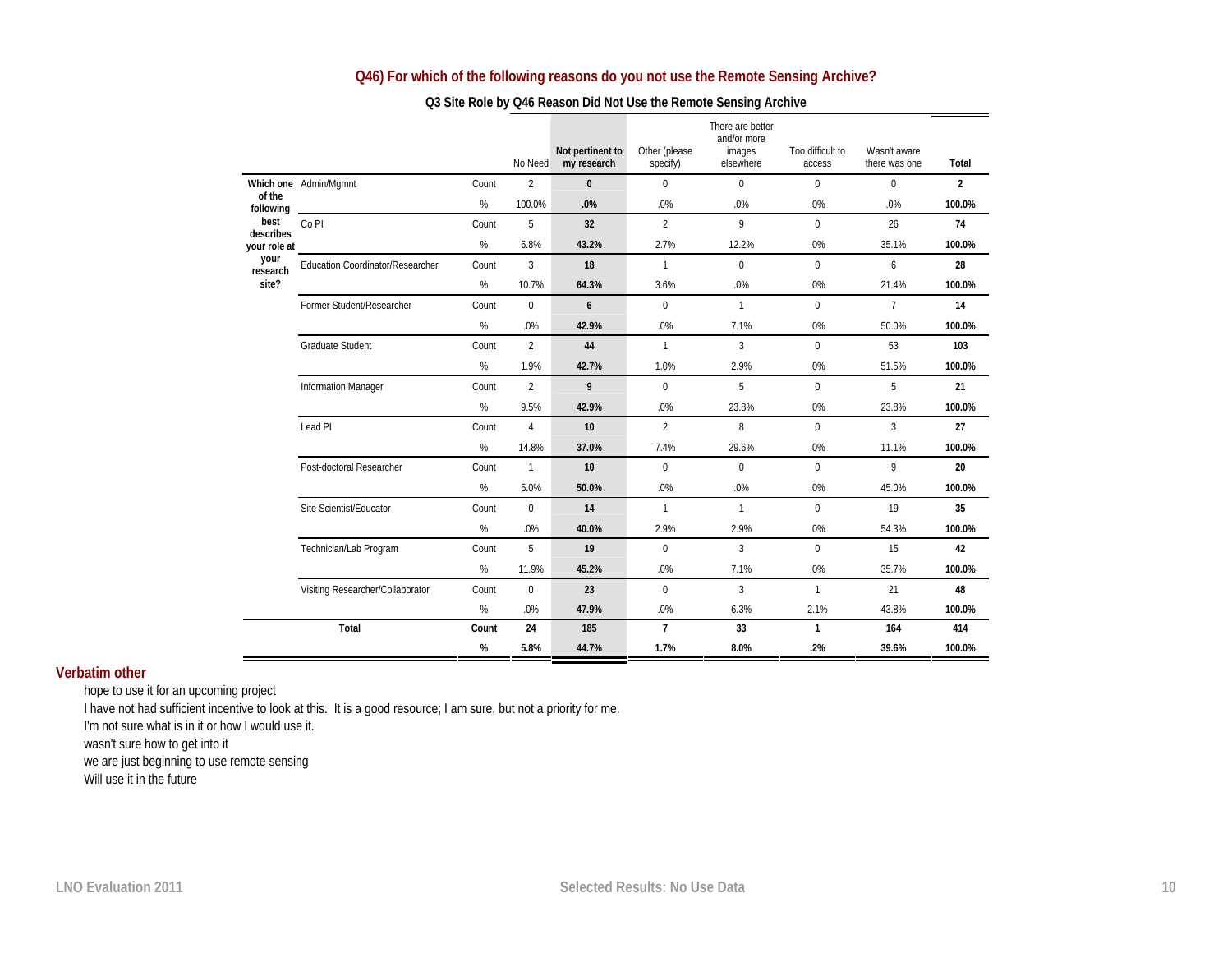## Q46) For which of the following reasons do you not use the Remote Sensing Archive?

**Q3 Site Role by Q46 Reason Did Not Use the Remote Sensing Archive**

| | | | No Need | Not pertinent to my research | Other (please specify) | There are better and/or more images elsewhere | Too difficult to access | Wasn't aware there was one | Total |
|---|---|---|---|---|---|---|---|---|---|
| Which one of the following best describes your role at your research site? | Admin/Mgmnt | Count | 2 | **0** | 0 | 0 | 0 | 0 | **2** |
| | | % | 100.0% | **.0%** | .0% | .0% | .0% | .0% | **100.0%** |
| | Co PI | Count | 5 | **32** | 2 | 9 | 0 | 26 | **74** |
| | | % | 6.8% | **43.2%** | 2.7% | 12.2% | .0% | 35.1% | **100.0%** |
| | Education Coordinator/Researcher | Count | 3 | **18** | 1 | 0 | 0 | 6 | **28** |
| | | % | 10.7% | **64.3%** | 3.6% | .0% | .0% | 21.4% | **100.0%** |
| | Former Student/Researcher | Count | 0 | **6** | 0 | 1 | 0 | 7 | **14** |
| | | % | .0% | **42.9%** | .0% | 7.1% | .0% | 50.0% | **100.0%** |
| | Graduate Student | Count | 2 | **44** | 1 | 3 | 0 | 53 | **103** |
| | | % | 1.9% | **42.7%** | 1.0% | 2.9% | .0% | 51.5% | **100.0%** |
| | Information Manager | Count | 2 | **9** | 0 | 5 | 0 | 5 | **21** |
| | | % | 9.5% | **42.9%** | .0% | 23.8% | .0% | 23.8% | **100.0%** |
| | Lead PI | Count | 4 | **10** | 2 | 8 | 0 | 3 | **27** |
| | | % | 14.8% | **37.0%** | 7.4% | 29.6% | .0% | 11.1% | **100.0%** |
| | Post-doctoral Researcher | Count | 1 | **10** | 0 | 0 | 0 | 9 | **20** |
| | | % | 5.0% | **50.0%** | .0% | .0% | .0% | 45.0% | **100.0%** |
| | Site Scientist/Educator | Count | 0 | **14** | 1 | 1 | 0 | 19 | **35** |
| | | % | .0% | **40.0%** | 2.9% | 2.9% | .0% | 54.3% | **100.0%** |
| | Technician/Lab Program | Count | 5 | **19** | 0 | 3 | 0 | 15 | **42** |
| | | % | 11.9% | **45.2%** | .0% | 7.1% | .0% | 35.7% | **100.0%** |
| | Visiting Researcher/Collaborator | Count | 0 | **23** | 0 | 3 | 1 | 21 | **48** |
| | | % | .0% | **47.9%** | .0% | 6.3% | 2.1% | 43.8% | **100.0%** |
| **Total** | | **Count** | **24** | **185** | **7** | **33** | **1** | **164** | **414** |
| | | **%** | **5.8%** | **44.7%** | **1.7%** | **8.0%** | **.2%** | **39.6%** | **100.0%** |

### Verbatim other

hope to use it for an upcoming project

I have not had sufficient incentive to look at this. It is a good resource; I am sure, but not a priority for me.

I'm not sure what is in it or how I would use it.

wasn't sure how to get into it

we are just beginning to use remote sensing

Will use it in the future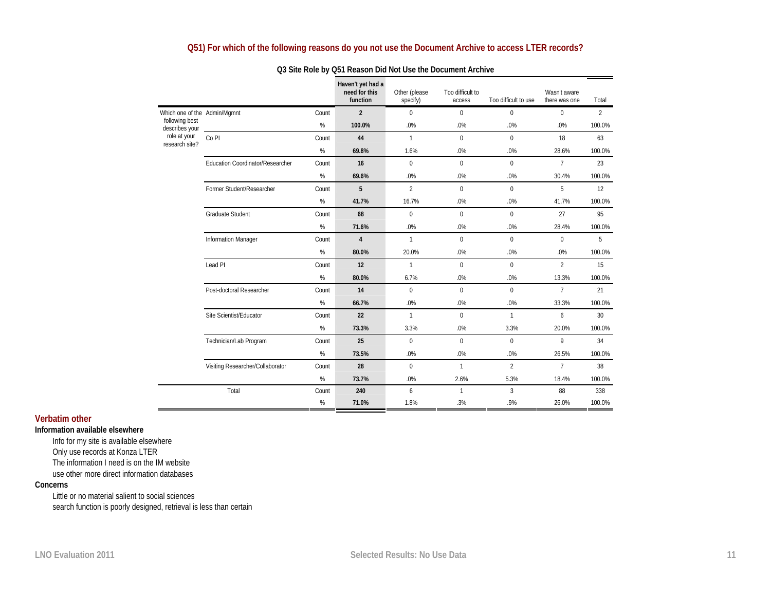### Q51) For which of the following reasons do you not use the Document Archive to access LTER records?

**Q3 Site Role by Q51 Reason Did Not Use the Document Archive**

| | | | Haven't yet had a need for this function | Other (please specify) | Too difficult to access | Too difficult to use | Wasn't aware there was one | Total |
|---|---|---|---|---|---|---|---|---|
| Which one of the following best describes your role at your research site? | Admin/Mgmnt | Count | **2** | 0 | 0 | 0 | 0 | 2 |
| | | % | **100.0%** | .0% | .0% | .0% | .0% | 100.0% |
| | Co PI | Count | **44** | 1 | 0 | 0 | 18 | 63 |
| | | % | **69.8%** | 1.6% | .0% | .0% | 28.6% | 100.0% |
| | Education Coordinator/Researcher | Count | **16** | 0 | 0 | 0 | 7 | 23 |
| | | % | **69.6%** | .0% | .0% | .0% | 30.4% | 100.0% |
| | Former Student/Researcher | Count | **5** | 2 | 0 | 0 | 5 | 12 |
| | | % | **41.7%** | 16.7% | .0% | .0% | 41.7% | 100.0% |
| | Graduate Student | Count | **68** | 0 | 0 | 0 | 27 | 95 |
| | | % | **71.6%** | .0% | .0% | .0% | 28.4% | 100.0% |
| | Information Manager | Count | **4** | 1 | 0 | 0 | 0 | 5 |
| | | % | **80.0%** | 20.0% | .0% | .0% | .0% | 100.0% |
| | Lead PI | Count | **12** | 1 | 0 | 0 | 2 | 15 |
| | | % | **80.0%** | 6.7% | .0% | .0% | 13.3% | 100.0% |
| | Post-doctoral Researcher | Count | **14** | 0 | 0 | 0 | 7 | 21 |
| | | % | **66.7%** | .0% | .0% | .0% | 33.3% | 100.0% |
| | Site Scientist/Educator | Count | **22** | 1 | 0 | 1 | 6 | 30 |
| | | % | **73.3%** | 3.3% | .0% | 3.3% | 20.0% | 100.0% |
| | Technician/Lab Program | Count | **25** | 0 | 0 | 0 | 9 | 34 |
| | | % | **73.5%** | .0% | .0% | .0% | 26.5% | 100.0% |
| | Visiting Researcher/Collaborator | Count | **28** | 0 | 1 | 2 | 7 | 38 |
| | | % | **73.7%** | .0% | 2.6% | 5.3% | 18.4% | 100.0% |
| Total | | Count | **240** | 6 | 1 | 3 | 88 | 338 |
| | | % | **71.0%** | 1.8% | .3% | .9% | 26.0% | 100.0% |

### Verbatim other

**Information available elsewhere**

- Info for my site is available elsewhere
- Only use records at Konza LTER
- The information I need is on the IM website
- use other more direct information databases

**Concerns**

- Little or no material salient to social sciences
- search function is poorly designed, retrieval is less than certain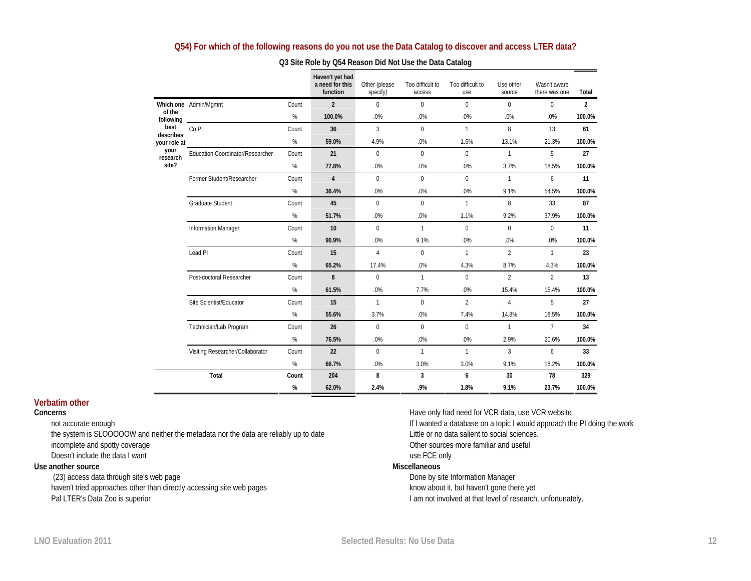## Q54) For which of the following reasons do you not use the Data Catalog to discover and access LTER data?

**Q3 Site Role by Q54 Reason Did Not Use the Data Catalog**

| | | | Haven't yet had a need for this function | Other (please specify) | Too difficult to access | Too difficult to use | Use other source | Wasn't aware there was one | Total |
|---|---|---|---|---|---|---|---|---|---|
| Which one of the following best describes your role at your research site? | Admin/Mgmnt | Count | 2 | 0 | 0 | 0 | 0 | 0 | 2 |
| | | % | 100.0% | .0% | .0% | .0% | .0% | .0% | 100.0% |
| | Co PI | Count | 36 | 3 | 0 | 1 | 8 | 13 | 61 |
| | | % | 59.0% | 4.9% | .0% | 1.6% | 13.1% | 21.3% | 100.0% |
| | Education Coordinator/Researcher | Count | 21 | 0 | 0 | 0 | 1 | 5 | 27 |
| | | % | 77.8% | .0% | .0% | .0% | 3.7% | 18.5% | 100.0% |
| | Former Student/Researcher | Count | 4 | 0 | 0 | 0 | 1 | 6 | 11 |
| | | % | 36.4% | .0% | .0% | .0% | 9.1% | 54.5% | 100.0% |
| | Graduate Student | Count | 45 | 0 | 0 | 1 | 8 | 33 | 87 |
| | | % | 51.7% | .0% | .0% | 1.1% | 9.2% | 37.9% | 100.0% |
| | Information Manager | Count | 10 | 0 | 1 | 0 | 0 | 0 | 11 |
| | | % | 90.9% | .0% | 9.1% | .0% | .0% | .0% | 100.0% |
| | Lead PI | Count | 15 | 4 | 0 | 1 | 2 | 1 | 23 |
| | | % | 65.2% | 17.4% | .0% | 4.3% | 8.7% | 4.3% | 100.0% |
| | Post-doctoral Researcher | Count | 8 | 0 | 1 | 0 | 2 | 2 | 13 |
| | | % | 61.5% | .0% | 7.7% | .0% | 15.4% | 15.4% | 100.0% |
| | Site Scientist/Educator | Count | 15 | 1 | 0 | 2 | 4 | 5 | 27 |
| | | % | 55.6% | 3.7% | .0% | 7.4% | 14.8% | 18.5% | 100.0% |
| | Technician/Lab Program | Count | 26 | 0 | 0 | 0 | 1 | 7 | 34 |
| | | % | 76.5% | .0% | .0% | .0% | 2.9% | 20.6% | 100.0% |
| | Visiting Researcher/Collaborator | Count | 22 | 0 | 1 | 1 | 3 | 6 | 33 |
| | | % | 66.7% | .0% | 3.0% | 3.0% | 9.1% | 18.2% | 100.0% |
| Total | | Count | 204 | 8 | 3 | 6 | 30 | 78 | 329 |
| | | % | 62.0% | 2.4% | .9% | 1.8% | 9.1% | 23.7% | 100.0% |

### Verbatim other

**Concerns**

- not accurate enough
- the system is SLOOOOOW and neither the metadata nor the data are reliably up to date
- incomplete and spotty coverage
- Doesn't include the data I want

**Use another source**

- (23) access data through site's web page
- haven't tried approaches other than directly accessing site web pages
- Pal LTER's Data Zoo is superior
- Have only had need for VCR data, use VCR website
- If I wanted a database on a topic I would approach the PI doing the work
- Little or no data salient to social sciences.
- Other sources more familiar and useful
- use FCE only

**Miscellaneous**

- Done by site Information Manager
- know about it, but haven't gone there yet
- I am not involved at that level of research, unfortunately.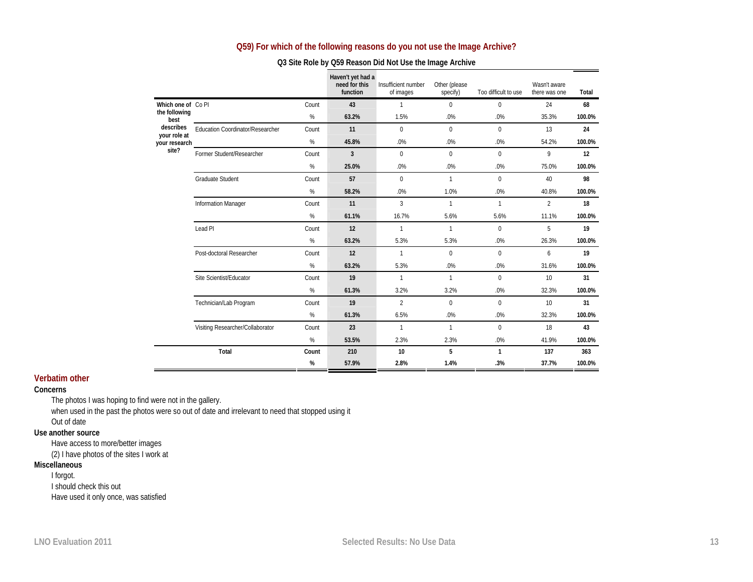## Q59) For which of the following reasons do you not use the Image Archive?

### Q3 Site Role by Q59 Reason Did Not Use the Image Archive

| | | | Haven't yet had a need for this function | Insufficient number of images | Other (please specify) | Too difficult to use | Wasn't aware there was one | Total |
|---|---|---|---|---|---|---|---|---|
| Which one of the following best describes your role at your research site? | Co PI | Count | 43 | 1 | 0 | 0 | 24 | 68 |
| | | % | 63.2% | 1.5% | .0% | .0% | 35.3% | 100.0% |
| | Education Coordinator/Researcher | Count | 11 | 0 | 0 | 0 | 13 | 24 |
| | | % | 45.8% | .0% | .0% | .0% | 54.2% | 100.0% |
| | Former Student/Researcher | Count | 3 | 0 | 0 | 0 | 9 | 12 |
| | | % | 25.0% | .0% | .0% | .0% | 75.0% | 100.0% |
| | Graduate Student | Count | 57 | 0 | 1 | 0 | 40 | 98 |
| | | % | 58.2% | .0% | 1.0% | .0% | 40.8% | 100.0% |
| | Information Manager | Count | 11 | 3 | 1 | 1 | 2 | 18 |
| | | % | 61.1% | 16.7% | 5.6% | 5.6% | 11.1% | 100.0% |
| | Lead PI | Count | 12 | 1 | 1 | 0 | 5 | 19 |
| | | % | 63.2% | 5.3% | 5.3% | .0% | 26.3% | 100.0% |
| | Post-doctoral Researcher | Count | 12 | 1 | 0 | 0 | 6 | 19 |
| | | % | 63.2% | 5.3% | .0% | .0% | 31.6% | 100.0% |
| | Site Scientist/Educator | Count | 19 | 1 | 1 | 0 | 10 | 31 |
| | | % | 61.3% | 3.2% | 3.2% | .0% | 32.3% | 100.0% |
| | Technician/Lab Program | Count | 19 | 2 | 0 | 0 | 10 | 31 |
| | | % | 61.3% | 6.5% | .0% | .0% | 32.3% | 100.0% |
| | Visiting Researcher/Collaborator | Count | 23 | 1 | 1 | 0 | 18 | 43 |
| | | % | 53.5% | 2.3% | 2.3% | .0% | 41.9% | 100.0% |
| Total | | Count | 210 | 10 | 5 | 1 | 137 | 363 |
| | | % | 57.9% | 2.8% | 1.4% | .3% | 37.7% | 100.0% |

## Verbatim other

**Concerns**

The photos I was hoping to find were not in the gallery.

when used in the past the photos were so out of date and irrelevant to need that stopped using it

Out of date

**Use another source**

Have access to more/better images

(2) I have photos of the sites I work at

**Miscellaneous**

I forgot.

I should check this out

Have used it only once, was satisfied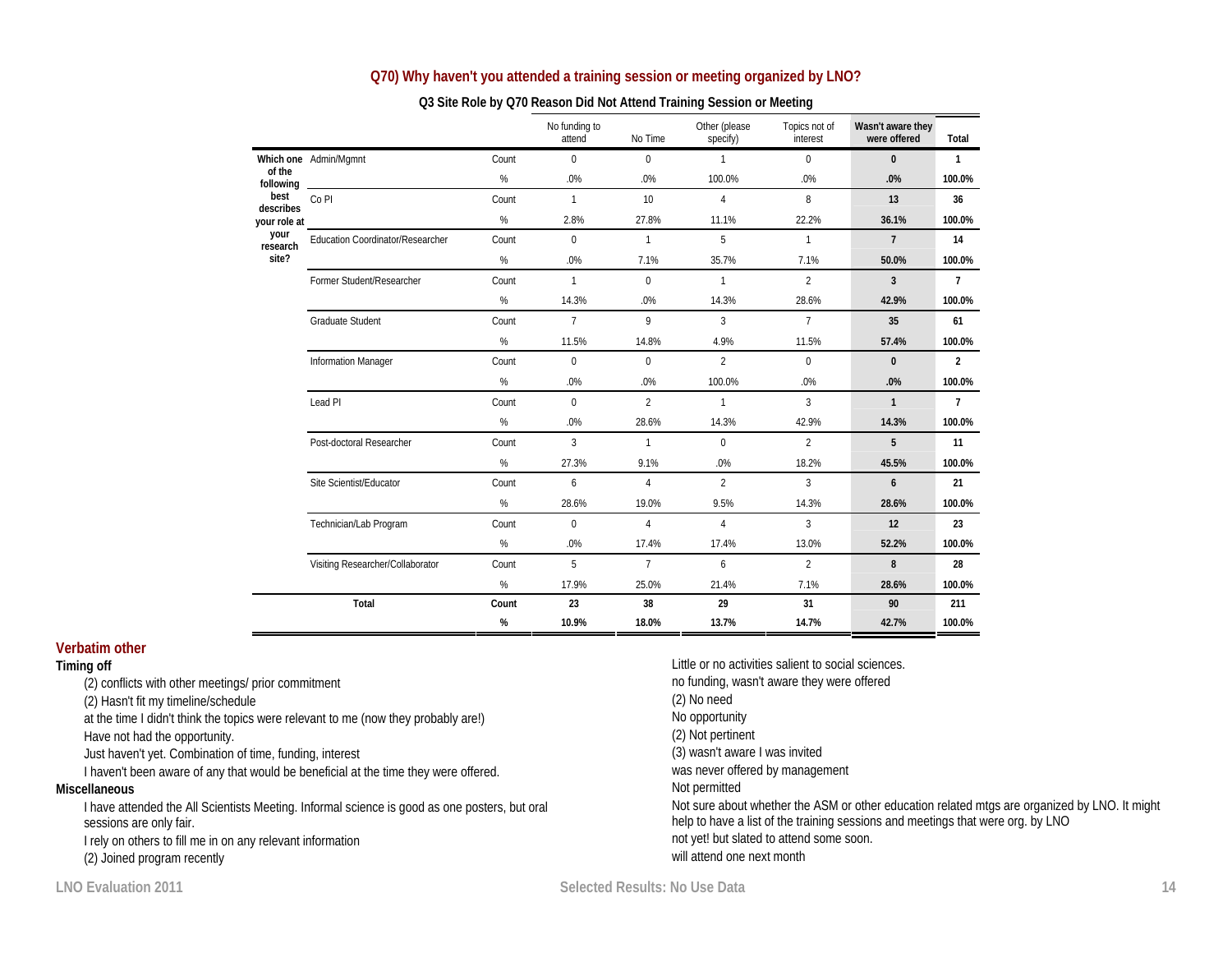## Q70) Why haven't you attended a training session or meeting organized by LNO?

**Q3 Site Role by Q70 Reason Did Not Attend Training Session or Meeting**

| | | | No funding to attend | No Time | Other (please specify) | Topics not of interest | Wasn't aware they were offered | Total |
|---|---|---|---|---|---|---|---|---|
| Which one of the following best describes your role at your research site? | Admin/Mgmnt | Count | 0 | 0 | 1 | 0 | **0** | **1** |
| | | % | .0% | .0% | 100.0% | .0% | **.0%** | **100.0%** |
| | Co PI | Count | 1 | 10 | 4 | 8 | **13** | **36** |
| | | % | 2.8% | 27.8% | 11.1% | 22.2% | **36.1%** | **100.0%** |
| | Education Coordinator/Researcher | Count | 0 | 1 | 5 | 1 | **7** | **14** |
| | | % | .0% | 7.1% | 35.7% | 7.1% | **50.0%** | **100.0%** |
| | Former Student/Researcher | Count | 1 | 0 | 1 | 2 | **3** | **7** |
| | | % | 14.3% | .0% | 14.3% | 28.6% | **42.9%** | **100.0%** |
| | Graduate Student | Count | 7 | 9 | 3 | 7 | **35** | **61** |
| | | % | 11.5% | 14.8% | 4.9% | 11.5% | **57.4%** | **100.0%** |
| | Information Manager | Count | 0 | 0 | 2 | 0 | **0** | **2** |
| | | % | .0% | .0% | 100.0% | .0% | **.0%** | **100.0%** |
| | Lead PI | Count | 0 | 2 | 1 | 3 | **1** | **7** |
| | | % | .0% | 28.6% | 14.3% | 42.9% | **14.3%** | **100.0%** |
| | Post-doctoral Researcher | Count | 3 | 1 | 0 | 2 | **5** | **11** |
| | | % | 27.3% | 9.1% | .0% | 18.2% | **45.5%** | **100.0%** |
| | Site Scientist/Educator | Count | 6 | 4 | 2 | 3 | **6** | **21** |
| | | % | 28.6% | 19.0% | 9.5% | 14.3% | **28.6%** | **100.0%** |
| | Technician/Lab Program | Count | 0 | 4 | 4 | 3 | **12** | **23** |
| | | % | .0% | 17.4% | 17.4% | 13.0% | **52.2%** | **100.0%** |
| | Visiting Researcher/Collaborator | Count | 5 | 7 | 6 | 2 | **8** | **28** |
| | | % | 17.9% | 25.0% | 21.4% | 7.1% | **28.6%** | **100.0%** |
| **Total** | | **Count** | **23** | **38** | **29** | **31** | **90** | **211** |
| | | **%** | **10.9%** | **18.0%** | **13.7%** | **14.7%** | **42.7%** | **100.0%** |

## Verbatim other

**Timing off**

- (2) conflicts with other meetings/ prior commitment
- (2) Hasn't fit my timeline/schedule
- at the time I didn't think the topics were relevant to me (now they probably are!)
- Have not had the opportunity.
- Just haven't yet. Combination of time, funding, interest
- I haven't been aware of any that would be beneficial at the time they were offered.

**Miscellaneous**

- I have attended the All Scientists Meeting. Informal science is good as one posters, but oral sessions are only fair.
- I rely on others to fill me in on any relevant information
- (2) Joined program recently
- Little or no activities salient to social sciences.
- no funding, wasn't aware they were offered
- (2) No need
- No opportunity
- (2) Not pertinent
- (3) wasn't aware I was invited
- was never offered by management
- Not permitted
- Not sure about whether the ASM or other education related mtgs are organized by LNO. It might help to have a list of the training sessions and meetings that were org. by LNO
- not yet! but slated to attend some soon.
- will attend one next month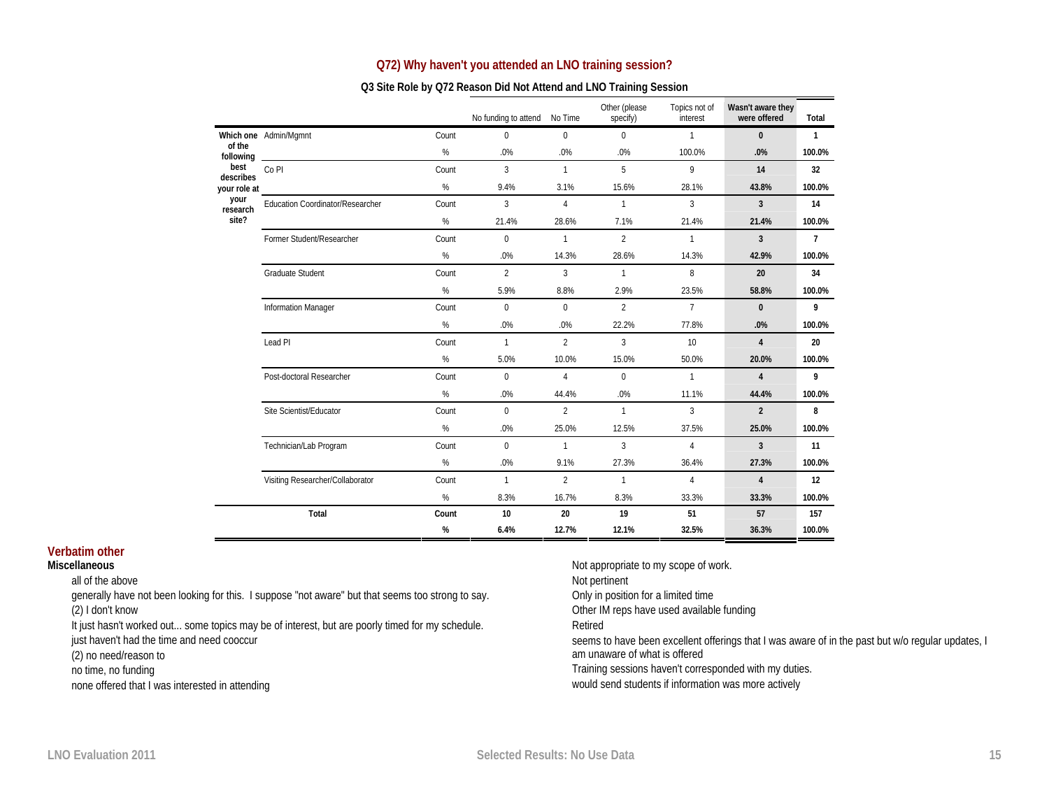## Q72) Why haven't you attended an LNO training session?

### Q3 Site Role by Q72 Reason Did Not Attend and LNO Training Session

| Which one of the following best describes your role at your research site? | | | No funding to attend | No Time | Other (please specify) | Topics not of interest | Wasn't aware they were offered | Total |
|---|---|---|---|---|---|---|---|---|
| | Admin/Mgmnt | Count | 0 | 0 | 0 | 1 | **0** | **1** |
| | | % | .0% | .0% | .0% | 100.0% | **.0%** | **100.0%** |
| | Co PI | Count | 3 | 1 | 5 | 9 | **14** | **32** |
| | | % | 9.4% | 3.1% | 15.6% | 28.1% | **43.8%** | **100.0%** |
| | Education Coordinator/Researcher | Count | 3 | 4 | 1 | 3 | **3** | **14** |
| | | % | 21.4% | 28.6% | 7.1% | 21.4% | **21.4%** | **100.0%** |
| | Former Student/Researcher | Count | 0 | 1 | 2 | 1 | **3** | **7** |
| | | % | .0% | 14.3% | 28.6% | 14.3% | **42.9%** | **100.0%** |
| | Graduate Student | Count | 2 | 3 | 1 | 8 | **20** | **34** |
| | | % | 5.9% | 8.8% | 2.9% | 23.5% | **58.8%** | **100.0%** |
| | Information Manager | Count | 0 | 0 | 2 | 7 | **0** | **9** |
| | | % | .0% | .0% | 22.2% | 77.8% | **.0%** | **100.0%** |
| | Lead PI | Count | 1 | 2 | 3 | 10 | **4** | **20** |
| | | % | 5.0% | 10.0% | 15.0% | 50.0% | **20.0%** | **100.0%** |
| | Post-doctoral Researcher | Count | 0 | 4 | 0 | 1 | **4** | **9** |
| | | % | .0% | 44.4% | .0% | 11.1% | **44.4%** | **100.0%** |
| | Site Scientist/Educator | Count | 0 | 2 | 1 | 3 | **2** | **8** |
| | | % | .0% | 25.0% | 12.5% | 37.5% | **25.0%** | **100.0%** |
| | Technician/Lab Program | Count | 0 | 1 | 3 | 4 | **3** | **11** |
| | | % | .0% | 9.1% | 27.3% | 36.4% | **27.3%** | **100.0%** |
| | Visiting Researcher/Collaborator | Count | 1 | 2 | 1 | 4 | **4** | **12** |
| | | % | 8.3% | 16.7% | 8.3% | 33.3% | **33.3%** | **100.0%** |
| **Total** | | **Count** | **10** | **20** | **19** | **51** | **57** | **157** |
| | | **%** | **6.4%** | **12.7%** | **12.1%** | **32.5%** | **36.3%** | **100.0%** |

## Verbatim other

**Miscellaneous**

- all of the above
- generally have not been looking for this. I suppose "not aware" but that seems too strong to say.
- (2) I don't know
- It just hasn't worked out... some topics may be of interest, but are poorly timed for my schedule.
- just haven't had the time and need cooccur
- (2) no need/reason to
- no time, no funding
- none offered that I was interested in attending
- Not appropriate to my scope of work.
- Not pertinent
- Only in position for a limited time
- Other IM reps have used available funding
- Retired
- seems to have been excellent offerings that I was aware of in the past but w/o regular updates, I am unaware of what is offered
- Training sessions haven't corresponded with my duties.
- would send students if information was more actively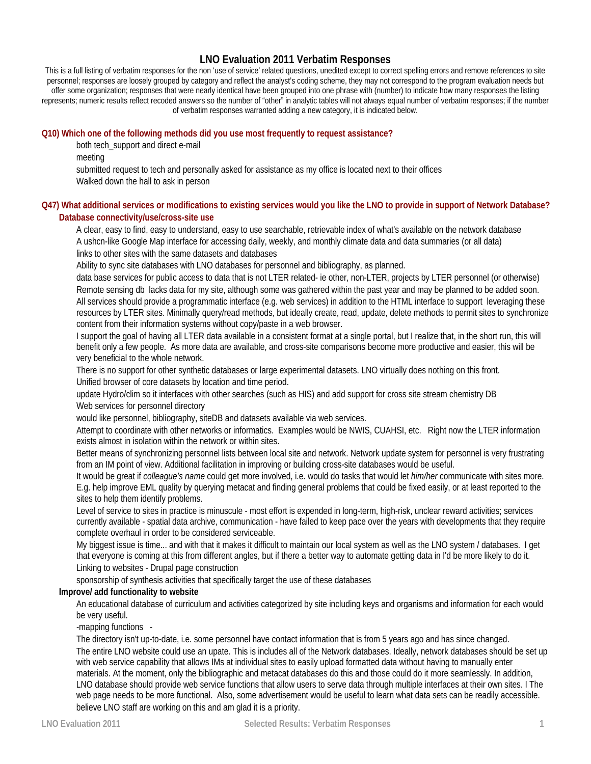# LNO Evaluation 2011 Verbatim Responses

This is a full listing of verbatim responses for the non 'use of service' related questions, unedited except to correct spelling errors and remove references to site personnel; responses are loosely grouped by category and reflect the analyst's coding scheme, they may not correspond to the program evaluation needs but offer some organization; responses that were nearly identical have been grouped into one phrase with (number) to indicate how many responses the listing represents; numeric results reflect recoded answers so the number of "other" in analytic tables will not always equal number of verbatim responses; if the number of verbatim responses warranted adding a new category, it is indicated below.

## Q10) Which one of the following methods did you use most frequently to request assistance?

both tech_support and direct e-mail

meeting

submitted request to tech and personally asked for assistance as my office is located next to their offices

Walked down the hall to ask in person

## Q47) What additional services or modifications to existing services would you like the LNO to provide in support of Network Database?

### Database connectivity/use/cross-site use

A clear, easy to find, easy to understand, easy to use searchable, retrievable index of what's available on the network database

A ushcn-like Google Map interface for accessing daily, weekly, and monthly climate data and data summaries (or all data)

links to other sites with the same datasets and databases

Ability to sync site databases with LNO databases for personnel and bibliography, as planned.

data base services for public access to data that is not LTER related- ie other, non-LTER, projects by LTER personnel (or otherwise)

Remote sensing db lacks data for my site, although some was gathered within the past year and may be planned to be added soon.

All services should provide a programmatic interface (e.g. web services) in addition to the HTML interface to support leveraging these resources by LTER sites. Minimally query/read methods, but ideally create, read, update, delete methods to permit sites to synchronize content from their information systems without copy/paste in a web browser.

I support the goal of having all LTER data available in a consistent format at a single portal, but I realize that, in the short run, this will benefit only a few people. As more data are available, and cross-site comparisons become more productive and easier, this will be very beneficial to the whole network.

There is no support for other synthetic databases or large experimental datasets. LNO virtually does nothing on this front.

Unified browser of core datasets by location and time period.

update Hydro/clim so it interfaces with other searches (such as HIS) and add support for cross site stream chemistry DB

Web services for personnel directory

would like personnel, bibliography, siteDB and datasets available via web services.

Attempt to coordinate with other networks or informatics. Examples would be NWIS, CUAHSI, etc. Right now the LTER information exists almost in isolation within the network or within sites.

Better means of synchronizing personnel lists between local site and network. Network update system for personnel is very frustrating from an IM point of view. Additional facilitation in improving or building cross-site databases would be useful.

It would be great if *colleague's name* could get more involved, i.e. would do tasks that would let *him/her* communicate with sites more. E.g. help improve EML quality by querying metacat and finding general problems that could be fixed easily, or at least reported to the sites to help them identify problems.

Level of service to sites in practice is minuscule - most effort is expended in long-term, high-risk, unclear reward activities; services currently available - spatial data archive, communication - have failed to keep pace over the years with developments that they require complete overhaul in order to be considered serviceable.

My biggest issue is time... and with that it makes it difficult to maintain our local system as well as the LNO system / databases. I get that everyone is coming at this from different angles, but if there a better way to automate getting data in I'd be more likely to do it.

Linking to websites - Drupal page construction

sponsorship of synthesis activities that specifically target the use of these databases

### Improve/ add functionality to website

An educational database of curriculum and activities categorized by site including keys and organisms and information for each would be very useful.

-mapping functions -

The directory isn't up-to-date, i.e. some personnel have contact information that is from 5 years ago and has since changed.

The entire LNO website could use an upate. This is includes all of the Network databases. Ideally, network databases should be set up with web service capability that allows IMs at individual sites to easily upload formatted data without having to manually enter materials. At the moment, only the bibliographic and metacat databases do this and those could do it more seamlessly. In addition, LNO database should provide web service functions that allow users to serve data through multiple interfaces at their own sites. I The web page needs to be more functional. Also, some advertisement would be useful to learn what data sets can be readily accessible. believe LNO staff are working on this and am glad it is a priority.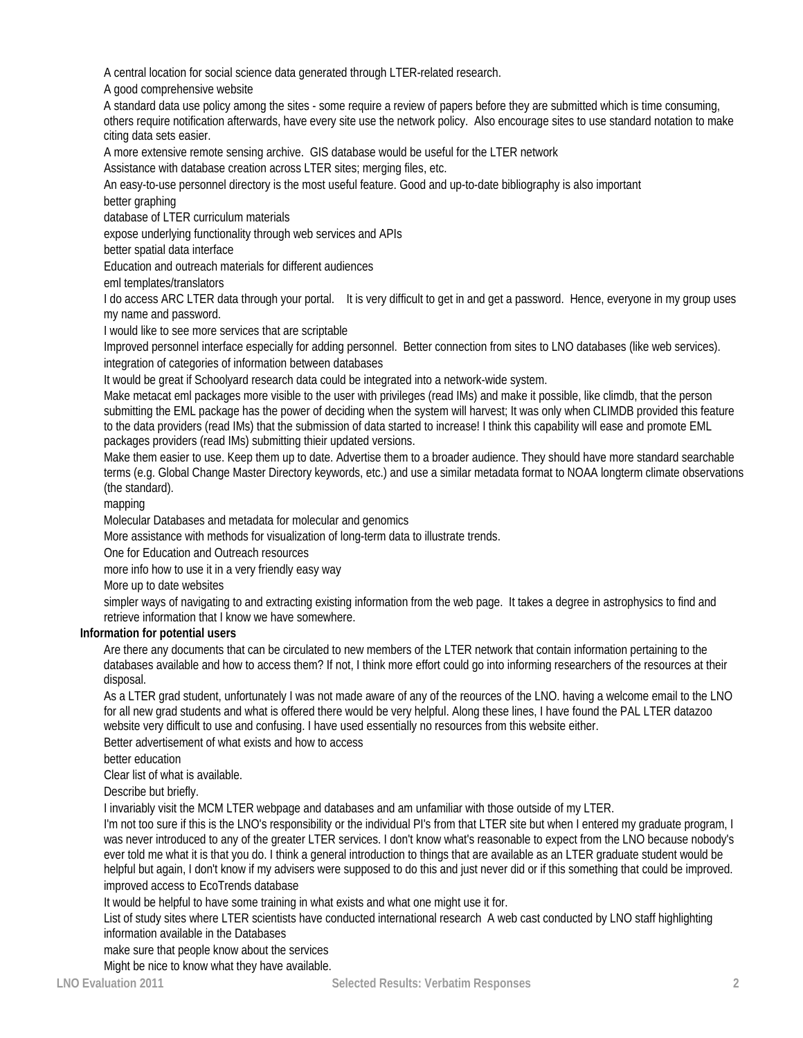A central location for social science data generated through LTER-related research.

A good comprehensive website

A standard data use policy among the sites - some require a review of papers before they are submitted which is time consuming, others require notification afterwards, have every site use the network policy.  Also encourage sites to use standard notation to make citing data sets easier.

A more extensive remote sensing archive.  GIS database would be useful for the LTER network

Assistance with database creation across LTER sites; merging files, etc.

An easy-to-use personnel directory is the most useful feature. Good and up-to-date bibliography is also important

better graphing

database of LTER curriculum materials

expose underlying functionality through web services and APIs

better spatial data interface

Education and outreach materials for different audiences

eml templates/translators

I do access ARC LTER data through your portal.    It is very difficult to get in and get a password.  Hence, everyone in my group uses my name and password.

I would like to see more services that are scriptable

Improved personnel interface especially for adding personnel.  Better connection from sites to LNO databases (like web services).

integration of categories of information between databases

It would be great if Schoolyard research data could be integrated into a network-wide system.

Make metacat eml packages more visible to the user with privileges (read IMs) and make it possible, like climdb, that the person submitting the EML package has the power of deciding when the system will harvest; It was only when CLIMDB provided this feature to the data providers (read IMs) that the submission of data started to increase! I think this capability will ease and promote EML packages providers (read IMs) submitting thieir updated versions.

Make them easier to use. Keep them up to date. Advertise them to a broader audience. They should have more standard searchable terms (e.g. Global Change Master Directory keywords, etc.) and use a similar metadata format to NOAA longterm climate observations (the standard).

mapping

Molecular Databases and metadata for molecular and genomics

More assistance with methods for visualization of long-term data to illustrate trends.

One for Education and Outreach resources

more info how to use it in a very friendly easy way

More up to date websites

simpler ways of navigating to and extracting existing information from the web page.  It takes a degree in astrophysics to find and retrieve information that I know we have somewhere.

**Information for potential users**

Are there any documents that can be circulated to new members of the LTER network that contain information pertaining to the databases available and how to access them? If not, I think more effort could go into informing researchers of the resources at their disposal.

As a LTER grad student, unfortunately I was not made aware of any of the reources of the LNO. having a welcome email to the LNO for all new grad students and what is offered there would be very helpful. Along these lines, I have found the PAL LTER datazoo website very difficult to use and confusing. I have used essentially no resources from this website either.

Better advertisement of what exists and how to access

better education

Clear list of what is available.

Describe but briefly.

I invariably visit the MCM LTER webpage and databases and am unfamiliar with those outside of my LTER.

I'm not too sure if this is the LNO's responsibility or the individual PI's from that LTER site but when I entered my graduate program, I was never introduced to any of the greater LTER services. I don't know what's reasonable to expect from the LNO because nobody's ever told me what it is that you do. I think a general introduction to things that are available as an LTER graduate student would be helpful but again, I don't know if my advisers were supposed to do this and just never did or if this something that could be improved.

improved access to EcoTrends database

It would be helpful to have some training in what exists and what one might use it for.

List of study sites where LTER scientists have conducted international research  A web cast conducted by LNO staff highlighting information available in the Databases

make sure that people know about the services

Might be nice to know what they have available.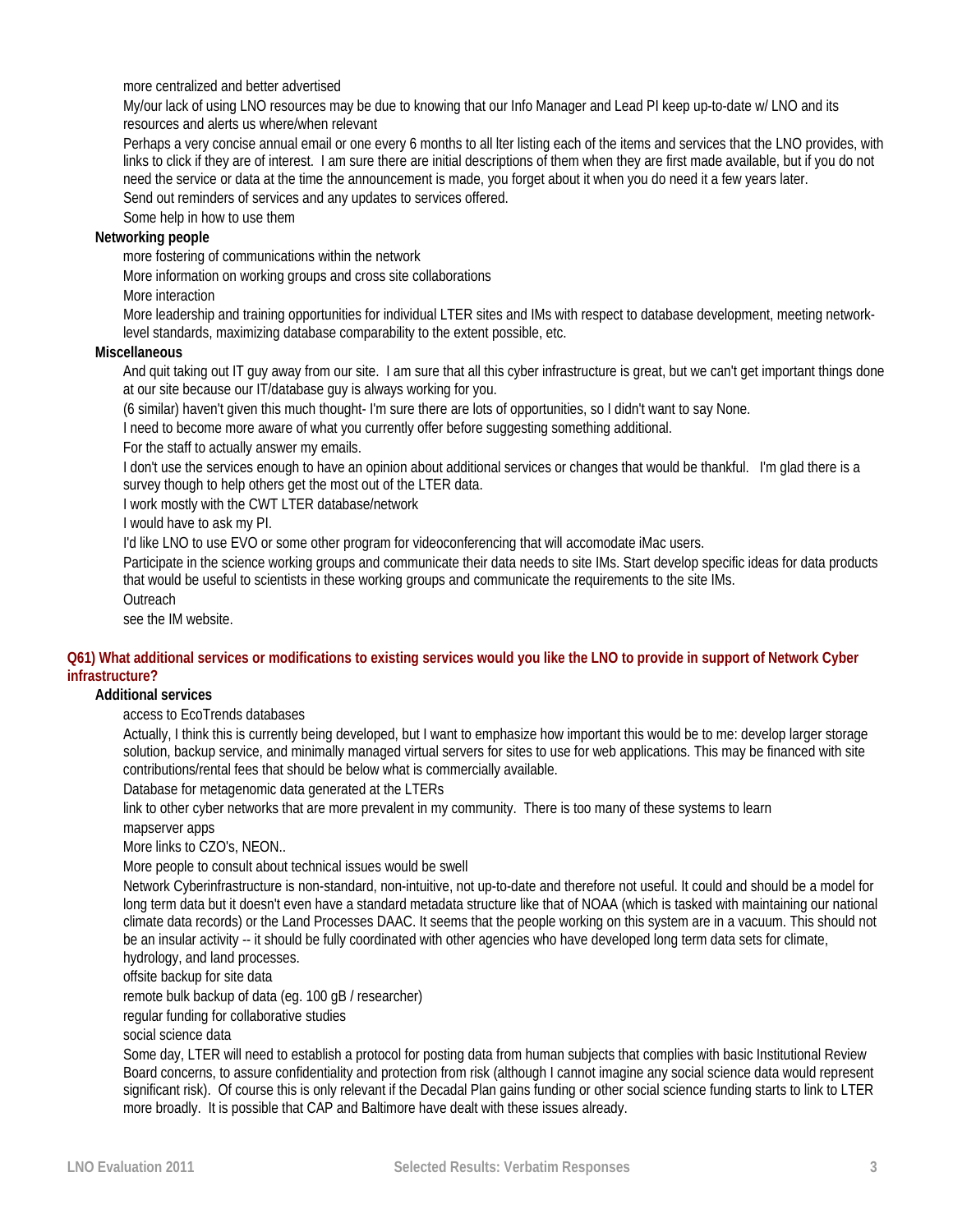more centralized and better advertised

My/our lack of using LNO resources may be due to knowing that our Info Manager and Lead PI keep up-to-date w/ LNO and its resources and alerts us where/when relevant

Perhaps a very concise annual email or one every 6 months to all lter listing each of the items and services that the LNO provides, with links to click if they are of interest. I am sure there are initial descriptions of them when they are first made available, but if you do not need the service or data at the time the announcement is made, you forget about it when you do need it a few years later.

Send out reminders of services and any updates to services offered.

Some help in how to use them

**Networking people**

more fostering of communications within the network

More information on working groups and cross site collaborations

More interaction

More leadership and training opportunities for individual LTER sites and IMs with respect to database development, meeting network-level standards, maximizing database comparability to the extent possible, etc.

**Miscellaneous**

And quit taking out IT guy away from our site. I am sure that all this cyber infrastructure is great, but we can't get important things done at our site because our IT/database guy is always working for you.

(6 similar) haven't given this much thought- I'm sure there are lots of opportunities, so I didn't want to say None.

I need to become more aware of what you currently offer before suggesting something additional.

For the staff to actually answer my emails.

I don't use the services enough to have an opinion about additional services or changes that would be thankful. I'm glad there is a survey though to help others get the most out of the LTER data.

I work mostly with the CWT LTER database/network

I would have to ask my PI.

I'd like LNO to use EVO or some other program for videoconferencing that will accomodate iMac users.

Participate in the science working groups and communicate their data needs to site IMs. Start develop specific ideas for data products that would be useful to scientists in these working groups and communicate the requirements to the site IMs.

Outreach

see the IM website.

## Q61) What additional services or modifications to existing services would you like the LNO to provide in support of Network Cyber infrastructure?

**Additional services**

access to EcoTrends databases

Actually, I think this is currently being developed, but I want to emphasize how important this would be to me: develop larger storage solution, backup service, and minimally managed virtual servers for sites to use for web applications. This may be financed with site contributions/rental fees that should be below what is commercially available.

Database for metagenomic data generated at the LTERs

link to other cyber networks that are more prevalent in my community. There is too many of these systems to learn

mapserver apps

More links to CZO's, NEON..

More people to consult about technical issues would be swell

Network Cyberinfrastructure is non-standard, non-intuitive, not up-to-date and therefore not useful. It could and should be a model for long term data but it doesn't even have a standard metadata structure like that of NOAA (which is tasked with maintaining our national climate data records) or the Land Processes DAAC. It seems that the people working on this system are in a vacuum. This should not be an insular activity -- it should be fully coordinated with other agencies who have developed long term data sets for climate, hydrology, and land processes.

offsite backup for site data

remote bulk backup of data (eg. 100 gB / researcher)

regular funding for collaborative studies

social science data

Some day, LTER will need to establish a protocol for posting data from human subjects that complies with basic Institutional Review Board concerns, to assure confidentiality and protection from risk (although I cannot imagine any social science data would represent significant risk). Of course this is only relevant if the Decadal Plan gains funding or other social science funding starts to link to LTER more broadly. It is possible that CAP and Baltimore have dealt with these issues already.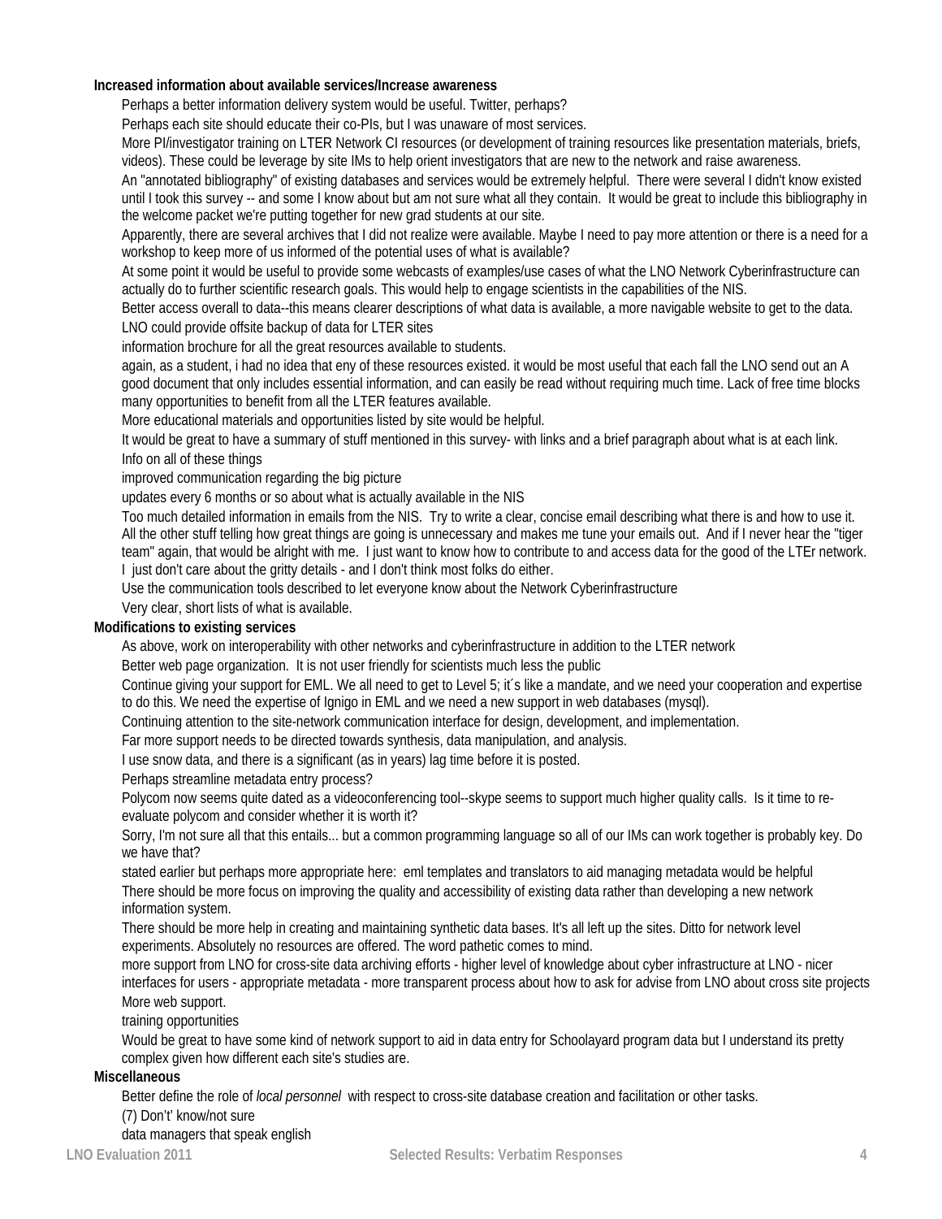**Increased information about available services/Increase awareness**

Perhaps a better information delivery system would be useful. Twitter, perhaps?

Perhaps each site should educate their co-PIs, but I was unaware of most services.

More PI/investigator training on LTER Network CI resources (or development of training resources like presentation materials, briefs, videos). These could be leverage by site IMs to help orient investigators that are new to the network and raise awareness.

An "annotated bibliography" of existing databases and services would be extremely helpful. There were several I didn't know existed until I took this survey -- and some I know about but am not sure what all they contain. It would be great to include this bibliography in the welcome packet we're putting together for new grad students at our site.

Apparently, there are several archives that I did not realize were available. Maybe I need to pay more attention or there is a need for a workshop to keep more of us informed of the potential uses of what is available?

At some point it would be useful to provide some webcasts of examples/use cases of what the LNO Network Cyberinfrastructure can actually do to further scientific research goals. This would help to engage scientists in the capabilities of the NIS.

Better access overall to data--this means clearer descriptions of what data is available, a more navigable website to get to the data.

LNO could provide offsite backup of data for LTER sites

information brochure for all the great resources available to students.

again, as a student, i had no idea that eny of these resources existed. it would be most useful that each fall the LNO send out an A good document that only includes essential information, and can easily be read without requiring much time. Lack of free time blocks many opportunities to benefit from all the LTER features available.

More educational materials and opportunities listed by site would be helpful.

It would be great to have a summary of stuff mentioned in this survey- with links and a brief paragraph about what is at each link.

Info on all of these things

improved communication regarding the big picture

updates every 6 months or so about what is actually available in the NIS

Too much detailed information in emails from the NIS. Try to write a clear, concise email describing what there is and how to use it. All the other stuff telling how great things are going is unnecessary and makes me tune your emails out. And if I never hear the "tiger team" again, that would be alright with me. I just want to know how to contribute to and access data for the good of the LTEr network. I just don't care about the gritty details - and I don't think most folks do either.

Use the communication tools described to let everyone know about the Network Cyberinfrastructure

Very clear, short lists of what is available.

**Modifications to existing services**

As above, work on interoperability with other networks and cyberinfrastructure in addition to the LTER network

Better web page organization. It is not user friendly for scientists much less the public

Continue giving your support for EML. We all need to get to Level 5; it´s like a mandate, and we need your cooperation and expertise to do this. We need the expertise of Ignigo in EML and we need a new support in web databases (mysql).

Continuing attention to the site-network communication interface for design, development, and implementation.

Far more support needs to be directed towards synthesis, data manipulation, and analysis.

I use snow data, and there is a significant (as in years) lag time before it is posted.

Perhaps streamline metadata entry process?

Polycom now seems quite dated as a videoconferencing tool--skype seems to support much higher quality calls. Is it time to re-evaluate polycom and consider whether it is worth it?

Sorry, I'm not sure all that this entails... but a common programming language so all of our IMs can work together is probably key. Do we have that?

stated earlier but perhaps more appropriate here: eml templates and translators to aid managing metadata would be helpful

There should be more focus on improving the quality and accessibility of existing data rather than developing a new network information system.

There should be more help in creating and maintaining synthetic data bases. It's all left up the sites. Ditto for network level experiments. Absolutely no resources are offered. The word pathetic comes to mind.

more support from LNO for cross-site data archiving efforts - higher level of knowledge about cyber infrastructure at LNO - nicer interfaces for users - appropriate metadata - more transparent process about how to ask for advise from LNO about cross site projects

More web support.

training opportunities

Would be great to have some kind of network support to aid in data entry for Schoolayard program data but I understand its pretty complex given how different each site's studies are.

**Miscellaneous**

Better define the role of *local personnel* with respect to cross-site database creation and facilitation or other tasks.

(7) Don't' know/not sure

data managers that speak english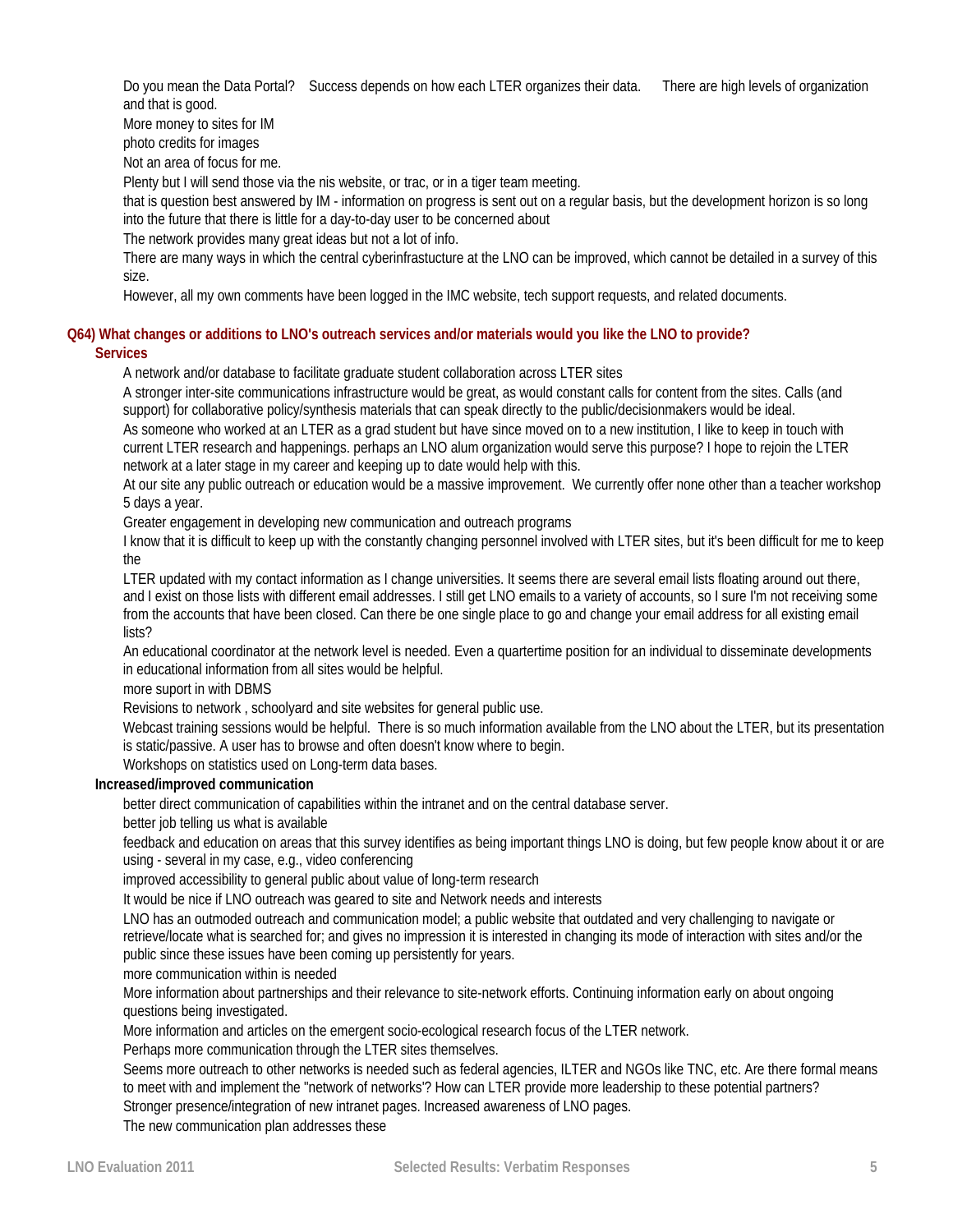Do you mean the Data Portal? Success depends on how each LTER organizes their data. There are high levels of organization and that is good.

More money to sites for IM

photo credits for images

Not an area of focus for me.

Plenty but I will send those via the nis website, or trac, or in a tiger team meeting.

that is question best answered by IM - information on progress is sent out on a regular basis, but the development horizon is so long into the future that there is little for a day-to-day user to be concerned about

The network provides many great ideas but not a lot of info.

There are many ways in which the central cyberinfrastucture at the LNO can be improved, which cannot be detailed in a survey of this size.

However, all my own comments have been logged in the IMC website, tech support requests, and related documents.

## Q64) What changes or additions to LNO's outreach services and/or materials would you like the LNO to provide?

### Services

A network and/or database to facilitate graduate student collaboration across LTER sites

A stronger inter-site communications infrastructure would be great, as would constant calls for content from the sites. Calls (and support) for collaborative policy/synthesis materials that can speak directly to the public/decisionmakers would be ideal.

As someone who worked at an LTER as a grad student but have since moved on to a new institution, I like to keep in touch with current LTER research and happenings. perhaps an LNO alum organization would serve this purpose? I hope to rejoin the LTER network at a later stage in my career and keeping up to date would help with this.

At our site any public outreach or education would be a massive improvement. We currently offer none other than a teacher workshop 5 days a year.

Greater engagement in developing new communication and outreach programs

I know that it is difficult to keep up with the constantly changing personnel involved with LTER sites, but it's been difficult for me to keep the

LTER updated with my contact information as I change universities. It seems there are several email lists floating around out there, and I exist on those lists with different email addresses. I still get LNO emails to a variety of accounts, so I sure I'm not receiving some from the accounts that have been closed. Can there be one single place to go and change your email address for all existing email lists?

An educational coordinator at the network level is needed. Even a quartertime position for an individual to disseminate developments in educational information from all sites would be helpful.

more suport in with DBMS

Revisions to network , schoolyard and site websites for general public use.

Webcast training sessions would be helpful. There is so much information available from the LNO about the LTER, but its presentation is static/passive. A user has to browse and often doesn't know where to begin.

Workshops on statistics used on Long-term data bases.

### Increased/improved communication

better direct communication of capabilities within the intranet and on the central database server.

better job telling us what is available

feedback and education on areas that this survey identifies as being important things LNO is doing, but few people know about it or are using - several in my case, e.g., video conferencing

improved accessibility to general public about value of long-term research

It would be nice if LNO outreach was geared to site and Network needs and interests

LNO has an outmoded outreach and communication model; a public website that outdated and very challenging to navigate or retrieve/locate what is searched for; and gives no impression it is interested in changing its mode of interaction with sites and/or the public since these issues have been coming up persistently for years.

more communication within is needed

More information about partnerships and their relevance to site-network efforts. Continuing information early on about ongoing questions being investigated.

More information and articles on the emergent socio-ecological research focus of the LTER network.

Perhaps more communication through the LTER sites themselves.

Seems more outreach to other networks is needed such as federal agencies, ILTER and NGOs like TNC, etc. Are there formal means to meet with and implement the "network of networks"? How can LTER provide more leadership to these potential partners?

Stronger presence/integration of new intranet pages. Increased awareness of LNO pages.

The new communication plan addresses these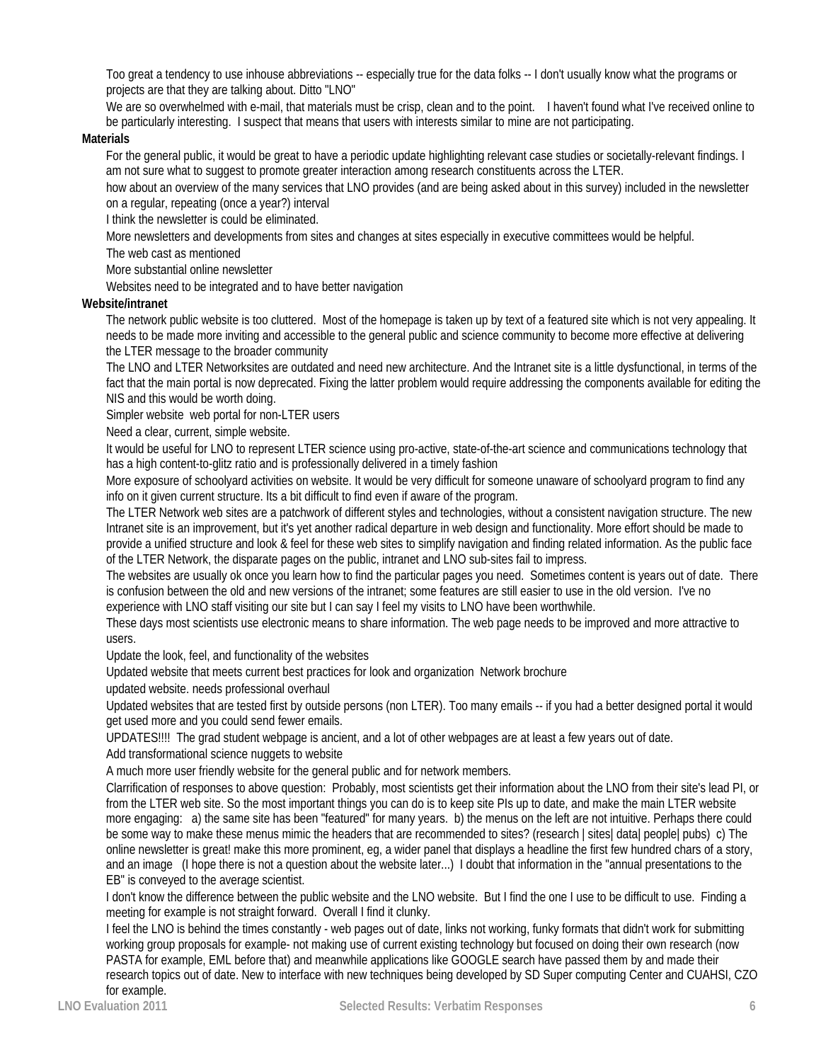Too great a tendency to use inhouse abbreviations -- especially true for the data folks -- I don't usually know what the programs or projects are that they are talking about. Ditto "LNO"

We are so overwhelmed with e-mail, that materials must be crisp, clean and to the point. I haven't found what I've received online to be particularly interesting. I suspect that means that users with interests similar to mine are not participating.

**Materials**

For the general public, it would be great to have a periodic update highlighting relevant case studies or societally-relevant findings. I am not sure what to suggest to promote greater interaction among research constituents across the LTER.

how about an overview of the many services that LNO provides (and are being asked about in this survey) included in the newsletter on a regular, repeating (once a year?) interval

I think the newsletter is could be eliminated.

More newsletters and developments from sites and changes at sites especially in executive committees would be helpful.

The web cast as mentioned

More substantial online newsletter

Websites need to be integrated and to have better navigation

**Website/intranet**

The network public website is too cluttered. Most of the homepage is taken up by text of a featured site which is not very appealing. It needs to be made more inviting and accessible to the general public and science community to become more effective at delivering the LTER message to the broader community

The LNO and LTER Networksites are outdated and need new architecture. And the Intranet site is a little dysfunctional, in terms of the fact that the main portal is now deprecated. Fixing the latter problem would require addressing the components available for editing the NIS and this would be worth doing.

Simpler website web portal for non-LTER users

Need a clear, current, simple website.

It would be useful for LNO to represent LTER science using pro-active, state-of-the-art science and communications technology that has a high content-to-glitz ratio and is professionally delivered in a timely fashion

More exposure of schoolyard activities on website. It would be very difficult for someone unaware of schoolyard program to find any info on it given current structure. Its a bit difficult to find even if aware of the program.

The LTER Network web sites are a patchwork of different styles and technologies, without a consistent navigation structure. The new Intranet site is an improvement, but it's yet another radical departure in web design and functionality. More effort should be made to provide a unified structure and look & feel for these web sites to simplify navigation and finding related information. As the public face of the LTER Network, the disparate pages on the public, intranet and LNO sub-sites fail to impress.

The websites are usually ok once you learn how to find the particular pages you need. Sometimes content is years out of date. There is confusion between the old and new versions of the intranet; some features are still easier to use in the old version. I've no experience with LNO staff visiting our site but I can say I feel my visits to LNO have been worthwhile.

These days most scientists use electronic means to share information. The web page needs to be improved and more attractive to users.

Update the look, feel, and functionality of the websites

Updated website that meets current best practices for look and organization Network brochure

updated website. needs professional overhaul

Updated websites that are tested first by outside persons (non LTER). Too many emails -- if you had a better designed portal it would get used more and you could send fewer emails.

UPDATES!!!! The grad student webpage is ancient, and a lot of other webpages are at least a few years out of date.

Add transformational science nuggets to website

A much more user friendly website for the general public and for network members.

Clarrification of responses to above question: Probably, most scientists get their information about the LNO from their site's lead PI, or from the LTER web site. So the most important things you can do is to keep site PIs up to date, and make the main LTER website more engaging: a) the same site has been "featured" for many years. b) the menus on the left are not intuitive. Perhaps there could be some way to make these menus mimic the headers that are recommended to sites? (research | sites| data| people| pubs) c) The online newsletter is great! make this more prominent, eg, a wider panel that displays a headline the first few hundred chars of a story, and an image (I hope there is not a question about the website later...) I doubt that information in the "annual presentations to the EB" is conveyed to the average scientist.

I don't know the difference between the public website and the LNO website. But I find the one I use to be difficult to use. Finding a meeting for example is not straight forward. Overall I find it clunky.

I feel the LNO is behind the times constantly - web pages out of date, links not working, funky formats that didn't work for submitting working group proposals for example- not making use of current existing technology but focused on doing their own research (now PASTA for example, EML before that) and meanwhile applications like GOOGLE search have passed them by and made their research topics out of date. New to interface with new techniques being developed by SD Super computing Center and CUAHSI, CZO for example.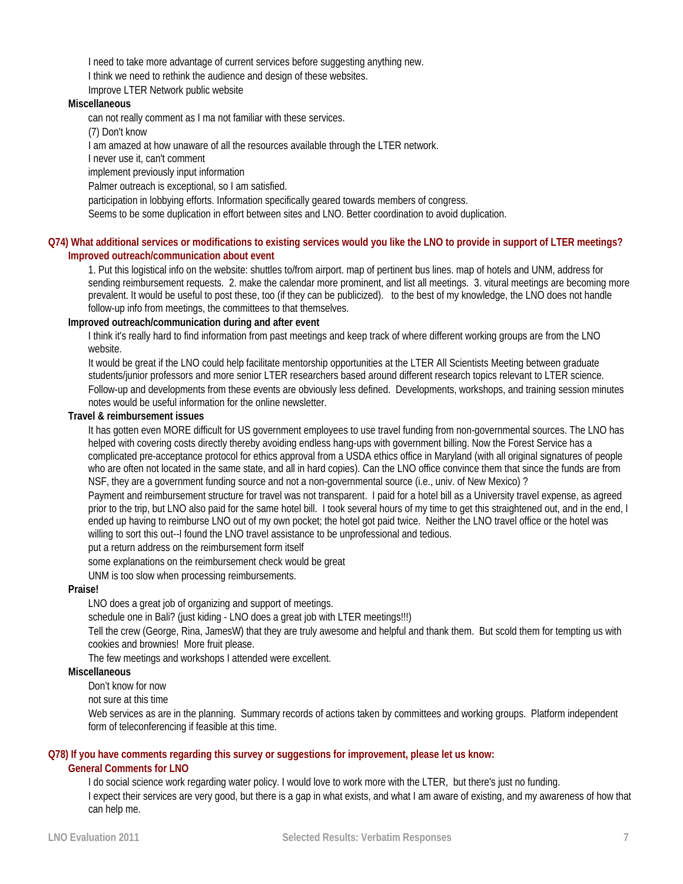I need to take more advantage of current services before suggesting anything new.

I think we need to rethink the audience and design of these websites.

Improve LTER Network public website

**Miscellaneous**

can not really comment as I ma not familiar with these services.

(7) Don't know

I am amazed at how unaware of all the resources available through the LTER network.

I never use it, can't comment

implement previously input information

Palmer outreach is exceptional, so I am satisfied.

participation in lobbying efforts. Information specifically geared towards members of congress.

Seems to be some duplication in effort between sites and LNO. Better coordination to avoid duplication.

## Q74) What additional services or modifications to existing services would you like the LNO to provide in support of LTER meetings?

### Improved outreach/communication about event

1. Put this logistical info on the website: shuttles to/from airport. map of pertinent bus lines. map of hotels and UNM, address for sending reimbursement requests. 2. make the calendar more prominent, and list all meetings. 3. vitural meetings are becoming more prevalent. It would be useful to post these, too (if they can be publicized). to the best of my knowledge, the LNO does not handle follow-up info from meetings, the committees to that themselves.

**Improved outreach/communication during and after event**

I think it's really hard to find information from past meetings and keep track of where different working groups are from the LNO website.

It would be great if the LNO could help facilitate mentorship opportunities at the LTER All Scientists Meeting between graduate students/junior professors and more senior LTER researchers based around different research topics relevant to LTER science.

Follow-up and developments from these events are obviously less defined. Developments, workshops, and training session minutes notes would be useful information for the online newsletter.

**Travel & reimbursement issues**

It has gotten even MORE difficult for US government employees to use travel funding from non-governmental sources. The LNO has helped with covering costs directly thereby avoiding endless hang-ups with government billing. Now the Forest Service has a complicated pre-acceptance protocol for ethics approval from a USDA ethics office in Maryland (with all original signatures of people who are often not located in the same state, and all in hard copies). Can the LNO office convince them that since the funds are from NSF, they are a government funding source and not a non-governmental source (i.e., univ. of New Mexico) ?

Payment and reimbursement structure for travel was not transparent. I paid for a hotel bill as a University travel expense, as agreed prior to the trip, but LNO also paid for the same hotel bill. I took several hours of my time to get this straightened out, and in the end, I ended up having to reimburse LNO out of my own pocket; the hotel got paid twice. Neither the LNO travel office or the hotel was willing to sort this out--I found the LNO travel assistance to be unprofessional and tedious.

put a return address on the reimbursement form itself

some explanations on the reimbursement check would be great

UNM is too slow when processing reimbursements.

**Praise!**

LNO does a great job of organizing and support of meetings.

schedule one in Bali? (just kiding - LNO does a great job with LTER meetings!!!)

Tell the crew (George, Rina, JamesW) that they are truly awesome and helpful and thank them. But scold them for tempting us with cookies and brownies! More fruit please.

The few meetings and workshops I attended were excellent.

**Miscellaneous**

Don't know for now

not sure at this time

Web services as are in the planning. Summary records of actions taken by committees and working groups. Platform independent form of teleconferencing if feasible at this time.

## Q78) If you have comments regarding this survey or suggestions for improvement, please let us know:

### General Comments for LNO

I do social science work regarding water policy. I would love to work more with the LTER, but there's just no funding.

I expect their services are very good, but there is a gap in what exists, and what I am aware of existing, and my awareness of how that can help me.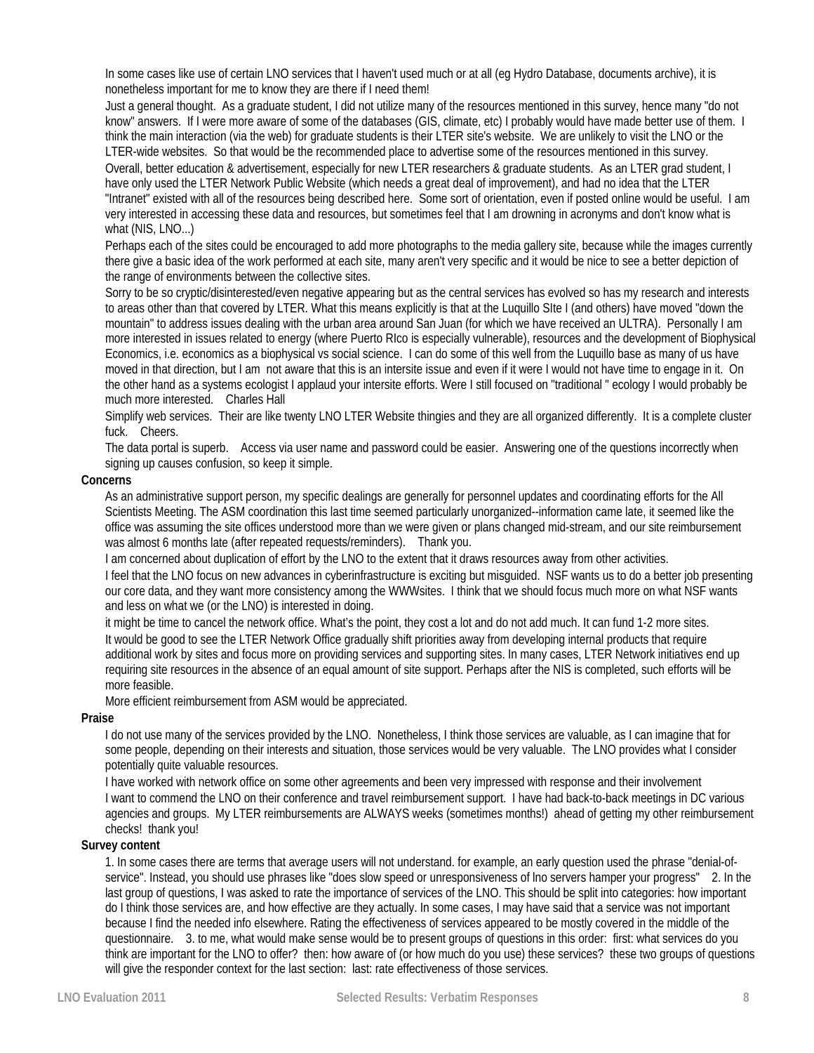In some cases like use of certain LNO services that I haven't used much or at all (eg Hydro Database, documents archive), it is nonetheless important for me to know they are there if I need them!

Just a general thought. As a graduate student, I did not utilize many of the resources mentioned in this survey, hence many "do not know" answers. If I were more aware of some of the databases (GIS, climate, etc) I probably would have made better use of them. I think the main interaction (via the web) for graduate students is their LTER site's website. We are unlikely to visit the LNO or the LTER-wide websites. So that would be the recommended place to advertise some of the resources mentioned in this survey.

Overall, better education & advertisement, especially for new LTER researchers & graduate students. As an LTER grad student, I have only used the LTER Network Public Website (which needs a great deal of improvement), and had no idea that the LTER "Intranet" existed with all of the resources being described here. Some sort of orientation, even if posted online would be useful. I am very interested in accessing these data and resources, but sometimes feel that I am drowning in acronyms and don't know what is what (NIS, LNO...)

Perhaps each of the sites could be encouraged to add more photographs to the media gallery site, because while the images currently there give a basic idea of the work performed at each site, many aren't very specific and it would be nice to see a better depiction of the range of environments between the collective sites.

Sorry to be so cryptic/disinterested/even negative appearing but as the central services has evolved so has my research and interests to areas other than that covered by LTER. What this means explicitly is that at the Luquillo SIte I (and others) have moved "down the mountain" to address issues dealing with the urban area around San Juan (for which we have received an ULTRA). Personally I am more interested in issues related to energy (where Puerto RIco is especially vulnerable), resources and the development of Biophysical Economics, i.e. economics as a biophysical vs social science. I can do some of this well from the Luquillo base as many of us have moved in that direction, but I am not aware that this is an intersite issue and even if it were I would not have time to engage in it. On the other hand as a systems ecologist I applaud your intersite efforts. Were I still focused on "traditional " ecology I would probably be much more interested. Charles Hall

Simplify web services. Their are like twenty LNO LTER Website thingies and they are all organized differently. It is a complete cluster fuck. Cheers.

The data portal is superb. Access via user name and password could be easier. Answering one of the questions incorrectly when signing up causes confusion, so keep it simple.

**Concerns**

As an administrative support person, my specific dealings are generally for personnel updates and coordinating efforts for the All Scientists Meeting. The ASM coordination this last time seemed particularly unorganized--information came late, it seemed like the office was assuming the site offices understood more than we were given or plans changed mid-stream, and our site reimbursement was almost 6 months late (after repeated requests/reminders). Thank you.

I am concerned about duplication of effort by the LNO to the extent that it draws resources away from other activities.

I feel that the LNO focus on new advances in cyberinfrastructure is exciting but misguided. NSF wants us to do a better job presenting our core data, and they want more consistency among the WWWsites. I think that we should focus much more on what NSF wants and less on what we (or the LNO) is interested in doing.

it might be time to cancel the network office. What's the point, they cost a lot and do not add much. It can fund 1-2 more sites.

It would be good to see the LTER Network Office gradually shift priorities away from developing internal products that require additional work by sites and focus more on providing services and supporting sites. In many cases, LTER Network initiatives end up requiring site resources in the absence of an equal amount of site support. Perhaps after the NIS is completed, such efforts will be more feasible.

More efficient reimbursement from ASM would be appreciated.

**Praise**

I do not use many of the services provided by the LNO. Nonetheless, I think those services are valuable, as I can imagine that for some people, depending on their interests and situation, those services would be very valuable. The LNO provides what I consider potentially quite valuable resources.

I have worked with network office on some other agreements and been very impressed with response and their involvement

I want to commend the LNO on their conference and travel reimbursement support. I have had back-to-back meetings in DC various agencies and groups. My LTER reimbursements are ALWAYS weeks (sometimes months!) ahead of getting my other reimbursement checks! thank you!

**Survey content**

1. In some cases there are terms that average users will not understand. for example, an early question used the phrase "denial-of-service". Instead, you should use phrases like "does slow speed or unresponsiveness of lno servers hamper your progress" 2. In the last group of questions, I was asked to rate the importance of services of the LNO. This should be split into categories: how important do I think those services are, and how effective are they actually. In some cases, I may have said that a service was not important because I find the needed info elsewhere. Rating the effectiveness of services appeared to be mostly covered in the middle of the questionnaire. 3. to me, what would make sense would be to present groups of questions in this order: first: what services do you think are important for the LNO to offer? then: how aware of (or how much do you use) these services? these two groups of questions will give the responder context for the last section: last: rate effectiveness of those services.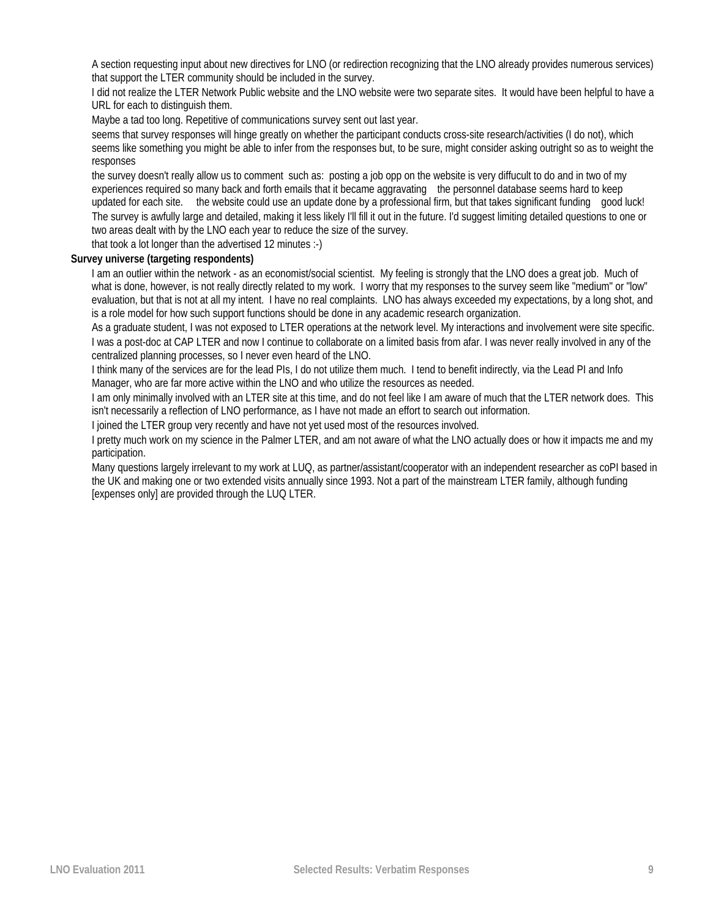A section requesting input about new directives for LNO (or redirection recognizing that the LNO already provides numerous services) that support the LTER community should be included in the survey.

I did not realize the LTER Network Public website and the LNO website were two separate sites. It would have been helpful to have a URL for each to distinguish them.

Maybe a tad too long. Repetitive of communications survey sent out last year.

seems that survey responses will hinge greatly on whether the participant conducts cross-site research/activities (I do not), which seems like something you might be able to infer from the responses but, to be sure, might consider asking outright so as to weight the responses

the survey doesn't really allow us to comment such as: posting a job opp on the website is very diffucult to do and in two of my experiences required so many back and forth emails that it became aggravating the personnel database seems hard to keep updated for each site. the website could use an update done by a professional firm, but that takes significant funding good luck!

The survey is awfully large and detailed, making it less likely I'll fill it out in the future. I'd suggest limiting detailed questions to one or two areas dealt with by the LNO each year to reduce the size of the survey.

that took a lot longer than the advertised 12 minutes :-)

**Survey universe (targeting respondents)**

I am an outlier within the network - as an economist/social scientist. My feeling is strongly that the LNO does a great job. Much of what is done, however, is not really directly related to my work. I worry that my responses to the survey seem like "medium" or "low" evaluation, but that is not at all my intent. I have no real complaints. LNO has always exceeded my expectations, by a long shot, and is a role model for how such support functions should be done in any academic research organization.

As a graduate student, I was not exposed to LTER operations at the network level. My interactions and involvement were site specific.

I was a post-doc at CAP LTER and now I continue to collaborate on a limited basis from afar. I was never really involved in any of the centralized planning processes, so I never even heard of the LNO.

I think many of the services are for the lead PIs, I do not utilize them much. I tend to benefit indirectly, via the Lead PI and Info Manager, who are far more active within the LNO and who utilize the resources as needed.

I am only minimally involved with an LTER site at this time, and do not feel like I am aware of much that the LTER network does. This isn't necessarily a reflection of LNO performance, as I have not made an effort to search out information.

I joined the LTER group very recently and have not yet used most of the resources involved.

I pretty much work on my science in the Palmer LTER, and am not aware of what the LNO actually does or how it impacts me and my participation.

Many questions largely irrelevant to my work at LUQ, as partner/assistant/cooperator with an independent researcher as coPI based in the UK and making one or two extended visits annually since 1993. Not a part of the mainstream LTER family, although funding [expenses only] are provided through the LUQ LTER.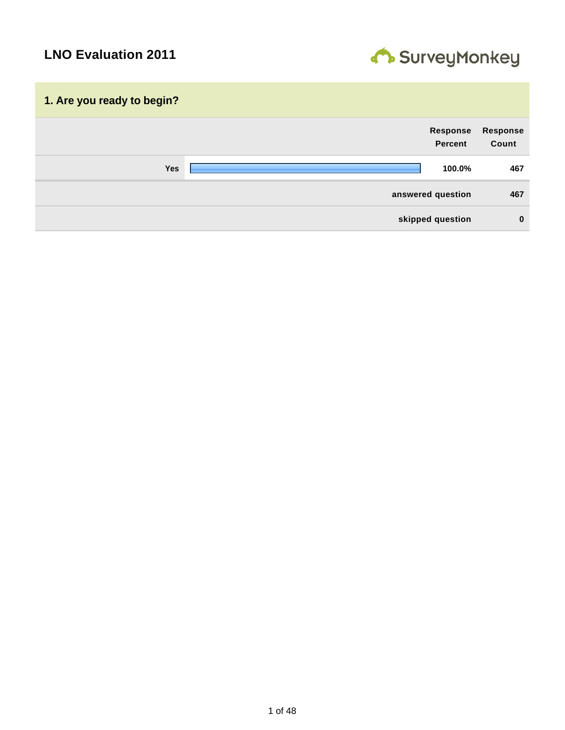# LNO Evaluation 2011

## 1. Are you ready to begin?

| | Response Percent | Response Count |
|---|---|---|
| Yes | 100.0% | 467 |
| | answered question | 467 |
| | skipped question | 0 |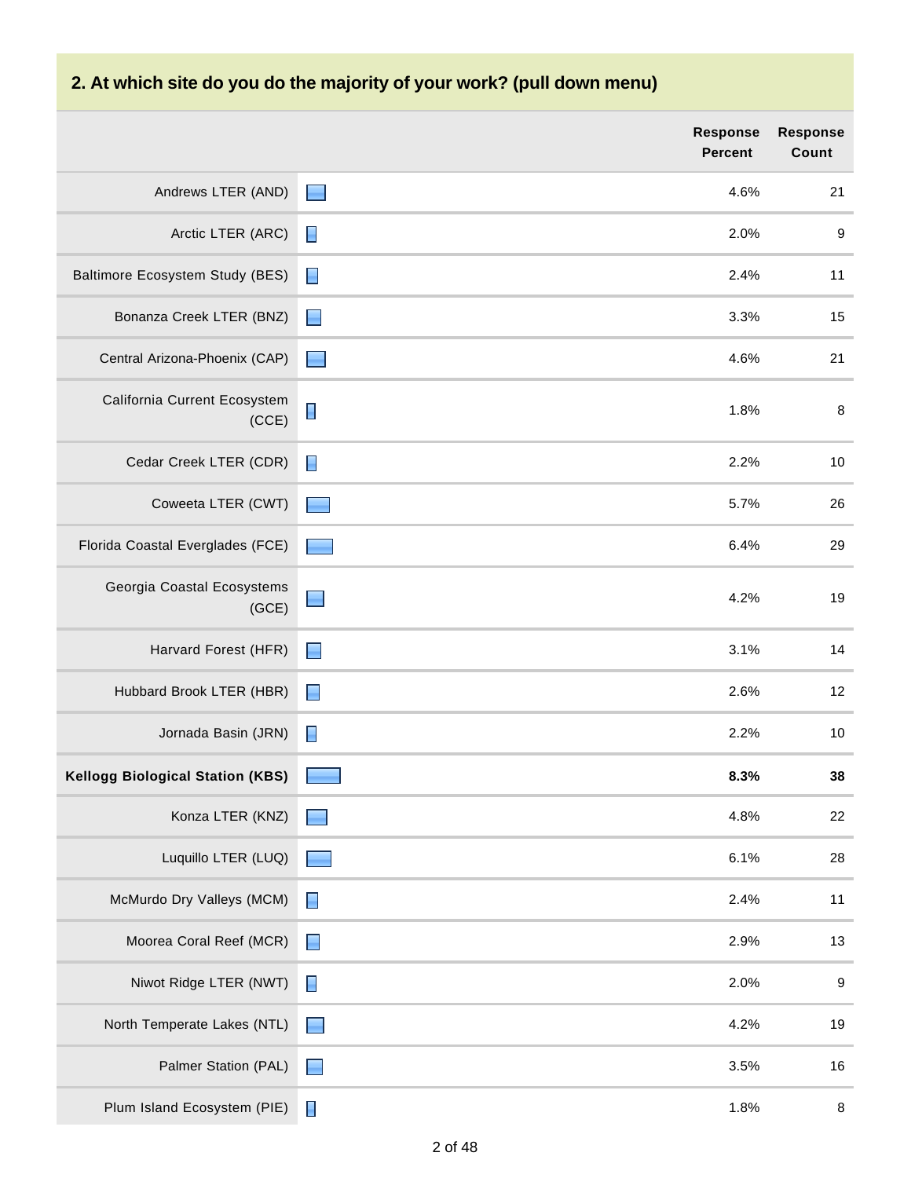## 2. At which site do you do the majority of your work? (pull down menu)

| | Response Percent | Response Count |
|---|---|---|
| Andrews LTER (AND) | 4.6% | 21 |
| Arctic LTER (ARC) | 2.0% | 9 |
| Baltimore Ecosystem Study (BES) | 2.4% | 11 |
| Bonanza Creek LTER (BNZ) | 3.3% | 15 |
| Central Arizona-Phoenix (CAP) | 4.6% | 21 |
| California Current Ecosystem (CCE) | 1.8% | 8 |
| Cedar Creek LTER (CDR) | 2.2% | 10 |
| Coweeta LTER (CWT) | 5.7% | 26 |
| Florida Coastal Everglades (FCE) | 6.4% | 29 |
| Georgia Coastal Ecosystems (GCE) | 4.2% | 19 |
| Harvard Forest (HFR) | 3.1% | 14 |
| Hubbard Brook LTER (HBR) | 2.6% | 12 |
| Jornada Basin (JRN) | 2.2% | 10 |
| **Kellogg Biological Station (KBS)** | **8.3%** | **38** |
| Konza LTER (KNZ) | 4.8% | 22 |
| Luquillo LTER (LUQ) | 6.1% | 28 |
| McMurdo Dry Valleys (MCM) | 2.4% | 11 |
| Moorea Coral Reef (MCR) | 2.9% | 13 |
| Niwot Ridge LTER (NWT) | 2.0% | 9 |
| North Temperate Lakes (NTL) | 4.2% | 19 |
| Palmer Station (PAL) | 3.5% | 16 |
| Plum Island Ecosystem (PIE) | 1.8% | 8 |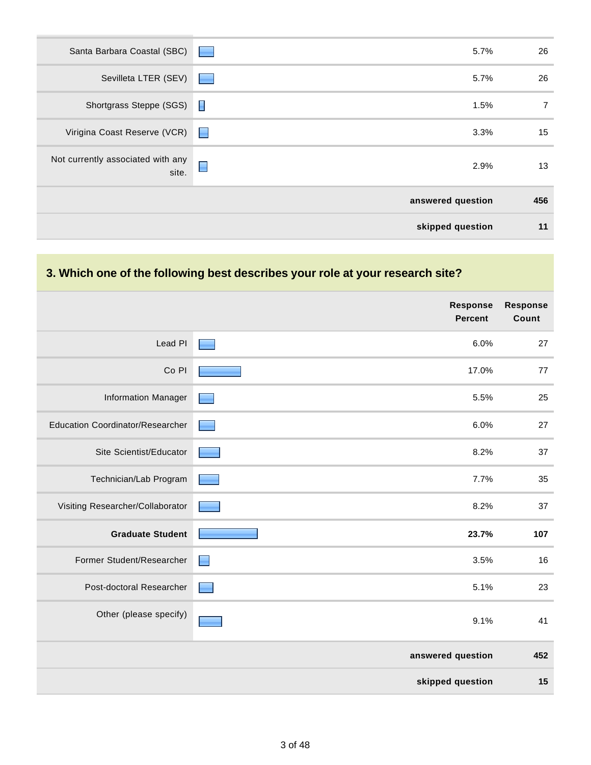| | Response Percent | Response Count |
|---|---|---|
| Santa Barbara Coastal (SBC) | 5.7% | 26 |
| Sevilleta LTER (SEV) | 5.7% | 26 |
| Shortgrass Steppe (SGS) | 1.5% | 7 |
| Virigina Coast Reserve (VCR) | 3.3% | 15 |
| Not currently associated with any site. | 2.9% | 13 |
| | **answered question** | **456** |
| | **skipped question** | **11** |

## 3. Which one of the following best describes your role at your research site?

| | Response Percent | Response Count |
|---|---|---|
| Lead PI | 6.0% | 27 |
| Co PI | 17.0% | 77 |
| Information Manager | 5.5% | 25 |
| Education Coordinator/Researcher | 6.0% | 27 |
| Site Scientist/Educator | 8.2% | 37 |
| Technician/Lab Program | 7.7% | 35 |
| Visiting Researcher/Collaborator | 8.2% | 37 |
| **Graduate Student** | **23.7%** | **107** |
| Former Student/Researcher | 3.5% | 16 |
| Post-doctoral Researcher | 5.1% | 23 |
| Other (please specify) | 9.1% | 41 |
| | **answered question** | **452** |
| | **skipped question** | **15** |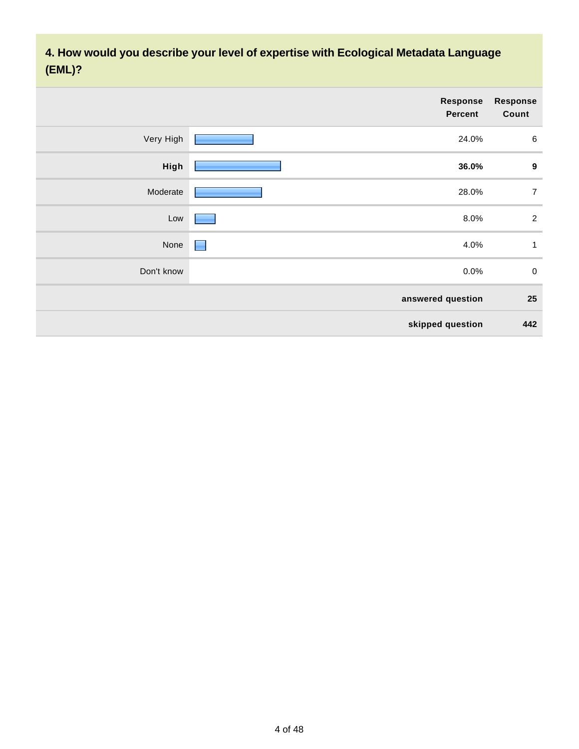## 4. How would you describe your level of expertise with Ecological Metadata Language (EML)?

| | Response Percent | Response Count |
|---|---|---|
| Very High | 24.0% | 6 |
| **High** | **36.0%** | **9** |
| Moderate | 28.0% | 7 |
| Low | 8.0% | 2 |
| None | 4.0% | 1 |
| Don't know | 0.0% | 0 |
| | **answered question** | **25** |
| | **skipped question** | **442** |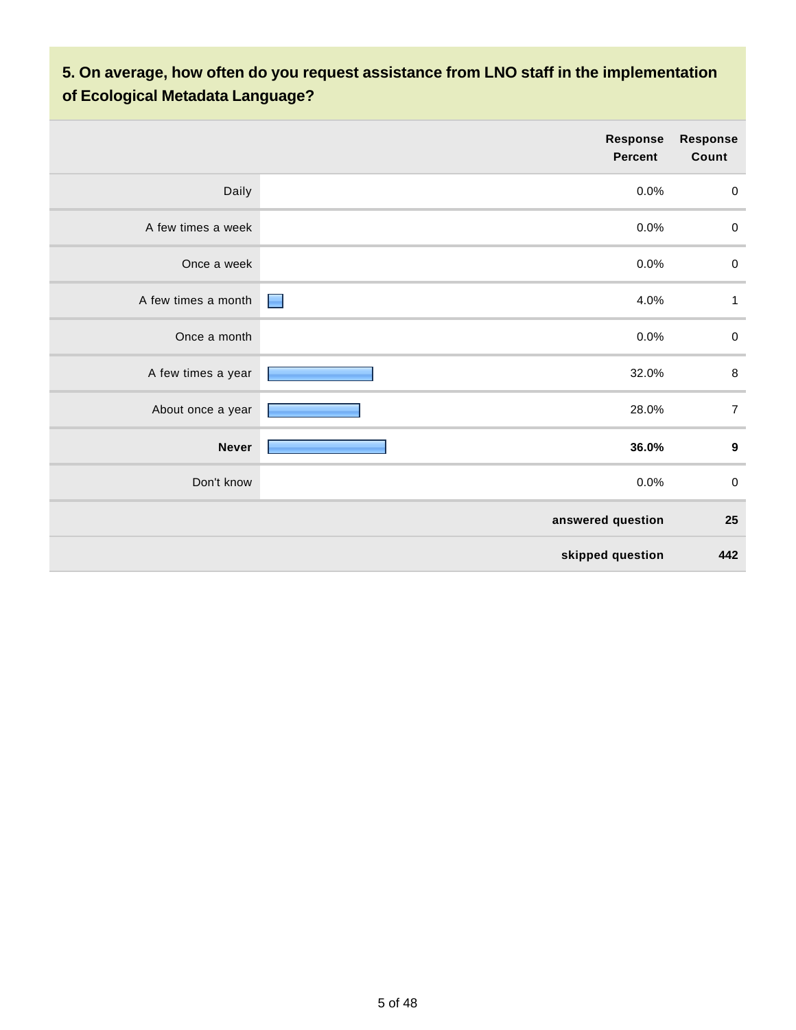### 5. On average, how often do you request assistance from LNO staff in the implementation of Ecological Metadata Language?

| | Response Percent | Response Count |
|---|---|---|
| Daily | 0.0% | 0 |
| A few times a week | 0.0% | 0 |
| Once a week | 0.0% | 0 |
| A few times a month | 4.0% | 1 |
| Once a month | 0.0% | 0 |
| A few times a year | 32.0% | 8 |
| About once a year | 28.0% | 7 |
| **Never** | **36.0%** | **9** |
| Don't know | 0.0% | 0 |
| | **answered question** | **25** |
| | **skipped question** | **442** |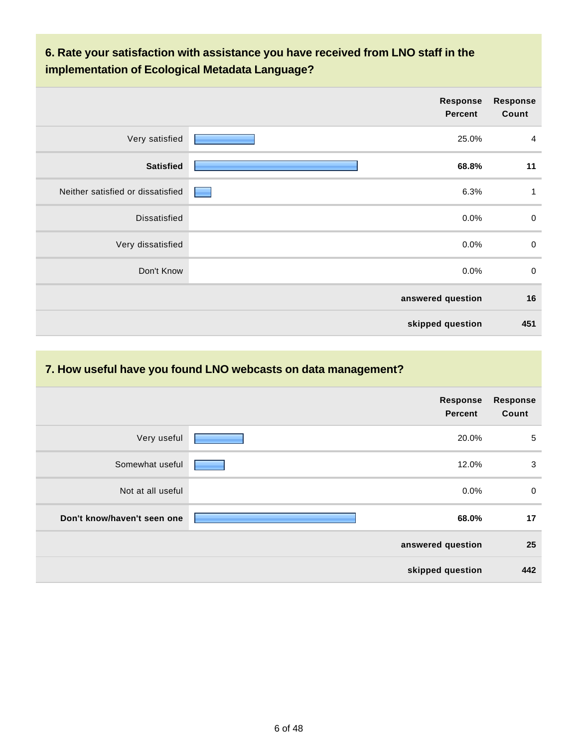## 6. Rate your satisfaction with assistance you have received from LNO staff in the implementation of Ecological Metadata Language?

| | Response Percent | Response Count |
|---|---|---|
| Very satisfied | 25.0% | 4 |
| **Satisfied** | **68.8%** | **11** |
| Neither satisfied or dissatisfied | 6.3% | 1 |
| Dissatisfied | 0.0% | 0 |
| Very dissatisfied | 0.0% | 0 |
| Don't Know | 0.0% | 0 |
| | **answered question** | **16** |
| | **skipped question** | **451** |

## 7. How useful have you found LNO webcasts on data management?

| | Response Percent | Response Count |
|---|---|---|
| Very useful | 20.0% | 5 |
| Somewhat useful | 12.0% | 3 |
| Not at all useful | 0.0% | 0 |
| **Don't know/haven't seen one** | **68.0%** | **17** |
| | **answered question** | **25** |
| | **skipped question** | **442** |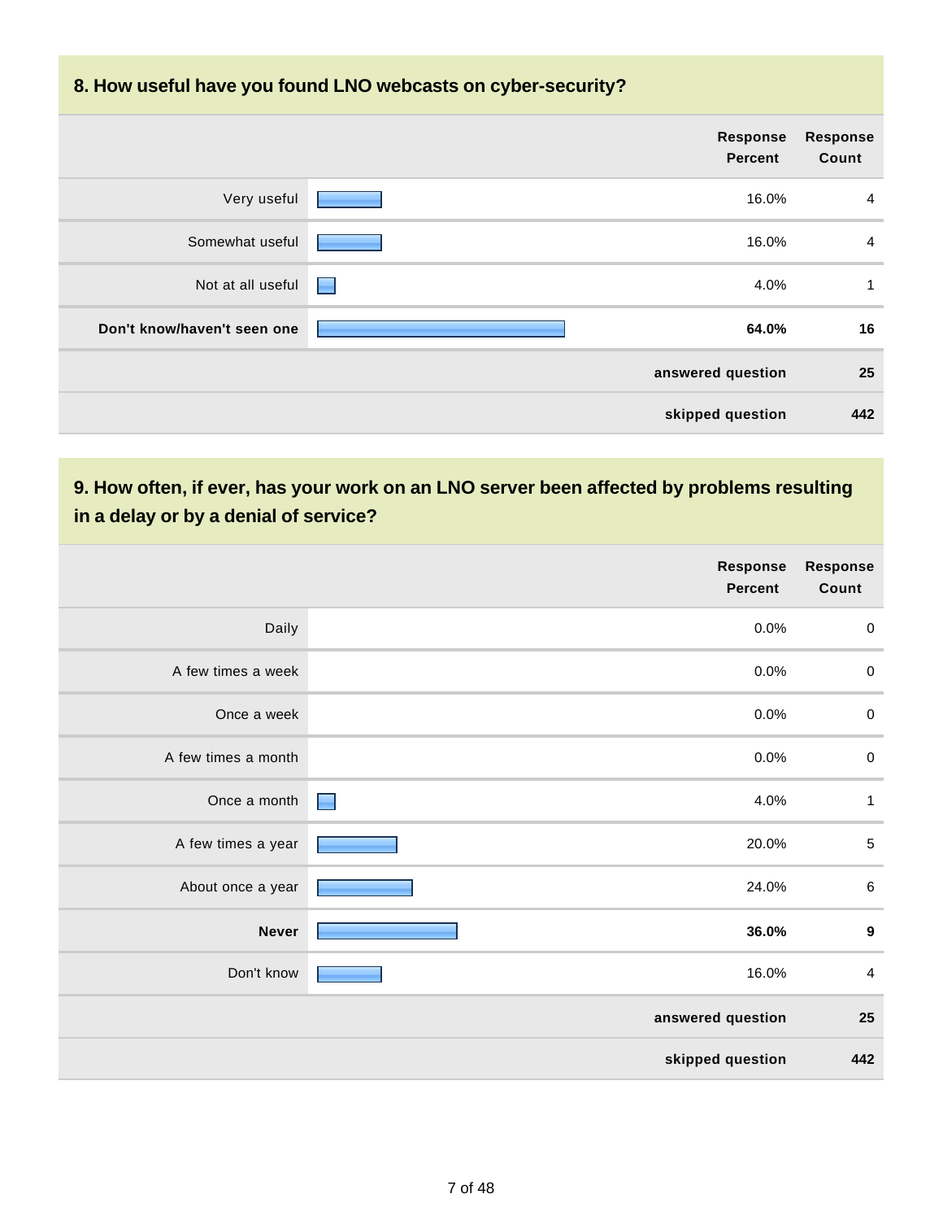### 8. How useful have you found LNO webcasts on cyber-security?

| | Response Percent | Response Count |
|---|---|---|
| Very useful | 16.0% | 4 |
| Somewhat useful | 16.0% | 4 |
| Not at all useful | 4.0% | 1 |
| **Don't know/haven't seen one** | **64.0%** | **16** |
| | **answered question** | **25** |
| | **skipped question** | **442** |

### 9. How often, if ever, has your work on an LNO server been affected by problems resulting in a delay or by a denial of service?

| | Response Percent | Response Count |
|---|---|---|
| Daily | 0.0% | 0 |
| A few times a week | 0.0% | 0 |
| Once a week | 0.0% | 0 |
| A few times a month | 0.0% | 0 |
| Once a month | 4.0% | 1 |
| A few times a year | 20.0% | 5 |
| About once a year | 24.0% | 6 |
| **Never** | **36.0%** | **9** |
| Don't know | 16.0% | 4 |
| | **answered question** | **25** |
| | **skipped question** | **442** |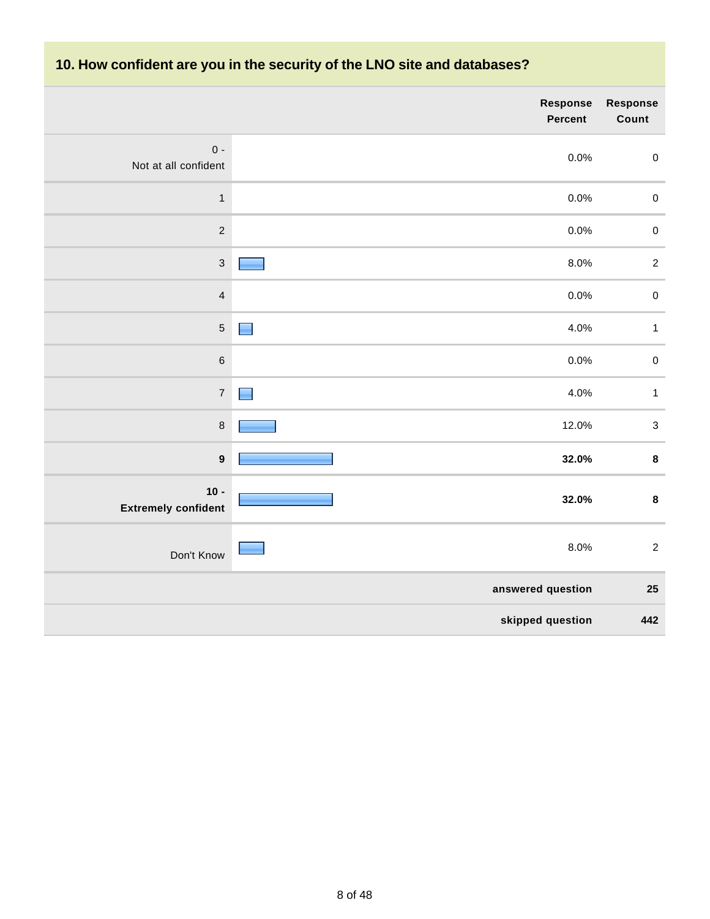## 10. How confident are you in the security of the LNO site and databases?

| | Response Percent | Response Count |
|---|---|---|
| 0 - Not at all confident | 0.0% | 0 |
| 1 | 0.0% | 0 |
| 2 | 0.0% | 0 |
| 3 | 8.0% | 2 |
| 4 | 0.0% | 0 |
| 5 | 4.0% | 1 |
| 6 | 0.0% | 0 |
| 7 | 4.0% | 1 |
| 8 | 12.0% | 3 |
| **9** | **32.0%** | **8** |
| **10 - Extremely confident** | **32.0%** | **8** |
| Don't Know | 8.0% | 2 |
| | **answered question** | **25** |
| | **skipped question** | **442** |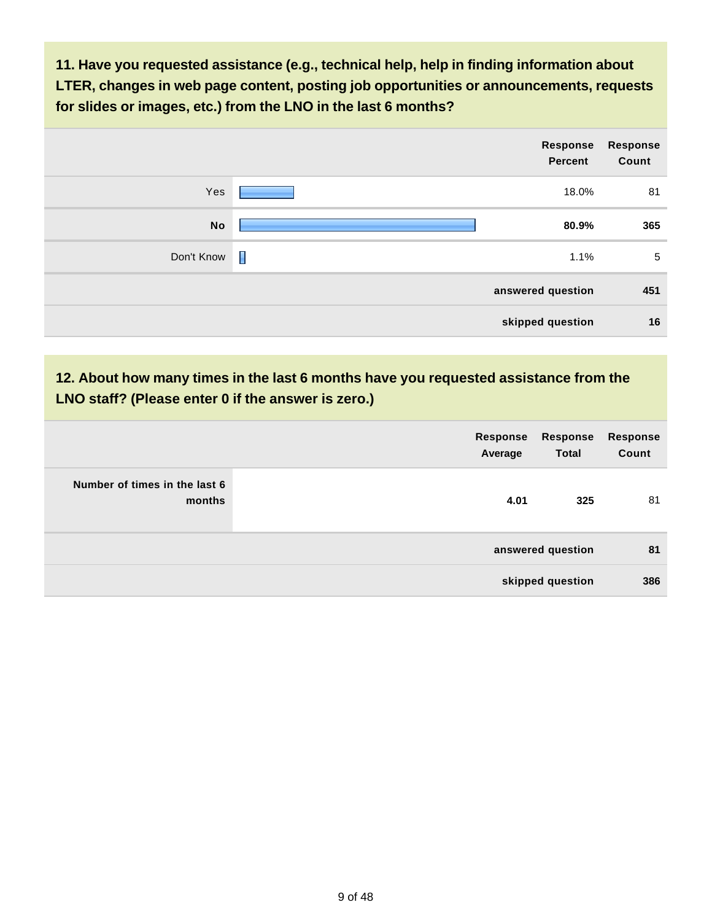### 11. Have you requested assistance (e.g., technical help, help in finding information about LTER, changes in web page content, posting job opportunities or announcements, requests for slides or images, etc.) from the LNO in the last 6 months?

| | Response Percent | Response Count |
|---|---|---|
| Yes | 18.0% | 81 |
| **No** | **80.9%** | **365** |
| Don't Know | 1.1% | 5 |
| | **answered question** | **451** |
| | **skipped question** | **16** |

### 12. About how many times in the last 6 months have you requested assistance from the LNO staff? (Please enter 0 if the answer is zero.)

| | Response Average | Response Total | Response Count |
|---|---|---|---|
| **Number of times in the last 6 months** | **4.01** | **325** | 81 |
| | | **answered question** | **81** |
| | | **skipped question** | **386** |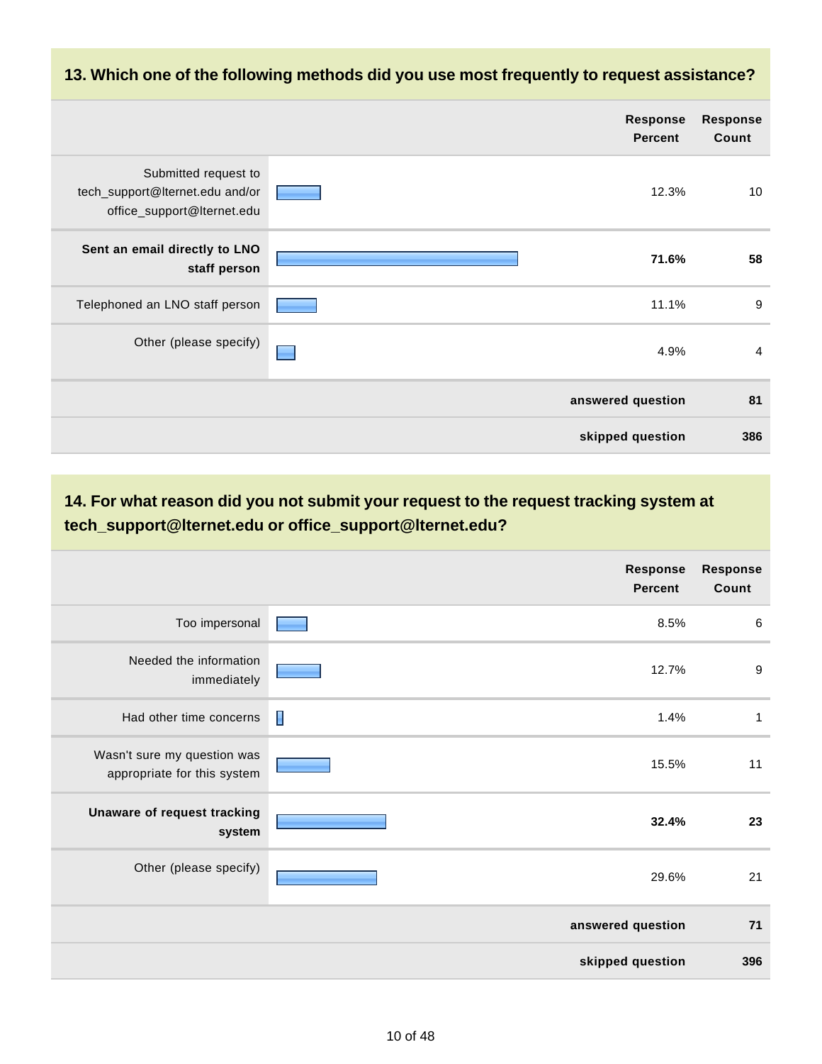### 13. Which one of the following methods did you use most frequently to request assistance?

| | Response Percent | Response Count |
|---|---|---|
| Submitted request to tech_support@lternet.edu and/or office_support@lternet.edu | 12.3% | 10 |
| **Sent an email directly to LNO staff person** | **71.6%** | **58** |
| Telephoned an LNO staff person | 11.1% | 9 |
| Other (please specify) | 4.9% | 4 |
| | **answered question** | **81** |
| | **skipped question** | **386** |

### 14. For what reason did you not submit your request to the request tracking system at tech_support@lternet.edu or office_support@lternet.edu?

| | Response Percent | Response Count |
|---|---|---|
| Too impersonal | 8.5% | 6 |
| Needed the information immediately | 12.7% | 9 |
| Had other time concerns | 1.4% | 1 |
| Wasn't sure my question was appropriate for this system | 15.5% | 11 |
| **Unaware of request tracking system** | **32.4%** | **23** |
| Other (please specify) | 29.6% | 21 |
| | **answered question** | **71** |
| | **skipped question** | **396** |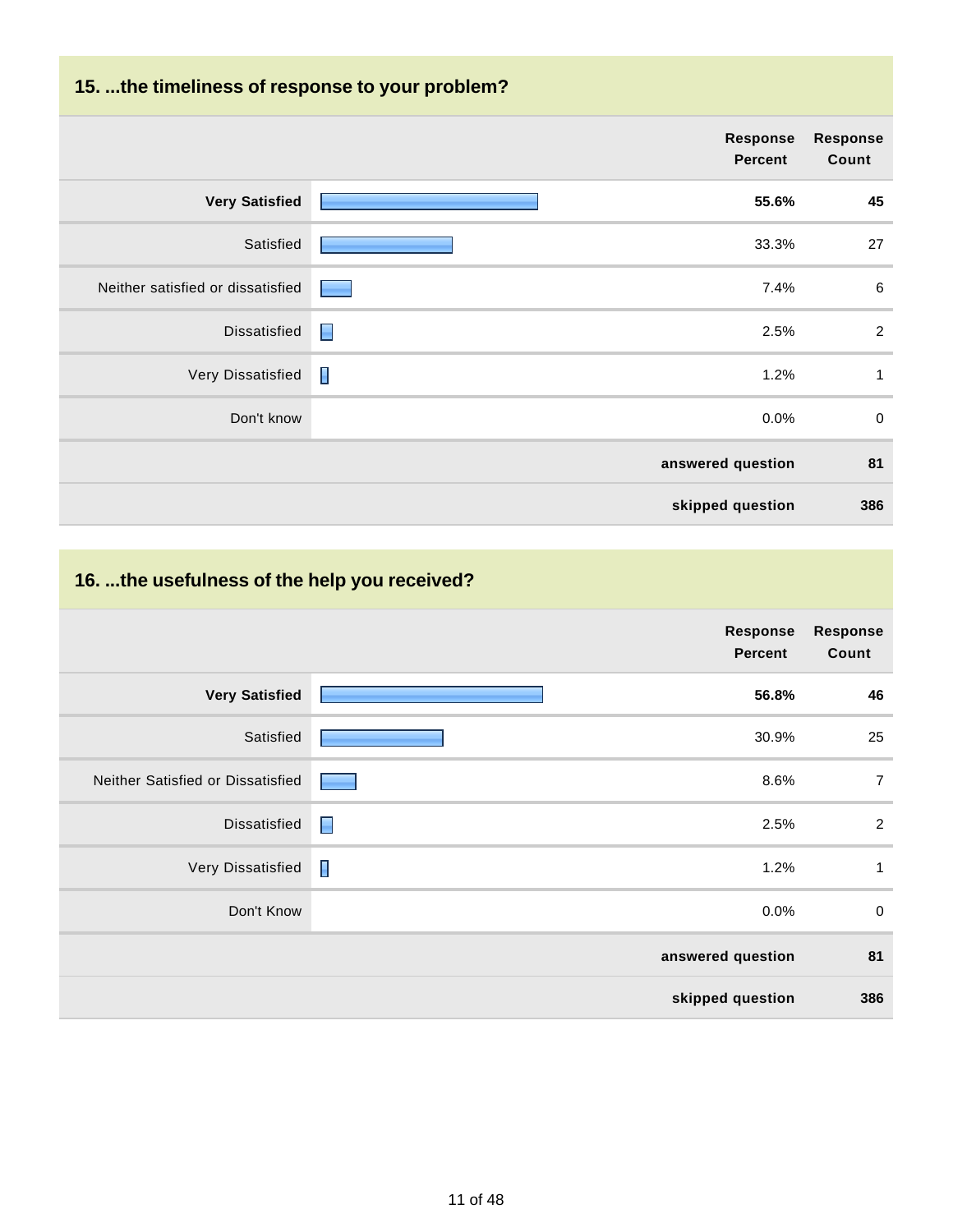## 15. ...the timeliness of response to your problem?

| | Response Percent | Response Count |
|---|---|---|
| **Very Satisfied** | **55.6%** | **45** |
| Satisfied | 33.3% | 27 |
| Neither satisfied or dissatisfied | 7.4% | 6 |
| Dissatisfied | 2.5% | 2 |
| Very Dissatisfied | 1.2% | 1 |
| Don't know | 0.0% | 0 |
| | **answered question** | **81** |
| | **skipped question** | **386** |

## 16. ...the usefulness of the help you received?

| | Response Percent | Response Count |
|---|---|---|
| **Very Satisfied** | **56.8%** | **46** |
| Satisfied | 30.9% | 25 |
| Neither Satisfied or Dissatisfied | 8.6% | 7 |
| Dissatisfied | 2.5% | 2 |
| Very Dissatisfied | 1.2% | 1 |
| Don't Know | 0.0% | 0 |
| | **answered question** | **81** |
| | **skipped question** | **386** |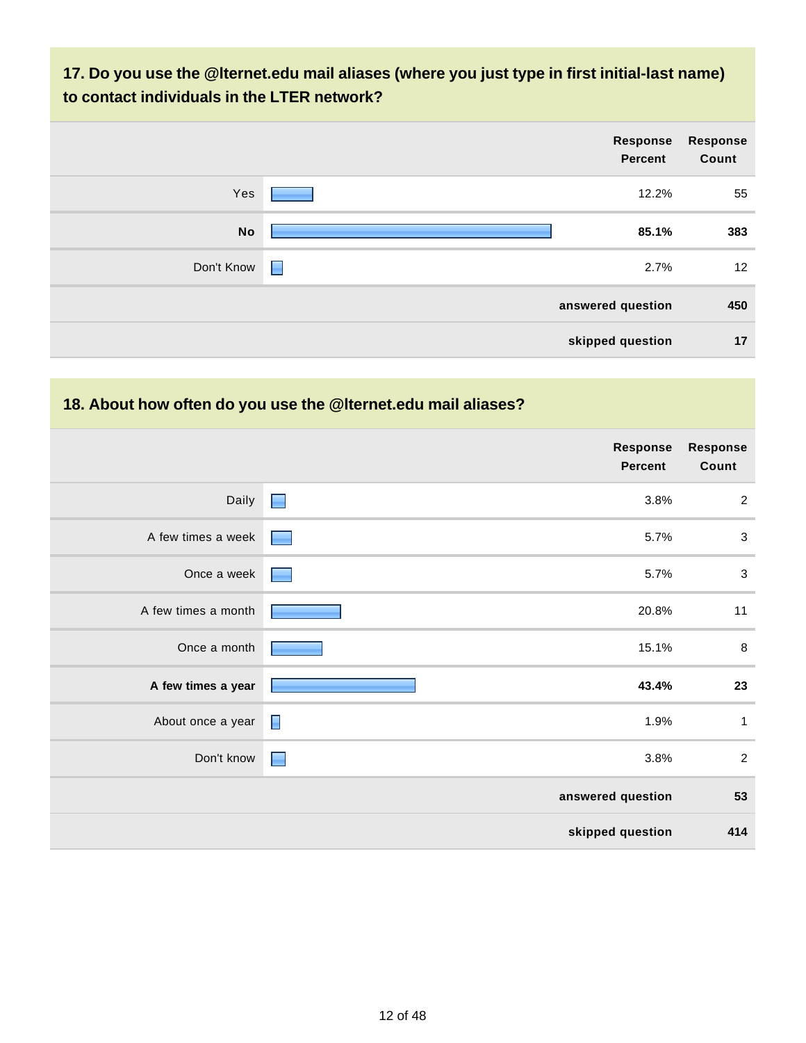### 17. Do you use the @lternet.edu mail aliases (where you just type in first initial-last name) to contact individuals in the LTER network?

| | Response Percent | Response Count |
|---|---|---|
| Yes | 12.2% | 55 |
| **No** | **85.1%** | **383** |
| Don't Know | 2.7% | 12 |
| | **answered question** | **450** |
| | **skipped question** | **17** |

### 18. About how often do you use the @lternet.edu mail aliases?

| | Response Percent | Response Count |
|---|---|---|
| Daily | 3.8% | 2 |
| A few times a week | 5.7% | 3 |
| Once a week | 5.7% | 3 |
| A few times a month | 20.8% | 11 |
| Once a month | 15.1% | 8 |
| **A few times a year** | **43.4%** | **23** |
| About once a year | 1.9% | 1 |
| Don't know | 3.8% | 2 |
| | **answered question** | **53** |
| | **skipped question** | **414** |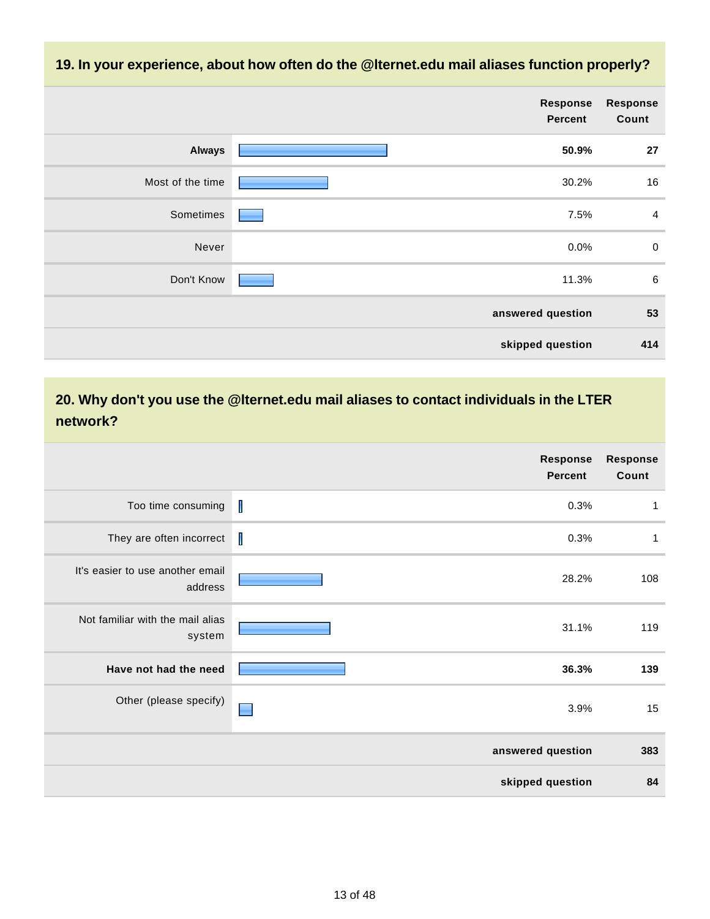## 19. In your experience, about how often do the @lternet.edu mail aliases function properly?

| | Response Percent | Response Count |
|---|---|---|
| **Always** | **50.9%** | **27** |
| Most of the time | 30.2% | 16 |
| Sometimes | 7.5% | 4 |
| Never | 0.0% | 0 |
| Don't Know | 11.3% | 6 |
| | **answered question** | **53** |
| | **skipped question** | **414** |

## 20. Why don't you use the @lternet.edu mail aliases to contact individuals in the LTER network?

| | Response Percent | Response Count |
|---|---|---|
| Too time consuming | 0.3% | 1 |
| They are often incorrect | 0.3% | 1 |
| It's easier to use another email address | 28.2% | 108 |
| Not familiar with the mail alias system | 31.1% | 119 |
| **Have not had the need** | **36.3%** | **139** |
| Other (please specify) | 3.9% | 15 |
| | **answered question** | **383** |
| | **skipped question** | **84** |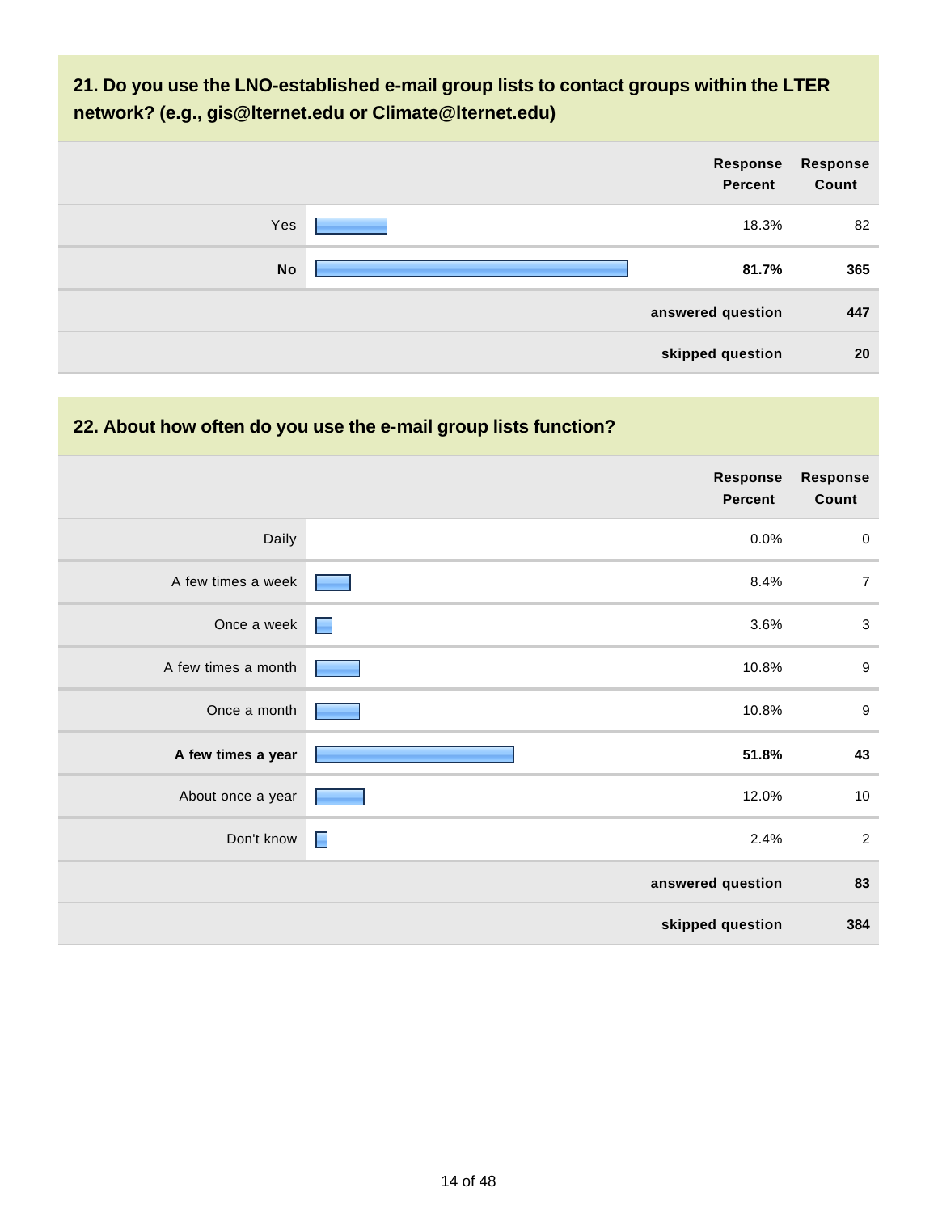## 21. Do you use the LNO-established e-mail group lists to contact groups within the LTER network? (e.g., gis@lternet.edu or Climate@lternet.edu)

| | Response Percent | Response Count |
|---|---|---|
| Yes | 18.3% | 82 |
| **No** | **81.7%** | **365** |
| | **answered question** | **447** |
| | **skipped question** | **20** |

## 22. About how often do you use the e-mail group lists function?

| | Response Percent | Response Count |
|---|---|---|
| Daily | 0.0% | 0 |
| A few times a week | 8.4% | 7 |
| Once a week | 3.6% | 3 |
| A few times a month | 10.8% | 9 |
| Once a month | 10.8% | 9 |
| **A few times a year** | **51.8%** | **43** |
| About once a year | 12.0% | 10 |
| Don't know | 2.4% | 2 |
| | **answered question** | **83** |
| | **skipped question** | **384** |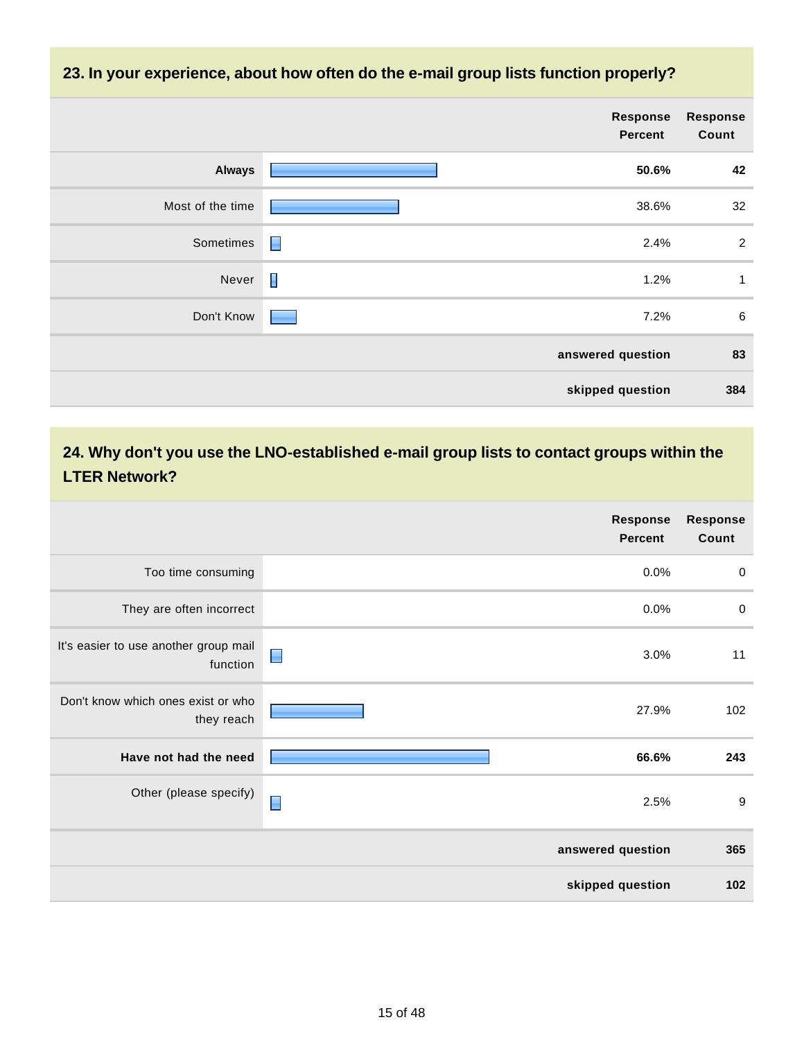## 23. In your experience, about how often do the e-mail group lists function properly?

| | Response Percent | Response Count |
|---|---|---|
| **Always** | **50.6%** | **42** |
| Most of the time | 38.6% | 32 |
| Sometimes | 2.4% | 2 |
| Never | 1.2% | 1 |
| Don't Know | 7.2% | 6 |
| | **answered question** | **83** |
| | **skipped question** | **384** |

## 24. Why don't you use the LNO-established e-mail group lists to contact groups within the LTER Network?

| | Response Percent | Response Count |
|---|---|---|
| Too time consuming | 0.0% | 0 |
| They are often incorrect | 0.0% | 0 |
| It's easier to use another group mail function | 3.0% | 11 |
| Don't know which ones exist or who they reach | 27.9% | 102 |
| **Have not had the need** | **66.6%** | **243** |
| Other (please specify) | 2.5% | 9 |
| | **answered question** | **365** |
| | **skipped question** | **102** |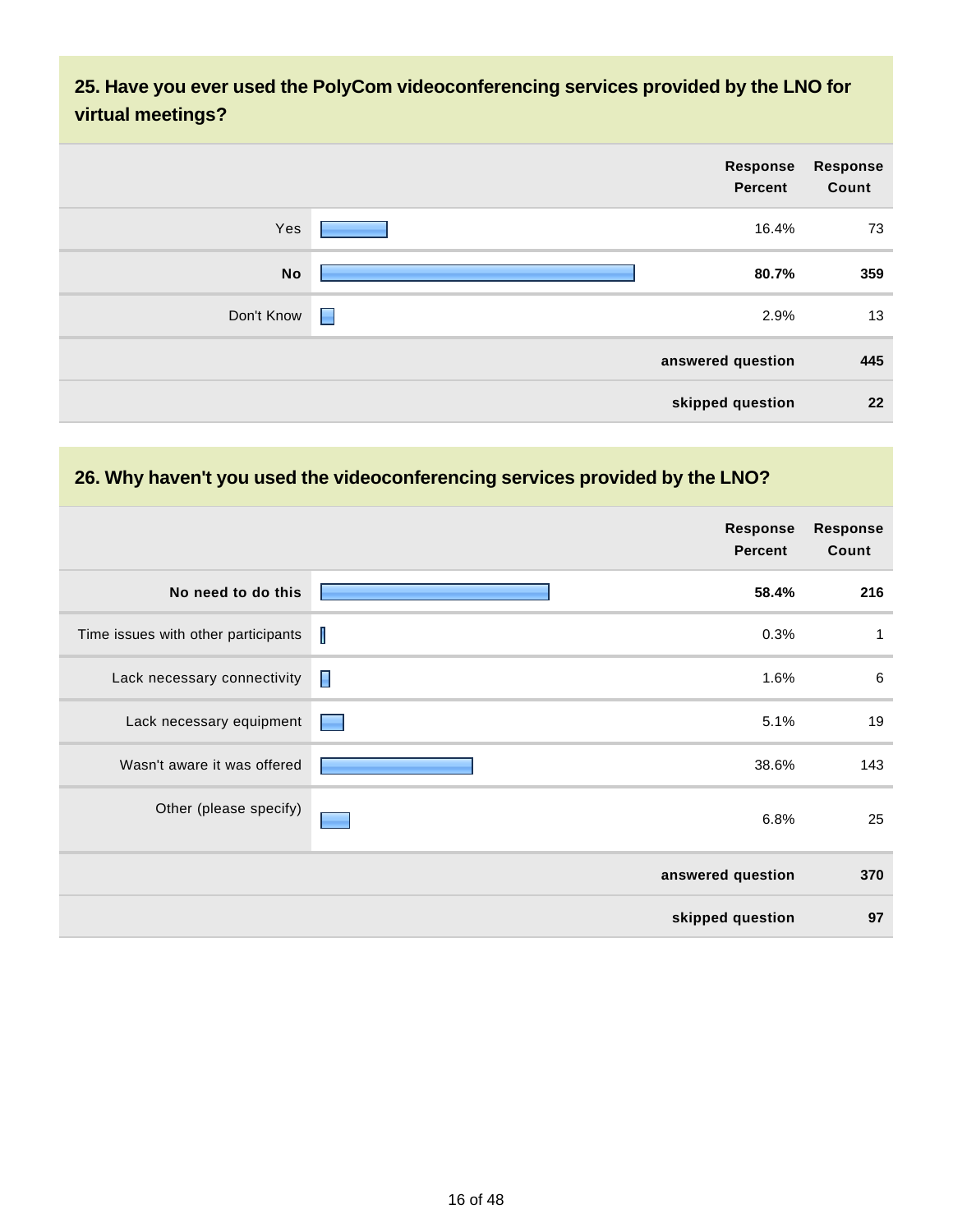## 25. Have you ever used the PolyCom videoconferencing services provided by the LNO for virtual meetings?

| | Response Percent | Response Count |
|---|---|---|
| Yes | 16.4% | 73 |
| **No** | **80.7%** | **359** |
| Don't Know | 2.9% | 13 |
| | **answered question** | **445** |
| | **skipped question** | **22** |

## 26. Why haven't you used the videoconferencing services provided by the LNO?

| | Response Percent | Response Count |
|---|---|---|
| **No need to do this** | **58.4%** | **216** |
| Time issues with other participants | 0.3% | 1 |
| Lack necessary connectivity | 1.6% | 6 |
| Lack necessary equipment | 5.1% | 19 |
| Wasn't aware it was offered | 38.6% | 143 |
| Other (please specify) | 6.8% | 25 |
| | **answered question** | **370** |
| | **skipped question** | **97** |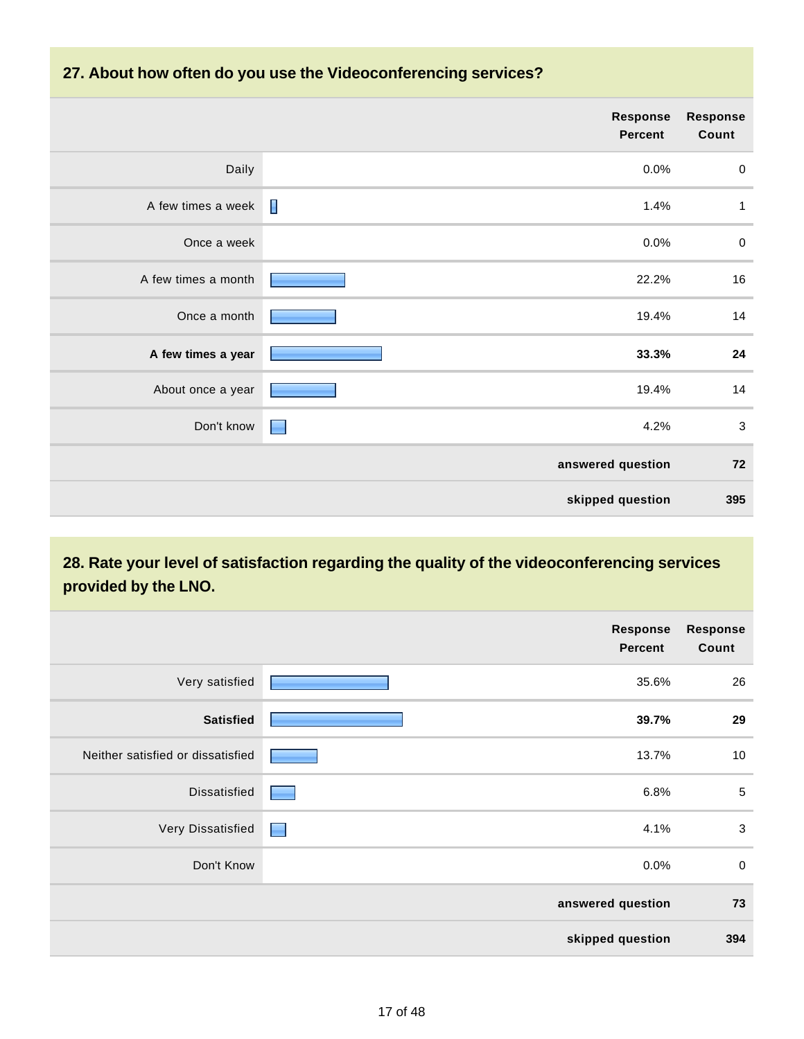### 27. About how often do you use the Videoconferencing services?

| | Response Percent | Response Count |
|---|---|---|
| Daily | 0.0% | 0 |
| A few times a week | 1.4% | 1 |
| Once a week | 0.0% | 0 |
| A few times a month | 22.2% | 16 |
| Once a month | 19.4% | 14 |
| **A few times a year** | **33.3%** | **24** |
| About once a year | 19.4% | 14 |
| Don't know | 4.2% | 3 |
| | **answered question** | **72** |
| | **skipped question** | **395** |

### 28. Rate your level of satisfaction regarding the quality of the videoconferencing services provided by the LNO.

| | Response Percent | Response Count |
|---|---|---|
| Very satisfied | 35.6% | 26 |
| **Satisfied** | **39.7%** | **29** |
| Neither satisfied or dissatisfied | 13.7% | 10 |
| Dissatisfied | 6.8% | 5 |
| Very Dissatisfied | 4.1% | 3 |
| Don't Know | 0.0% | 0 |
| | **answered question** | **73** |
| | **skipped question** | **394** |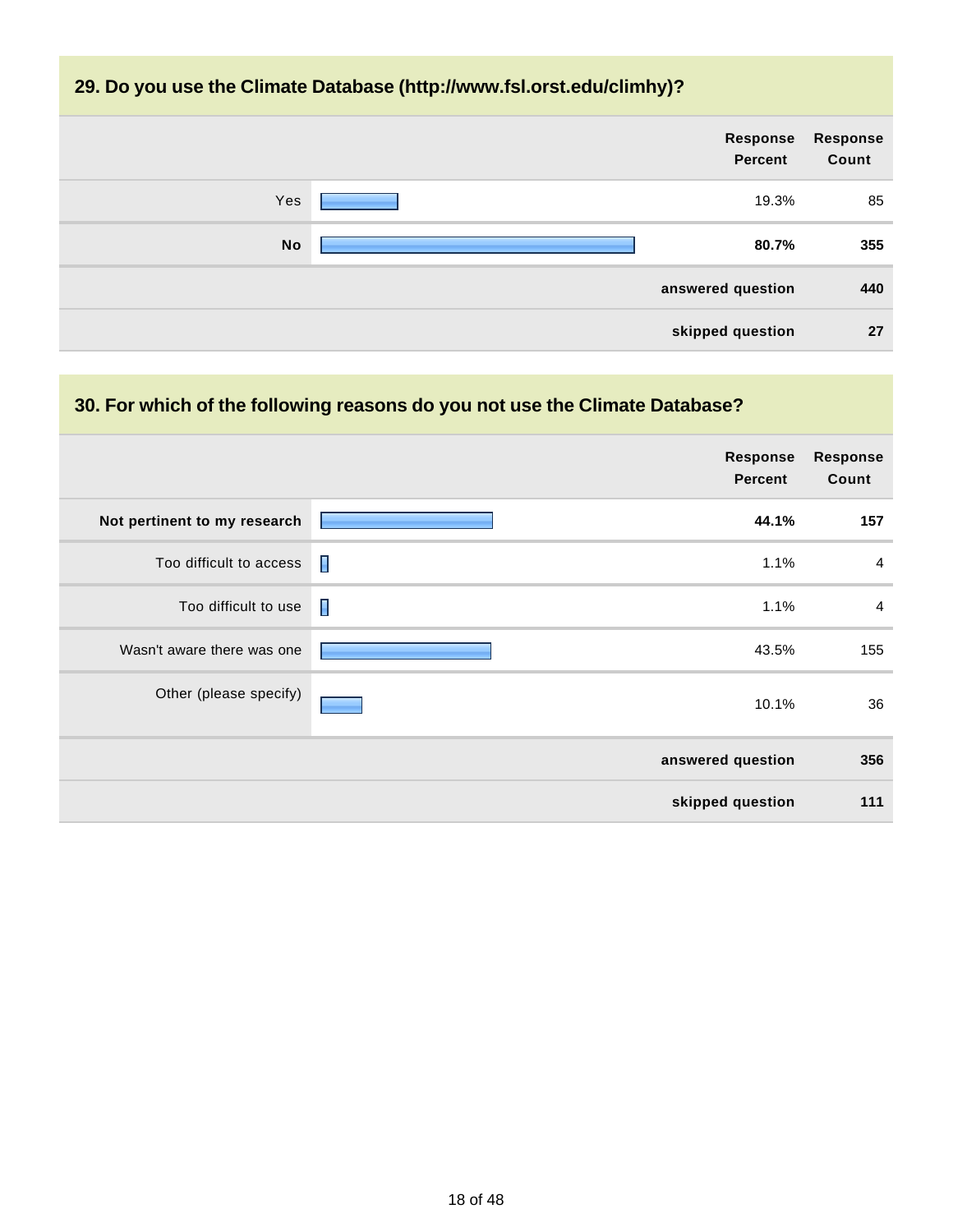## 29. Do you use the Climate Database (http://www.fsl.orst.edu/climhy)?

| | Response Percent | Response Count |
|---|---|---|
| Yes | 19.3% | 85 |
| **No** | **80.7%** | **355** |
| | **answered question** | **440** |
| | **skipped question** | **27** |

## 30. For which of the following reasons do you not use the Climate Database?

| | Response Percent | Response Count |
|---|---|---|
| **Not pertinent to my research** | **44.1%** | **157** |
| Too difficult to access | 1.1% | 4 |
| Too difficult to use | 1.1% | 4 |
| Wasn't aware there was one | 43.5% | 155 |
| Other (please specify) | 10.1% | 36 |
| | **answered question** | **356** |
| | **skipped question** | **111** |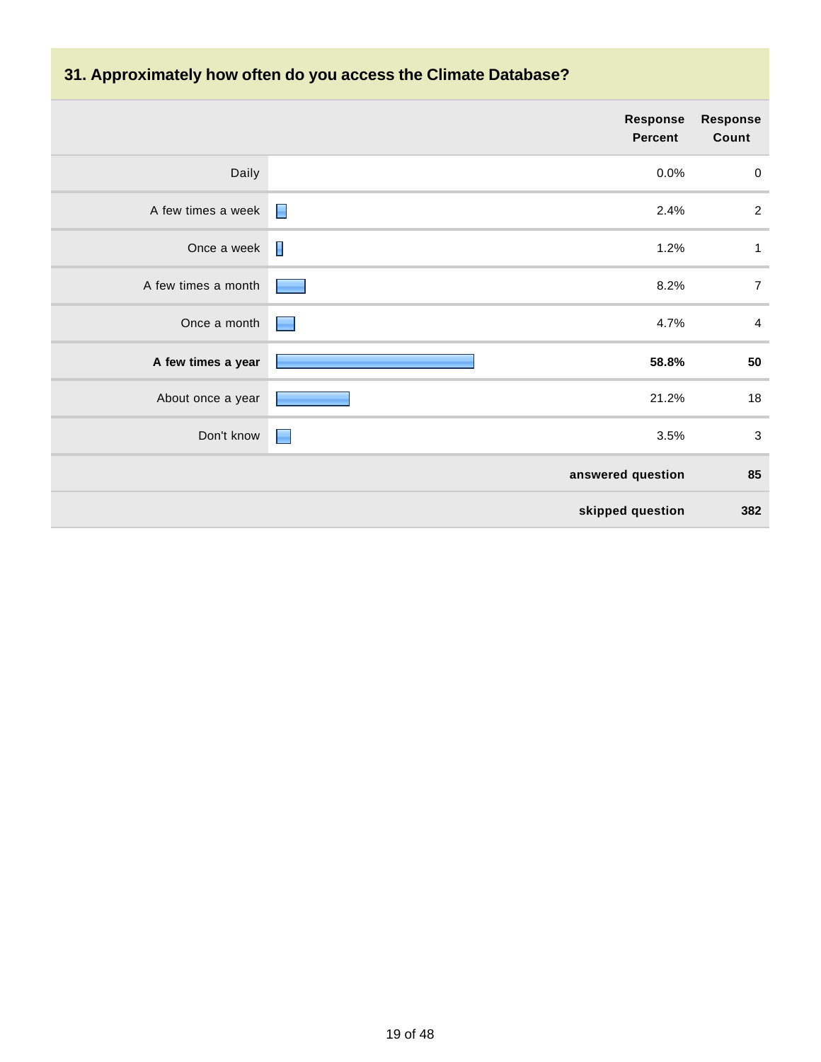## 31. Approximately how often do you access the Climate Database?

| | Response Percent | Response Count |
|---|---|---|
| Daily | 0.0% | 0 |
| A few times a week | 2.4% | 2 |
| Once a week | 1.2% | 1 |
| A few times a month | 8.2% | 7 |
| Once a month | 4.7% | 4 |
| **A few times a year** | **58.8%** | **50** |
| About once a year | 21.2% | 18 |
| Don't know | 3.5% | 3 |
| | **answered question** | **85** |
| | **skipped question** | **382** |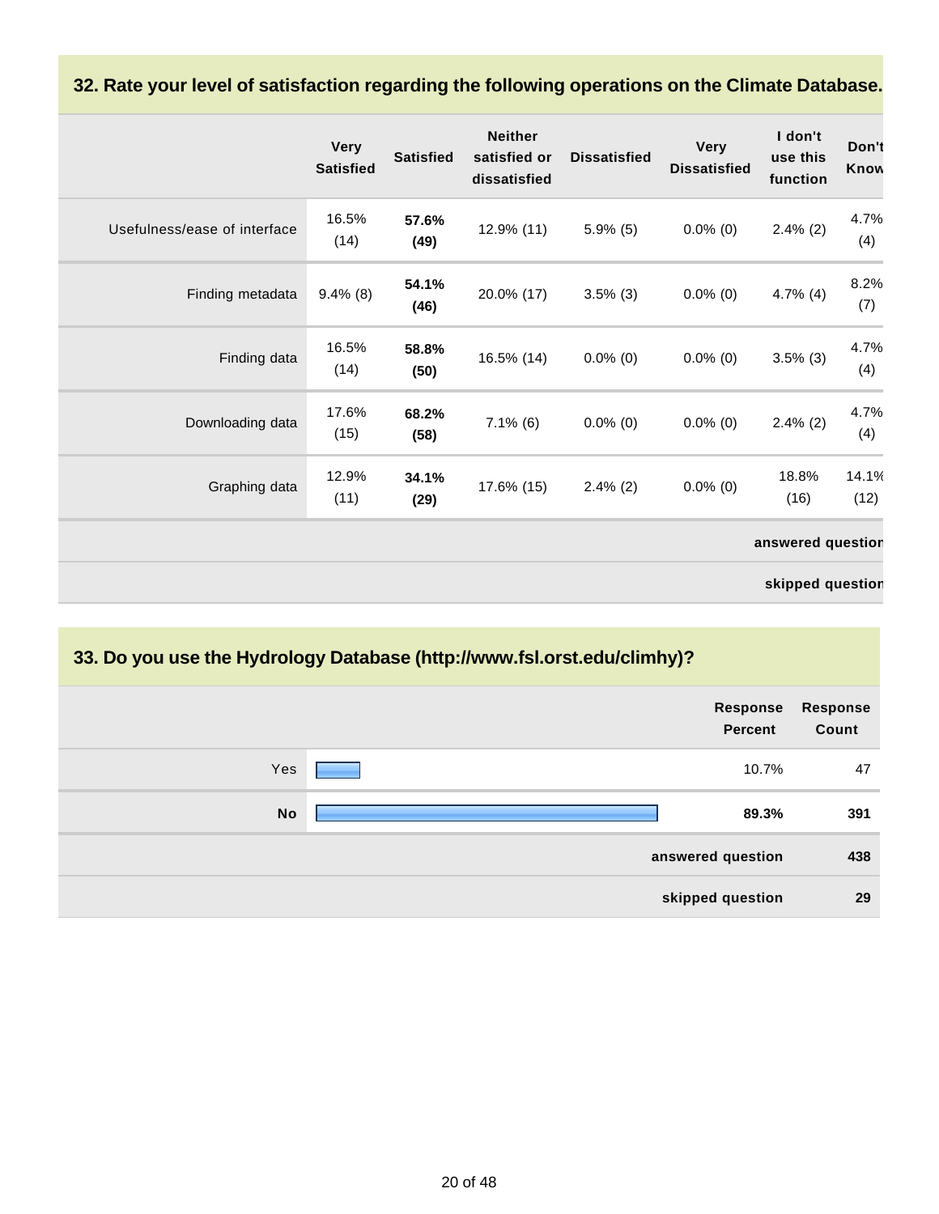## 32. Rate your level of satisfaction regarding the following operations on the Climate Database.

| | Very Satisfied | Satisfied | Neither satisfied or dissatisfied | Dissatisfied | Very Dissatisfied | I don't use this function | Don't Know |
|---|---|---|---|---|---|---|---|
| Usefulness/ease of interface | 16.5% (14) | **57.6% (49)** | 12.9% (11) | 5.9% (5) | 0.0% (0) | 2.4% (2) | 4.7% (4) |
| Finding metadata | 9.4% (8) | **54.1% (46)** | 20.0% (17) | 3.5% (3) | 0.0% (0) | 4.7% (4) | 8.2% (7) |
| Finding data | 16.5% (14) | **58.8% (50)** | 16.5% (14) | 0.0% (0) | 0.0% (0) | 3.5% (3) | 4.7% (4) |
| Downloading data | 17.6% (15) | **68.2% (58)** | 7.1% (6) | 0.0% (0) | 0.0% (0) | 2.4% (2) | 4.7% (4) |
| Graphing data | 12.9% (11) | **34.1% (29)** | 17.6% (15) | 2.4% (2) | 0.0% (0) | 18.8% (16) | 14.1% (12) |
| | | | | | | | **answered question** |
| | | | | | | | **skipped question** |

## 33. Do you use the Hydrology Database (http://www.fsl.orst.edu/climhy)?

| | Response Percent | Response Count |
|---|---|---|
| Yes | 10.7% | 47 |
| **No** | **89.3%** | **391** |
| | **answered question** | **438** |
| | **skipped question** | **29** |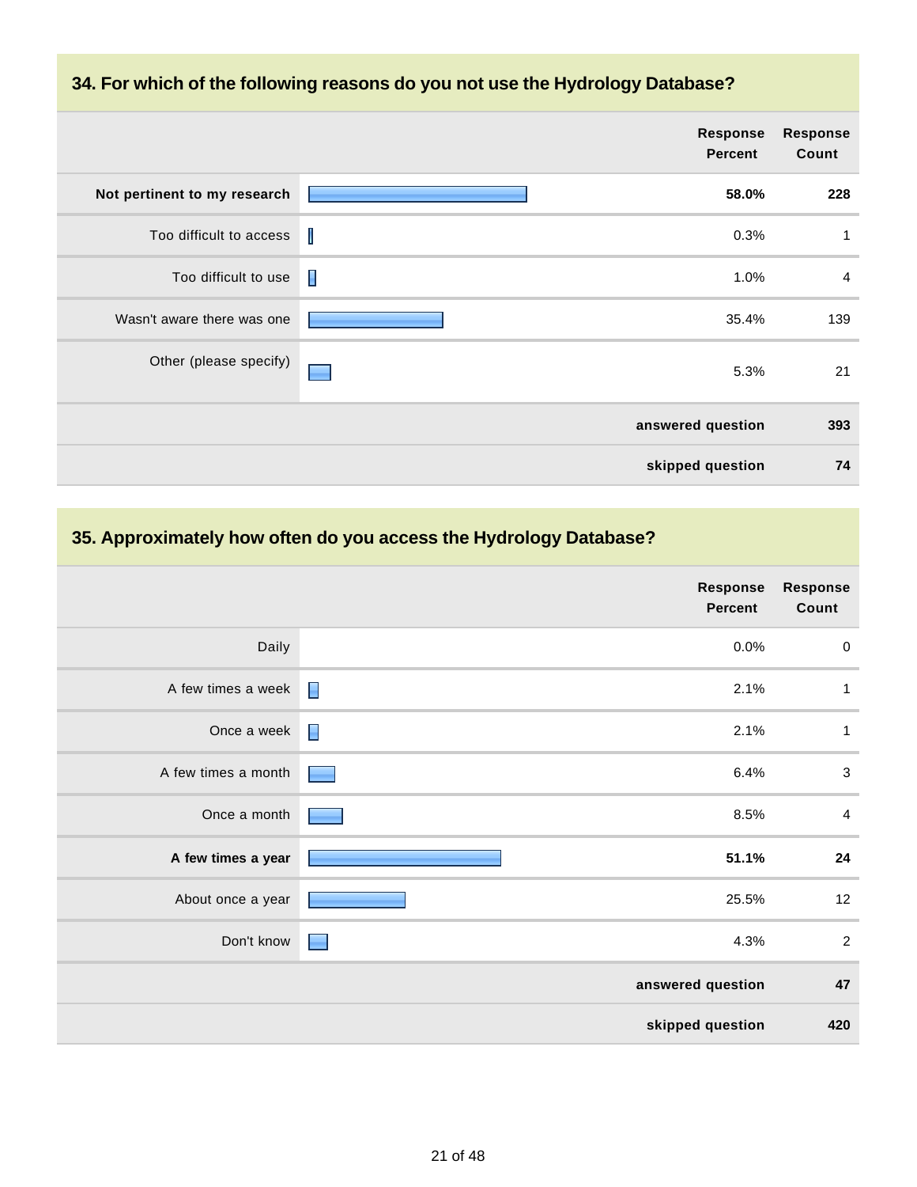## 34. For which of the following reasons do you not use the Hydrology Database?

| | Response Percent | Response Count |
|---|---|---|
| **Not pertinent to my research** | **58.0%** | **228** |
| Too difficult to access | 0.3% | 1 |
| Too difficult to use | 1.0% | 4 |
| Wasn't aware there was one | 35.4% | 139 |
| Other (please specify) | 5.3% | 21 |
| | **answered question** | **393** |
| | **skipped question** | **74** |

## 35. Approximately how often do you access the Hydrology Database?

| | Response Percent | Response Count |
|---|---|---|
| Daily | 0.0% | 0 |
| A few times a week | 2.1% | 1 |
| Once a week | 2.1% | 1 |
| A few times a month | 6.4% | 3 |
| Once a month | 8.5% | 4 |
| **A few times a year** | **51.1%** | **24** |
| About once a year | 25.5% | 12 |
| Don't know | 4.3% | 2 |
| | **answered question** | **47** |
| | **skipped question** | **420** |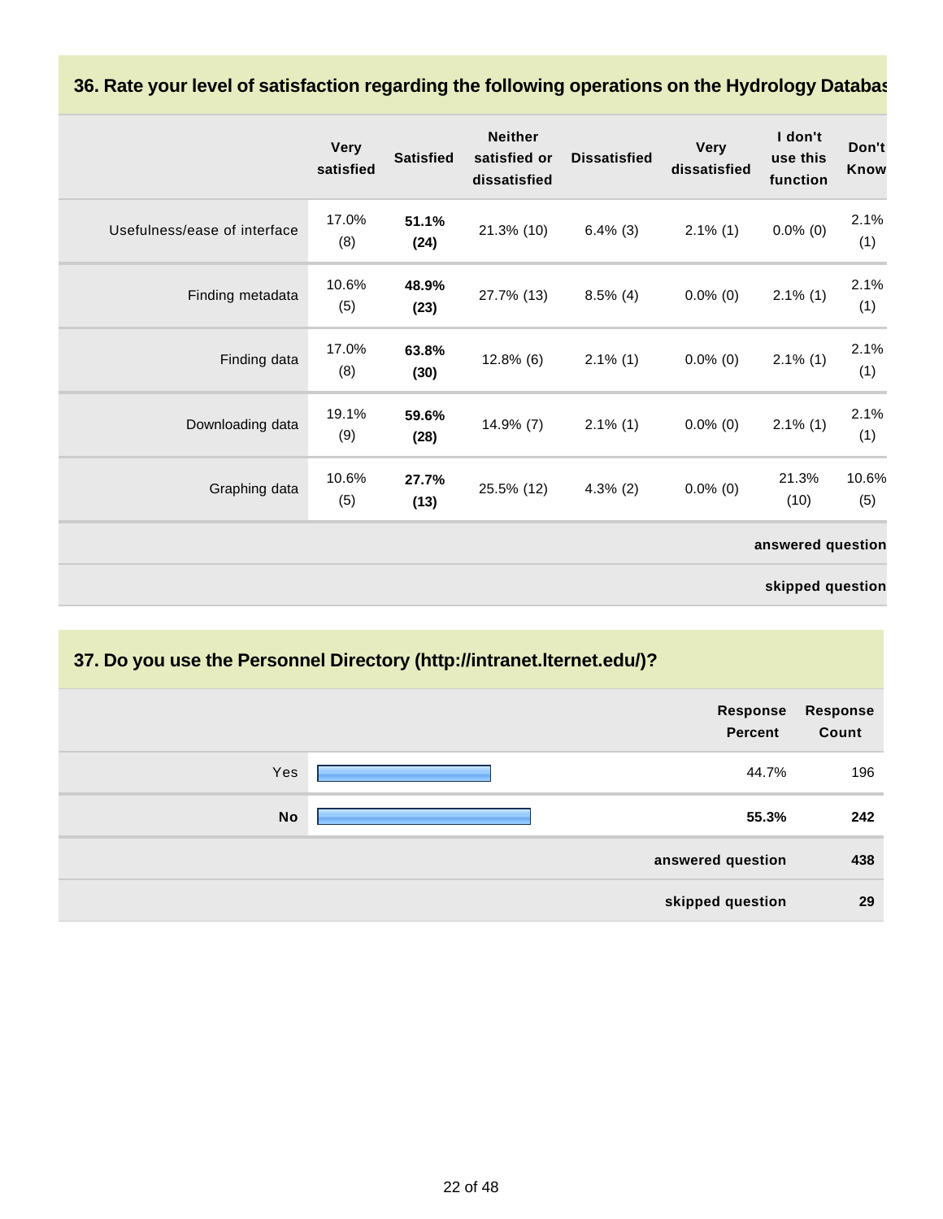### 36. Rate your level of satisfaction regarding the following operations on the Hydrology Databas

| | Very satisfied | Satisfied | Neither satisfied or dissatisfied | Dissatisfied | Very dissatisfied | I don't use this function | Don't Know |
|---|---|---|---|---|---|---|---|
| Usefulness/ease of interface | 17.0% (8) | **51.1% (24)** | 21.3% (10) | 6.4% (3) | 2.1% (1) | 0.0% (0) | 2.1% (1) |
| Finding metadata | 10.6% (5) | **48.9% (23)** | 27.7% (13) | 8.5% (4) | 0.0% (0) | 2.1% (1) | 2.1% (1) |
| Finding data | 17.0% (8) | **63.8% (30)** | 12.8% (6) | 2.1% (1) | 0.0% (0) | 2.1% (1) | 2.1% (1) |
| Downloading data | 19.1% (9) | **59.6% (28)** | 14.9% (7) | 2.1% (1) | 0.0% (0) | 2.1% (1) | 2.1% (1) |
| Graphing data | 10.6% (5) | **27.7% (13)** | 25.5% (12) | 4.3% (2) | 0.0% (0) | 21.3% (10) | 10.6% (5) |
| | | | | | | **answered question** | |
| | | | | | | **skipped question** | |

### 37. Do you use the Personnel Directory (http://intranet.lternet.edu/)?

| | Response Percent | Response Count |
|---|---|---|
| Yes | 44.7% | 196 |
| **No** | **55.3%** | **242** |
| **answered question** | | **438** |
| **skipped question** | | **29** |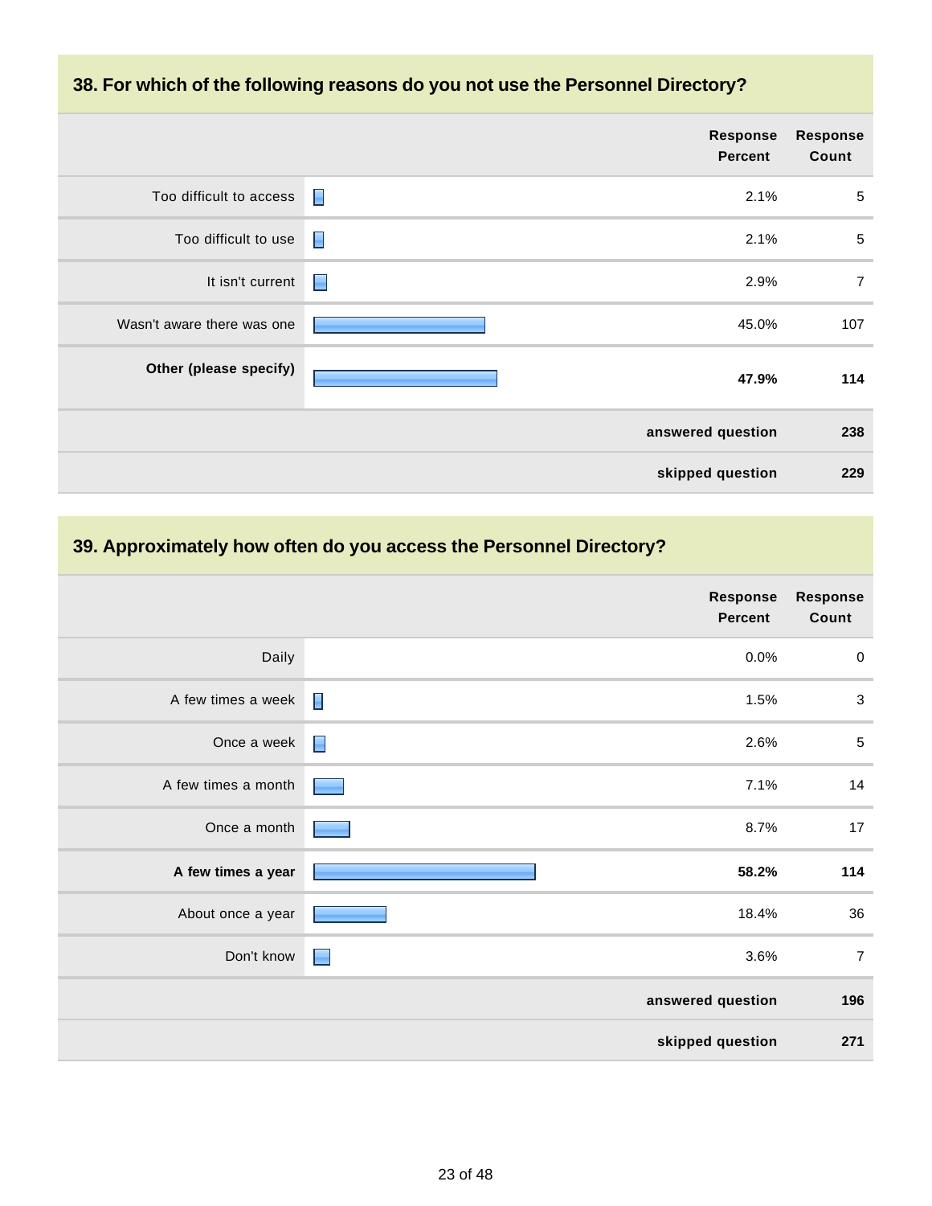## 38. For which of the following reasons do you not use the Personnel Directory?

| | Response Percent | Response Count |
|---|---|---|
| Too difficult to access | 2.1% | 5 |
| Too difficult to use | 2.1% | 5 |
| It isn't current | 2.9% | 7 |
| Wasn't aware there was one | 45.0% | 107 |
| **Other (please specify)** | **47.9%** | **114** |
| | **answered question** | **238** |
| | **skipped question** | **229** |

## 39. Approximately how often do you access the Personnel Directory?

| | Response Percent | Response Count |
|---|---|---|
| Daily | 0.0% | 0 |
| A few times a week | 1.5% | 3 |
| Once a week | 2.6% | 5 |
| A few times a month | 7.1% | 14 |
| Once a month | 8.7% | 17 |
| **A few times a year** | **58.2%** | **114** |
| About once a year | 18.4% | 36 |
| Don't know | 3.6% | 7 |
| | **answered question** | **196** |
| | **skipped question** | **271** |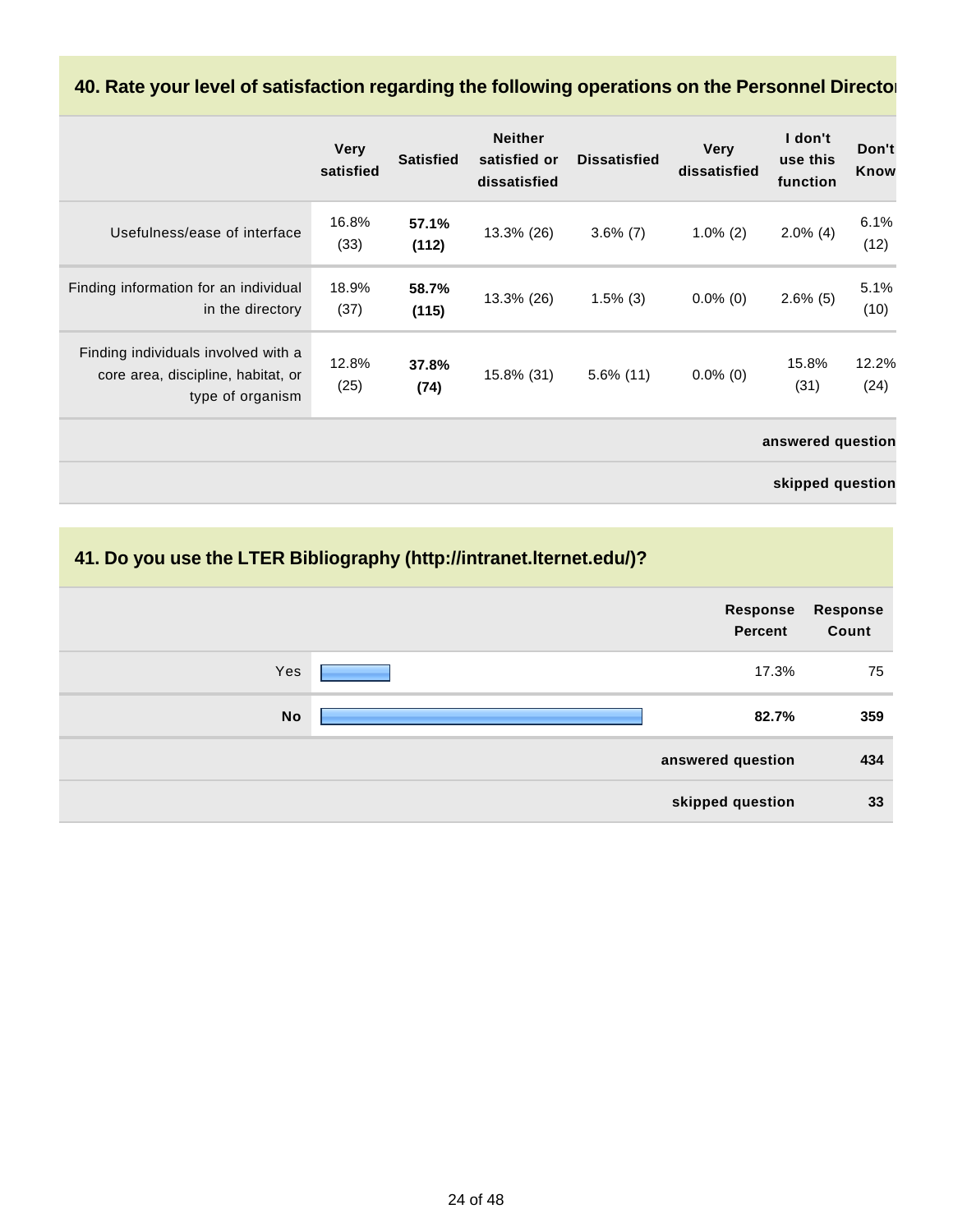## 40. Rate your level of satisfaction regarding the following operations on the Personnel Director

| | Very satisfied | Satisfied | Neither satisfied or dissatisfied | Dissatisfied | Very dissatisfied | I don't use this function | Don't Know |
|---|---|---|---|---|---|---|---|
| Usefulness/ease of interface | 16.8% (33) | **57.1% (112)** | 13.3% (26) | 3.6% (7) | 1.0% (2) | 2.0% (4) | 6.1% (12) |
| Finding information for an individual in the directory | 18.9% (37) | **58.7% (115)** | 13.3% (26) | 1.5% (3) | 0.0% (0) | 2.6% (5) | 5.1% (10) |
| Finding individuals involved with a core area, discipline, habitat, or type of organism | 12.8% (25) | **37.8% (74)** | 15.8% (31) | 5.6% (11) | 0.0% (0) | 15.8% (31) | 12.2% (24) |
| | | | | | | | **answered question** |
| | | | | | | | **skipped question** |

## 41. Do you use the LTER Bibliography (http://intranet.lternet.edu/)?

| | Response Percent | Response Count |
|---|---|---|
| Yes | 17.3% | 75 |
| **No** | **82.7%** | **359** |
| **answered question** | | **434** |
| **skipped question** | | **33** |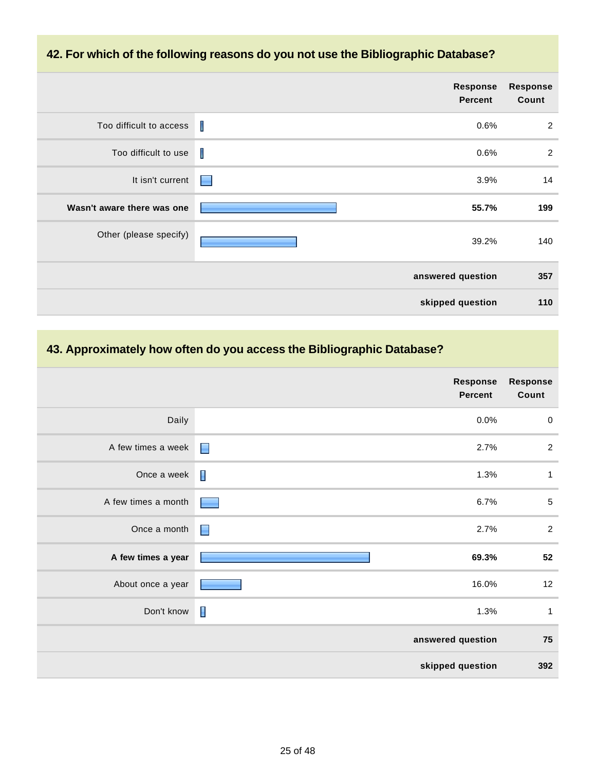## 42. For which of the following reasons do you not use the Bibliographic Database?

| | Response Percent | Response Count |
|---|---|---|
| Too difficult to access | 0.6% | 2 |
| Too difficult to use | 0.6% | 2 |
| It isn't current | 3.9% | 14 |
| **Wasn't aware there was one** | **55.7%** | **199** |
| Other (please specify) | 39.2% | 140 |
| | **answered question** | **357** |
| | **skipped question** | **110** |

## 43. Approximately how often do you access the Bibliographic Database?

| | Response Percent | Response Count |
|---|---|---|
| Daily | 0.0% | 0 |
| A few times a week | 2.7% | 2 |
| Once a week | 1.3% | 1 |
| A few times a month | 6.7% | 5 |
| Once a month | 2.7% | 2 |
| **A few times a year** | **69.3%** | **52** |
| About once a year | 16.0% | 12 |
| Don't know | 1.3% | 1 |
| | **answered question** | **75** |
| | **skipped question** | **392** |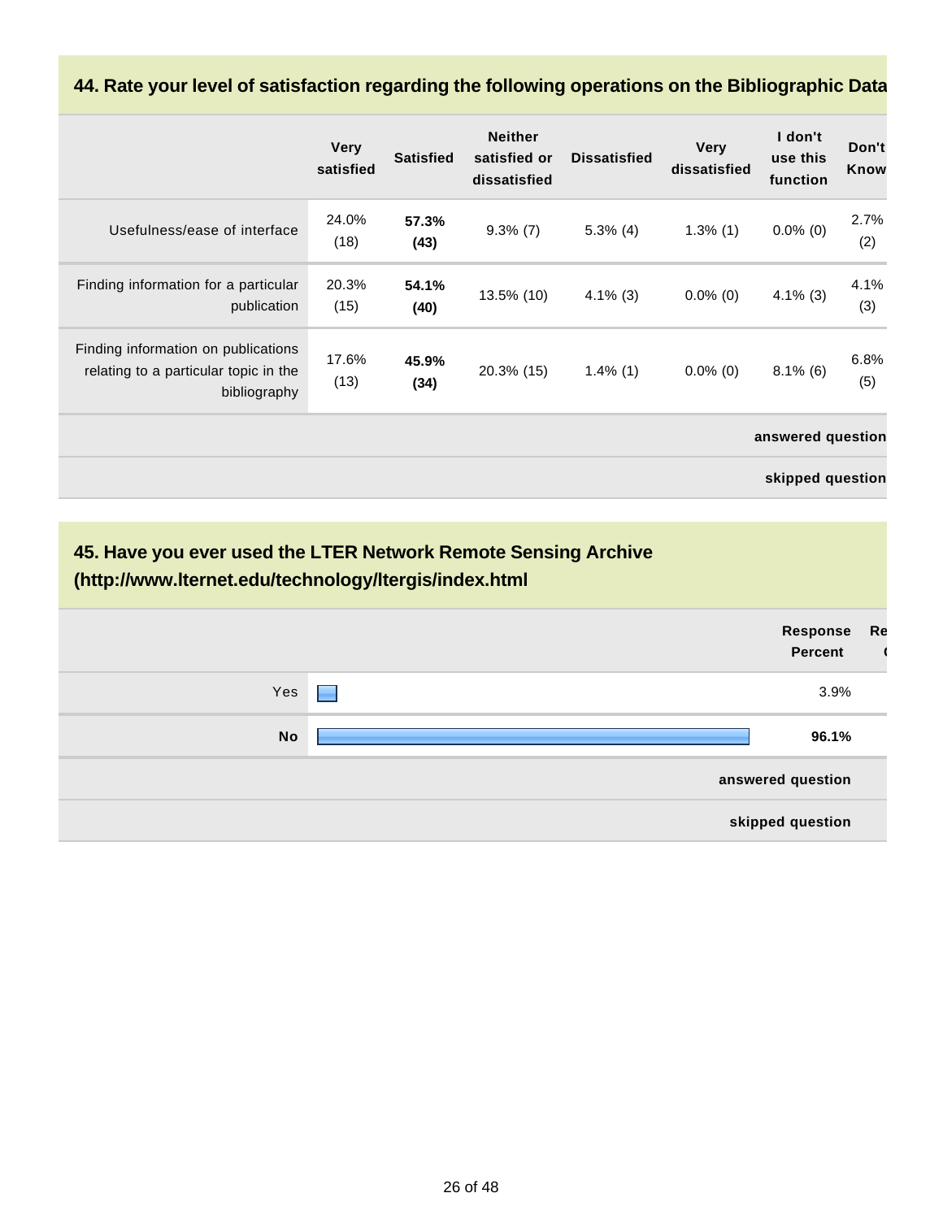## 44. Rate your level of satisfaction regarding the following operations on the Bibliographic Data

| | Very satisfied | Satisfied | Neither satisfied or dissatisfied | Dissatisfied | Very dissatisfied | I don't use this function | Don't Know |
|---|---|---|---|---|---|---|---|
| Usefulness/ease of interface | 24.0% (18) | **57.3% (43)** | 9.3% (7) | 5.3% (4) | 1.3% (1) | 0.0% (0) | 2.7% (2) |
| Finding information for a particular publication | 20.3% (15) | **54.1% (40)** | 13.5% (10) | 4.1% (3) | 0.0% (0) | 4.1% (3) | 4.1% (3) |
| Finding information on publications relating to a particular topic in the bibliography | 17.6% (13) | **45.9% (34)** | 20.3% (15) | 1.4% (1) | 0.0% (0) | 8.1% (6) | 6.8% (5) |
| | | | | | | | **answered question** |
| | | | | | | | **skipped question** |

## 45. Have you ever used the LTER Network Remote Sensing Archive (http://www.lternet.edu/technology/ltergis/index.html

| | Response Percent | Re |
|---|---|---|
| Yes | 3.9% | |
| **No** | **96.1%** | |
| **answered question** | | |
| **skipped question** | | |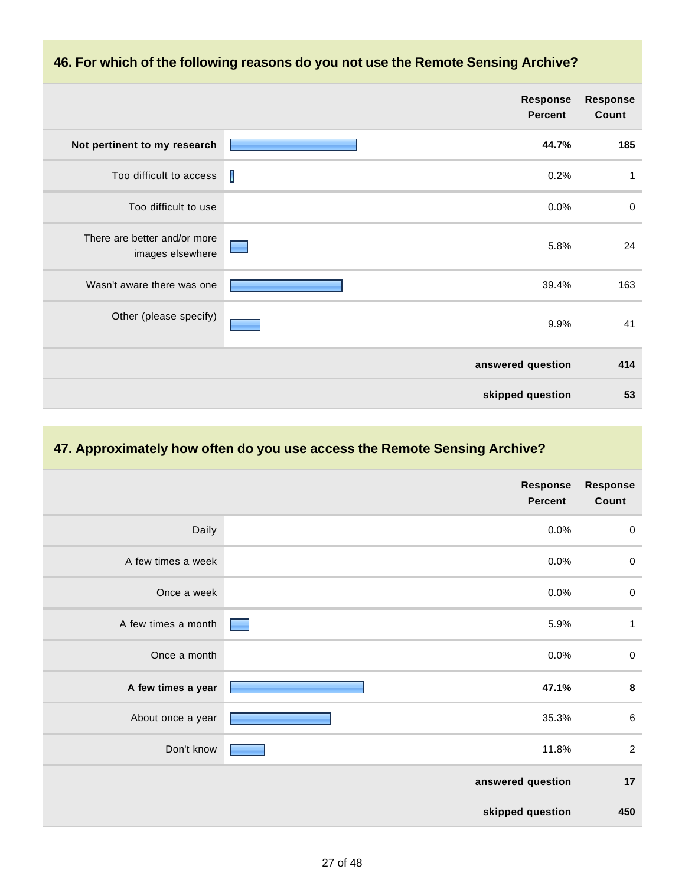## 46. For which of the following reasons do you not use the Remote Sensing Archive?

| | Response Percent | Response Count |
|---|---|---|
| **Not pertinent to my research** | **44.7%** | **185** |
| Too difficult to access | 0.2% | 1 |
| Too difficult to use | 0.0% | 0 |
| There are better and/or more images elsewhere | 5.8% | 24 |
| Wasn't aware there was one | 39.4% | 163 |
| Other (please specify) | 9.9% | 41 |
| | **answered question** | **414** |
| | **skipped question** | **53** |

## 47. Approximately how often do you use access the Remote Sensing Archive?

| | Response Percent | Response Count |
|---|---|---|
| Daily | 0.0% | 0 |
| A few times a week | 0.0% | 0 |
| Once a week | 0.0% | 0 |
| A few times a month | 5.9% | 1 |
| Once a month | 0.0% | 0 |
| **A few times a year** | **47.1%** | **8** |
| About once a year | 35.3% | 6 |
| Don't know | 11.8% | 2 |
| | **answered question** | **17** |
| | **skipped question** | **450** |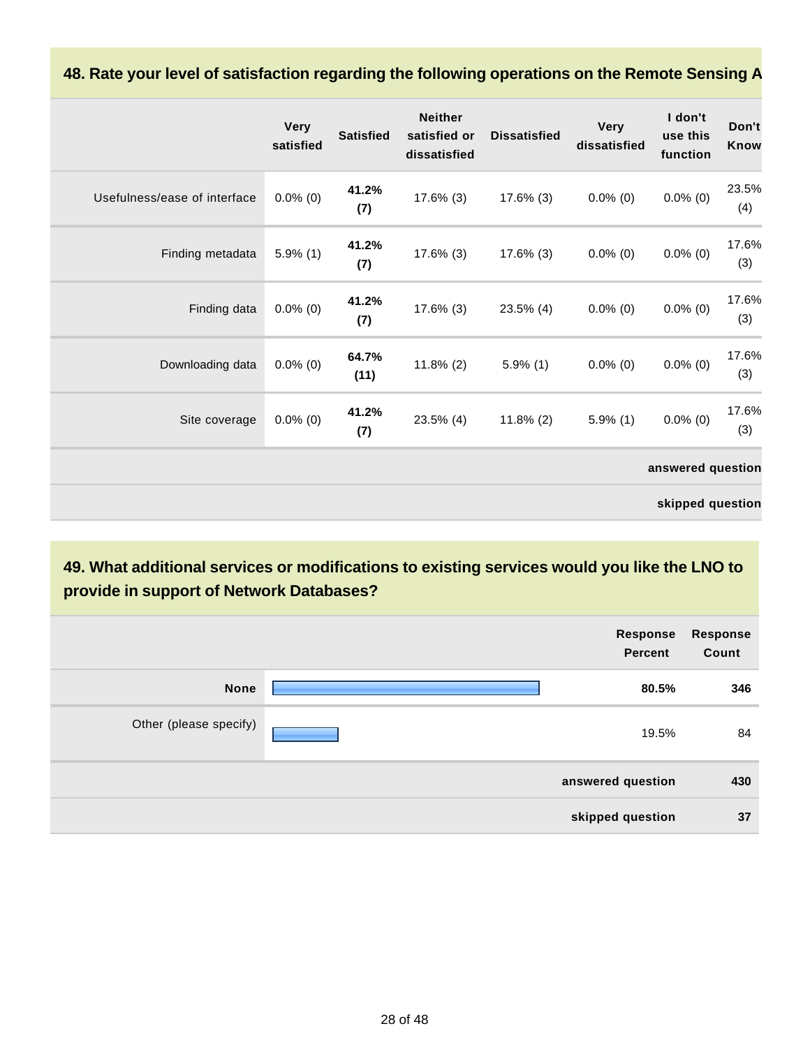## 48. Rate your level of satisfaction regarding the following operations on the Remote Sensing A

| | Very satisfied | Satisfied | Neither satisfied or dissatisfied | Dissatisfied | Very dissatisfied | I don't use this function | Don't Know |
|---|---|---|---|---|---|---|---|
| Usefulness/ease of interface | 0.0% (0) | **41.2% (7)** | 17.6% (3) | 17.6% (3) | 0.0% (0) | 0.0% (0) | 23.5% (4) |
| Finding metadata | 5.9% (1) | **41.2% (7)** | 17.6% (3) | 17.6% (3) | 0.0% (0) | 0.0% (0) | 17.6% (3) |
| Finding data | 0.0% (0) | **41.2% (7)** | 17.6% (3) | 23.5% (4) | 0.0% (0) | 0.0% (0) | 17.6% (3) |
| Downloading data | 0.0% (0) | **64.7% (11)** | 11.8% (2) | 5.9% (1) | 0.0% (0) | 0.0% (0) | 17.6% (3) |
| Site coverage | 0.0% (0) | **41.2% (7)** | 23.5% (4) | 11.8% (2) | 5.9% (1) | 0.0% (0) | 17.6% (3) |
| | | | | | | | **answered question** |
| | | | | | | | **skipped question** |

## 49. What additional services or modifications to existing services would you like the LNO to provide in support of Network Databases?

| | Response Percent | Response Count |
|---|---|---|
| **None** | **80.5%** | **346** |
| Other (please specify) | 19.5% | 84 |
| **answered question** | | **430** |
| **skipped question** | | **37** |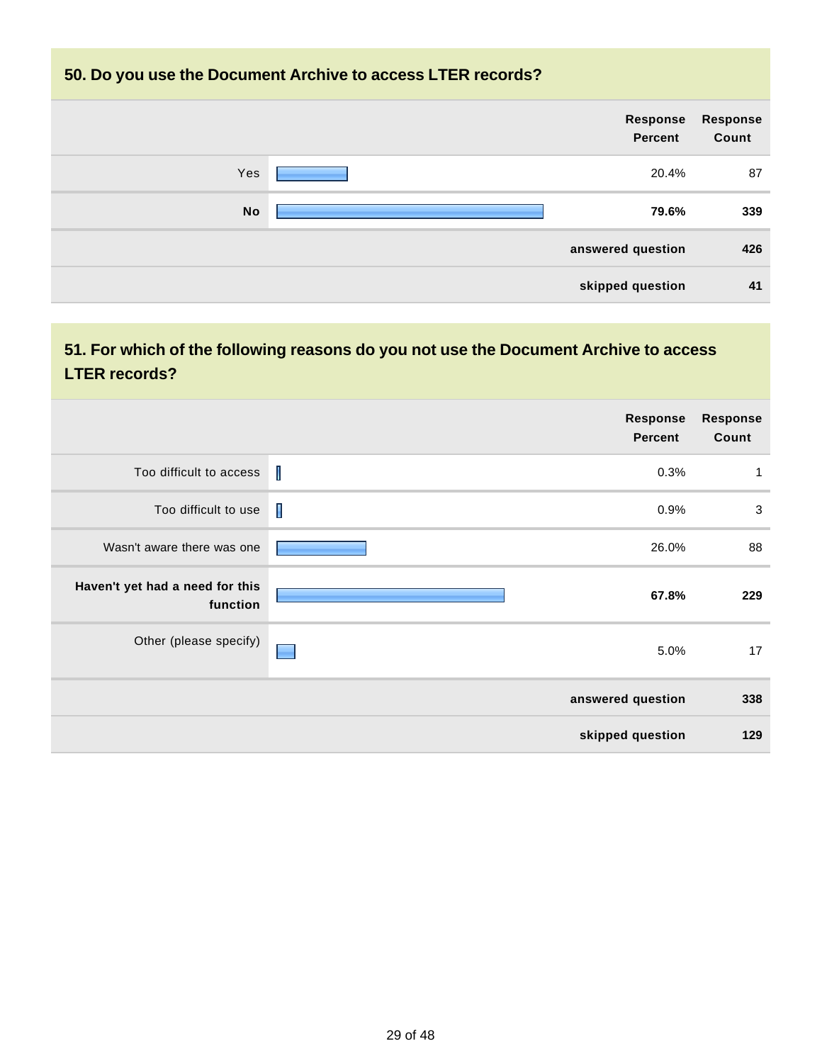## 50. Do you use the Document Archive to access LTER records?

| | Response Percent | Response Count |
|---|---|---|
| Yes | 20.4% | 87 |
| **No** | **79.6%** | **339** |
| | **answered question** | **426** |
| | **skipped question** | **41** |

## 51. For which of the following reasons do you not use the Document Archive to access LTER records?

| | Response Percent | Response Count |
|---|---|---|
| Too difficult to access | 0.3% | 1 |
| Too difficult to use | 0.9% | 3 |
| Wasn't aware there was one | 26.0% | 88 |
| **Haven't yet had a need for this function** | **67.8%** | **229** |
| Other (please specify) | 5.0% | 17 |
| | **answered question** | **338** |
| | **skipped question** | **129** |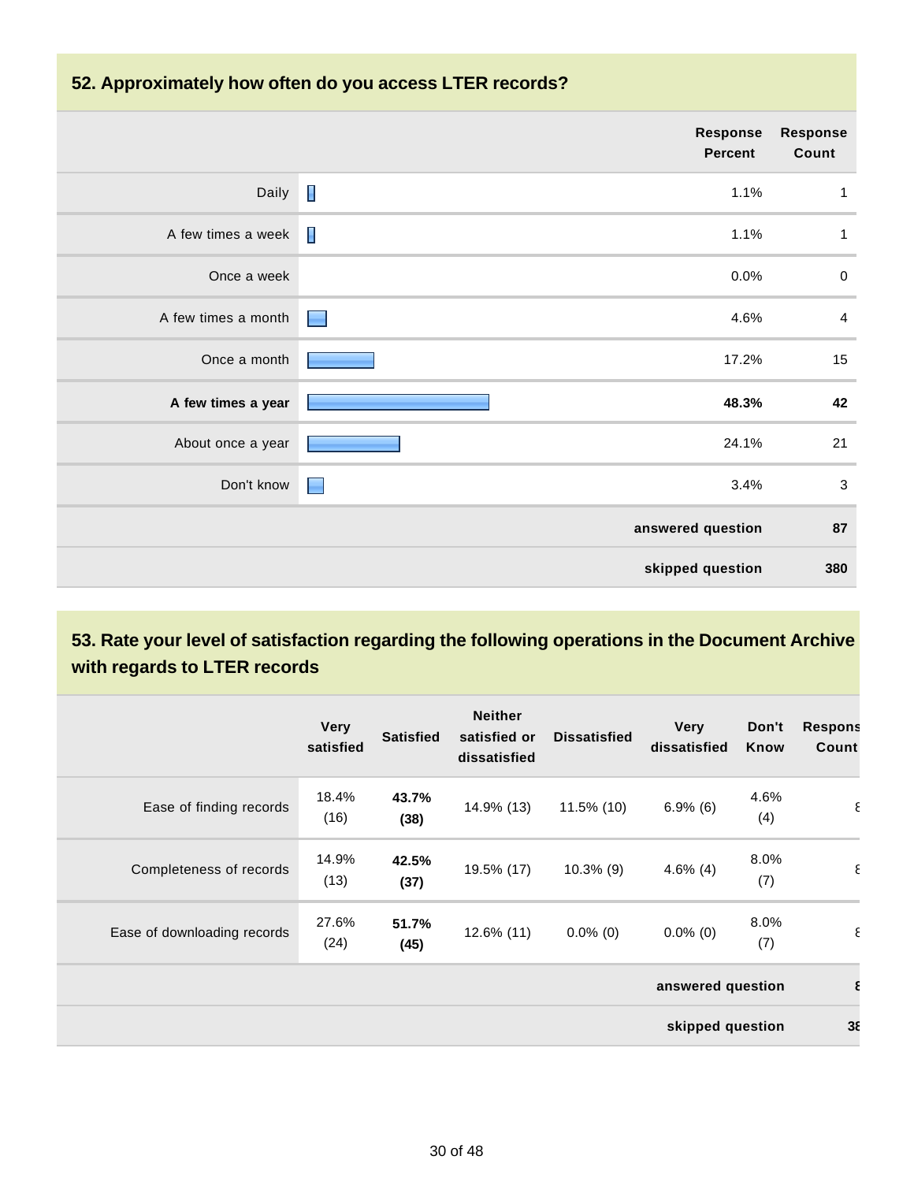## 52. Approximately how often do you access LTER records?

| | Response Percent | Response Count |
|---|---|---|
| Daily | 1.1% | 1 |
| A few times a week | 1.1% | 1 |
| Once a week | 0.0% | 0 |
| A few times a month | 4.6% | 4 |
| Once a month | 17.2% | 15 |
| **A few times a year** | **48.3%** | **42** |
| About once a year | 24.1% | 21 |
| Don't know | 3.4% | 3 |
| | **answered question** | **87** |
| | **skipped question** | **380** |

## 53. Rate your level of satisfaction regarding the following operations in the Document Archive with regards to LTER records

| | Very satisfied | Satisfied | Neither satisfied or dissatisfied | Dissatisfied | Very dissatisfied | Don't Know | Respons Count |
|---|---|---|---|---|---|---|---|
| Ease of finding records | 18.4% (16) | **43.7% (38)** | 14.9% (13) | 11.5% (10) | 6.9% (6) | 4.6% (4) | 8 |
| Completeness of records | 14.9% (13) | **42.5% (37)** | 19.5% (17) | 10.3% (9) | 4.6% (4) | 8.0% (7) | 8 |
| Ease of downloading records | 27.6% (24) | **51.7% (45)** | 12.6% (11) | 0.0% (0) | 0.0% (0) | 8.0% (7) | 8 |
| | | | | | | **answered question** | **8** |
| | | | | | | **skipped question** | **38** |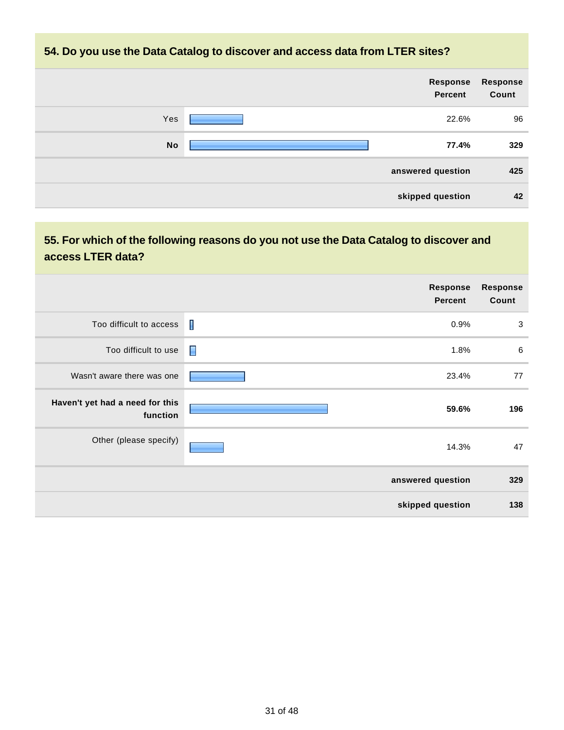## 54. Do you use the Data Catalog to discover and access data from LTER sites?

| | Response Percent | Response Count |
|---|---|---|
| Yes | 22.6% | 96 |
| **No** | **77.4%** | **329** |
| | **answered question** | **425** |
| | **skipped question** | **42** |

## 55. For which of the following reasons do you not use the Data Catalog to discover and access LTER data?

| | Response Percent | Response Count |
|---|---|---|
| Too difficult to access | 0.9% | 3 |
| Too difficult to use | 1.8% | 6 |
| Wasn't aware there was one | 23.4% | 77 |
| **Haven't yet had a need for this function** | **59.6%** | **196** |
| Other (please specify) | 14.3% | 47 |
| | **answered question** | **329** |
| | **skipped question** | **138** |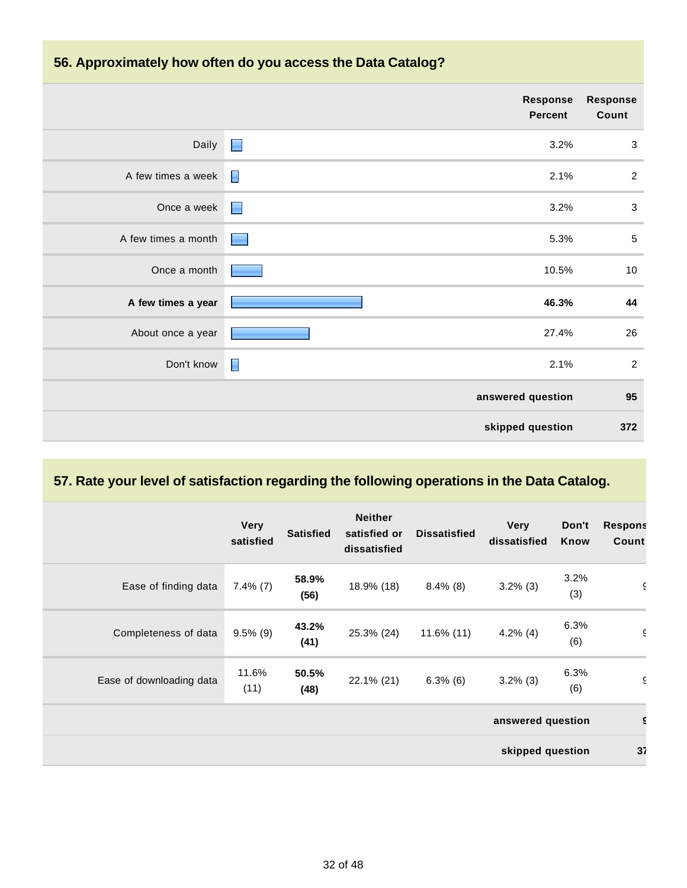## 56. Approximately how often do you access the Data Catalog?

| | Response Percent | Response Count |
|---|---|---|
| Daily | 3.2% | 3 |
| A few times a week | 2.1% | 2 |
| Once a week | 3.2% | 3 |
| A few times a month | 5.3% | 5 |
| Once a month | 10.5% | 10 |
| **A few times a year** | **46.3%** | **44** |
| About once a year | 27.4% | 26 |
| Don't know | 2.1% | 2 |
| | **answered question** | **95** |
| | **skipped question** | **372** |

## 57. Rate your level of satisfaction regarding the following operations in the Data Catalog.

| | Very satisfied | Satisfied | Neither satisfied or dissatisfied | Dissatisfied | Very dissatisfied | Don't Know | Respons Count |
|---|---|---|---|---|---|---|---|
| Ease of finding data | 7.4% (7) | **58.9% (56)** | 18.9% (18) | 8.4% (8) | 3.2% (3) | 3.2% (3) | 9 |
| Completeness of data | 9.5% (9) | **43.2% (41)** | 25.3% (24) | 11.6% (11) | 4.2% (4) | 6.3% (6) | 9 |
| Ease of downloading data | 11.6% (11) | **50.5% (48)** | 22.1% (21) | 6.3% (6) | 3.2% (3) | 6.3% (6) | 9 |
| | | | | | **answered question** | | **9** |
| | | | | | **skipped question** | | **37** |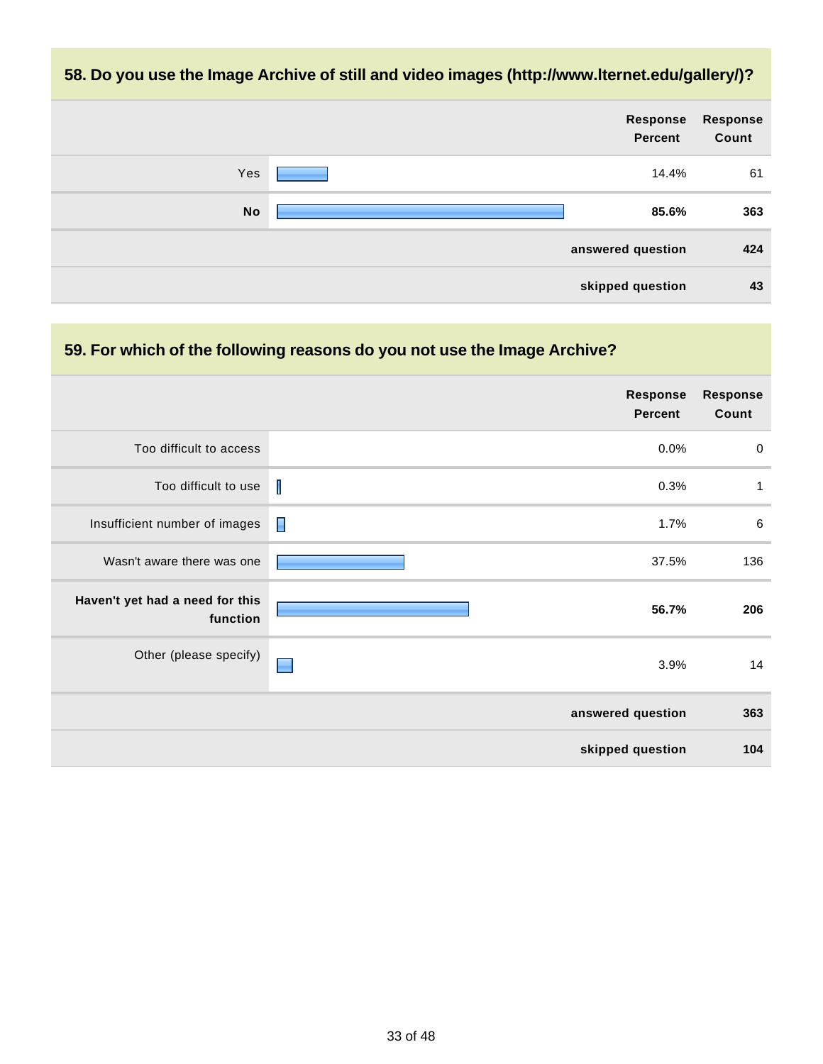## 58. Do you use the Image Archive of still and video images (http://www.lternet.edu/gallery/)?

| | Response Percent | Response Count |
|---|---|---|
| Yes | 14.4% | 61 |
| **No** | **85.6%** | **363** |
| | **answered question** | **424** |
| | **skipped question** | **43** |

## 59. For which of the following reasons do you not use the Image Archive?

| | Response Percent | Response Count |
|---|---|---|
| Too difficult to access | 0.0% | 0 |
| Too difficult to use | 0.3% | 1 |
| Insufficient number of images | 1.7% | 6 |
| Wasn't aware there was one | 37.5% | 136 |
| **Haven't yet had a need for this function** | **56.7%** | **206** |
| Other (please specify) | 3.9% | 14 |
| | **answered question** | **363** |
| | **skipped question** | **104** |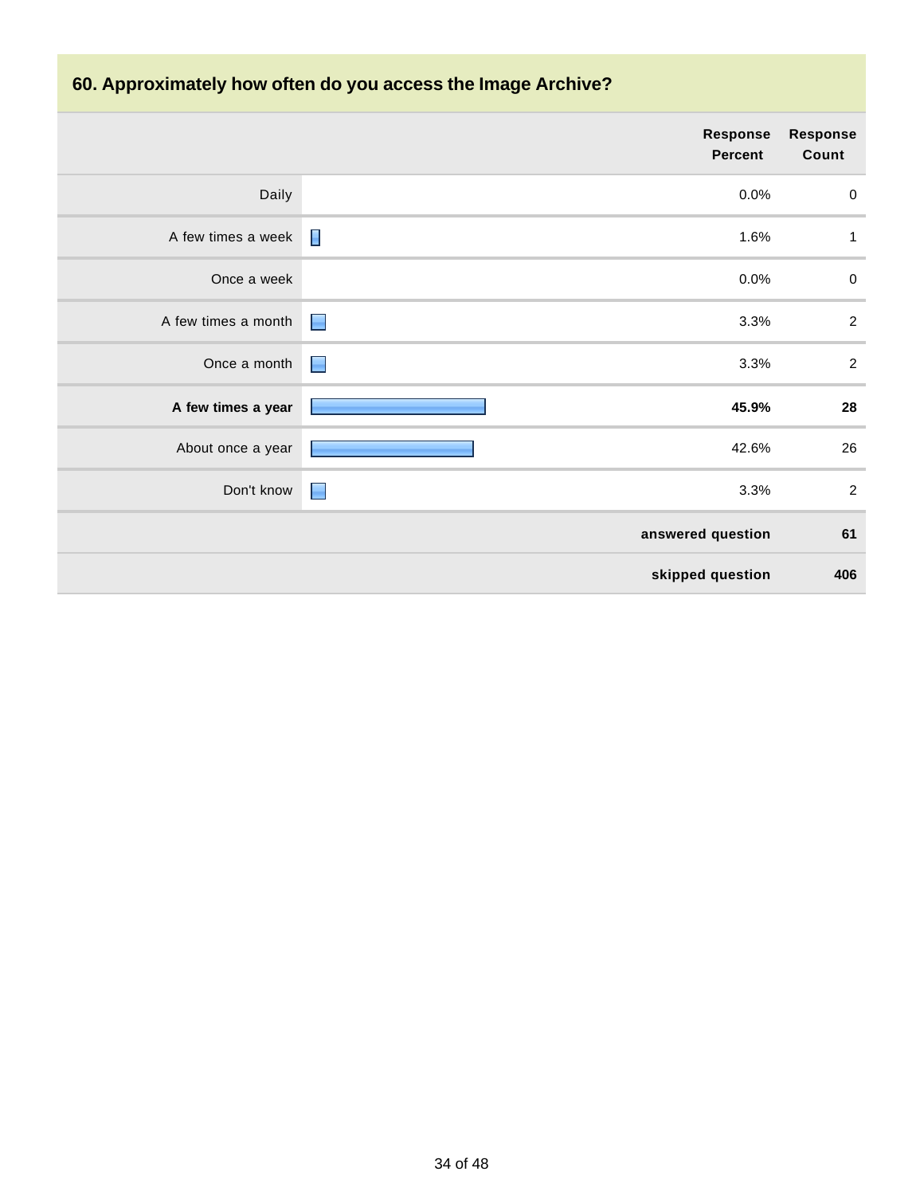## 60. Approximately how often do you access the Image Archive?

| | Response Percent | Response Count |
|---|---|---|
| Daily | 0.0% | 0 |
| A few times a week | 1.6% | 1 |
| Once a week | 0.0% | 0 |
| A few times a month | 3.3% | 2 |
| Once a month | 3.3% | 2 |
| **A few times a year** | **45.9%** | **28** |
| About once a year | 42.6% | 26 |
| Don't know | 3.3% | 2 |
| | **answered question** | **61** |
| | **skipped question** | **406** |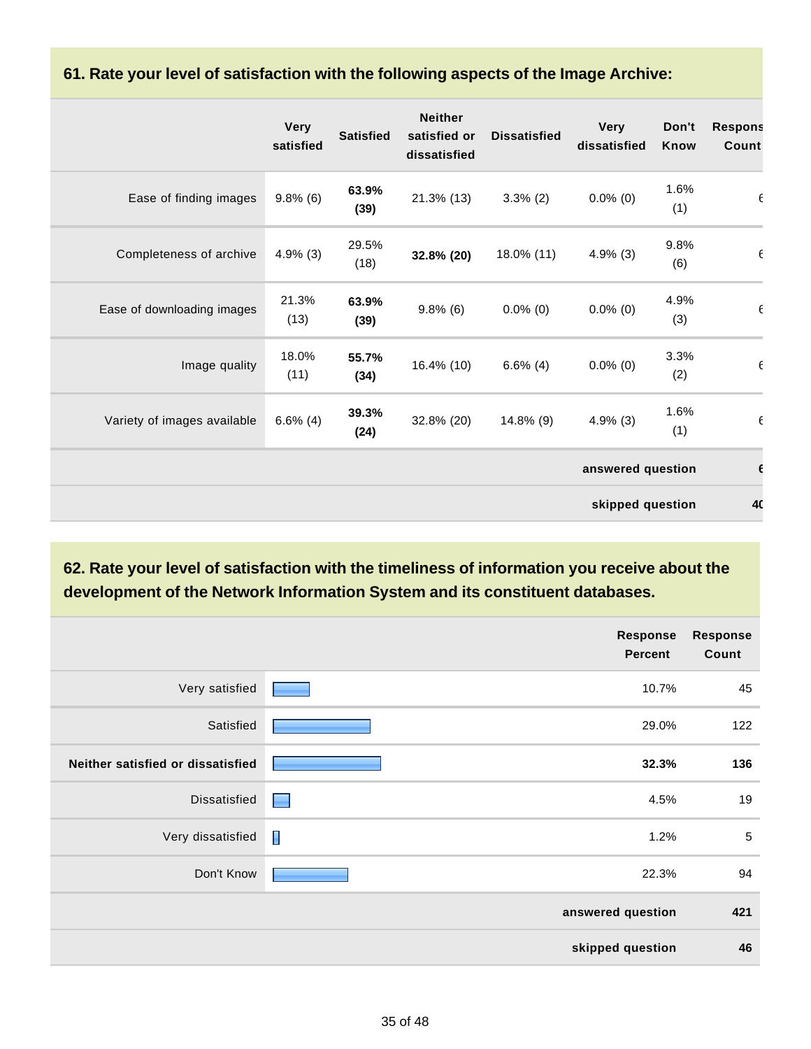## 61. Rate your level of satisfaction with the following aspects of the Image Archive:

| | Very satisfied | Satisfied | Neither satisfied or dissatisfied | Dissatisfied | Very dissatisfied | Don't Know | Respons Count |
|---|---|---|---|---|---|---|---|
| Ease of finding images | 9.8% (6) | **63.9% (39)** | 21.3% (13) | 3.3% (2) | 0.0% (0) | 1.6% (1) | 6 |
| Completeness of archive | 4.9% (3) | 29.5% (18) | **32.8% (20)** | 18.0% (11) | 4.9% (3) | 9.8% (6) | 6 |
| Ease of downloading images | 21.3% (13) | **63.9% (39)** | 9.8% (6) | 0.0% (0) | 0.0% (0) | 4.9% (3) | 6 |
| Image quality | 18.0% (11) | **55.7% (34)** | 16.4% (10) | 6.6% (4) | 0.0% (0) | 3.3% (2) | 6 |
| Variety of images available | 6.6% (4) | **39.3% (24)** | 32.8% (20) | 14.8% (9) | 4.9% (3) | 1.6% (1) | 6 |
| | | | | | | **answered question** | **6** |
| | | | | | | **skipped question** | **40** |

## 62. Rate your level of satisfaction with the timeliness of information you receive about the development of the Network Information System and its constituent databases.

| | Response Percent | Response Count |
|---|---|---|
| Very satisfied | 10.7% | 45 |
| Satisfied | 29.0% | 122 |
| **Neither satisfied or dissatisfied** | **32.3%** | **136** |
| Dissatisfied | 4.5% | 19 |
| Very dissatisfied | 1.2% | 5 |
| Don't Know | 22.3% | 94 |
| | **answered question** | **421** |
| | **skipped question** | **46** |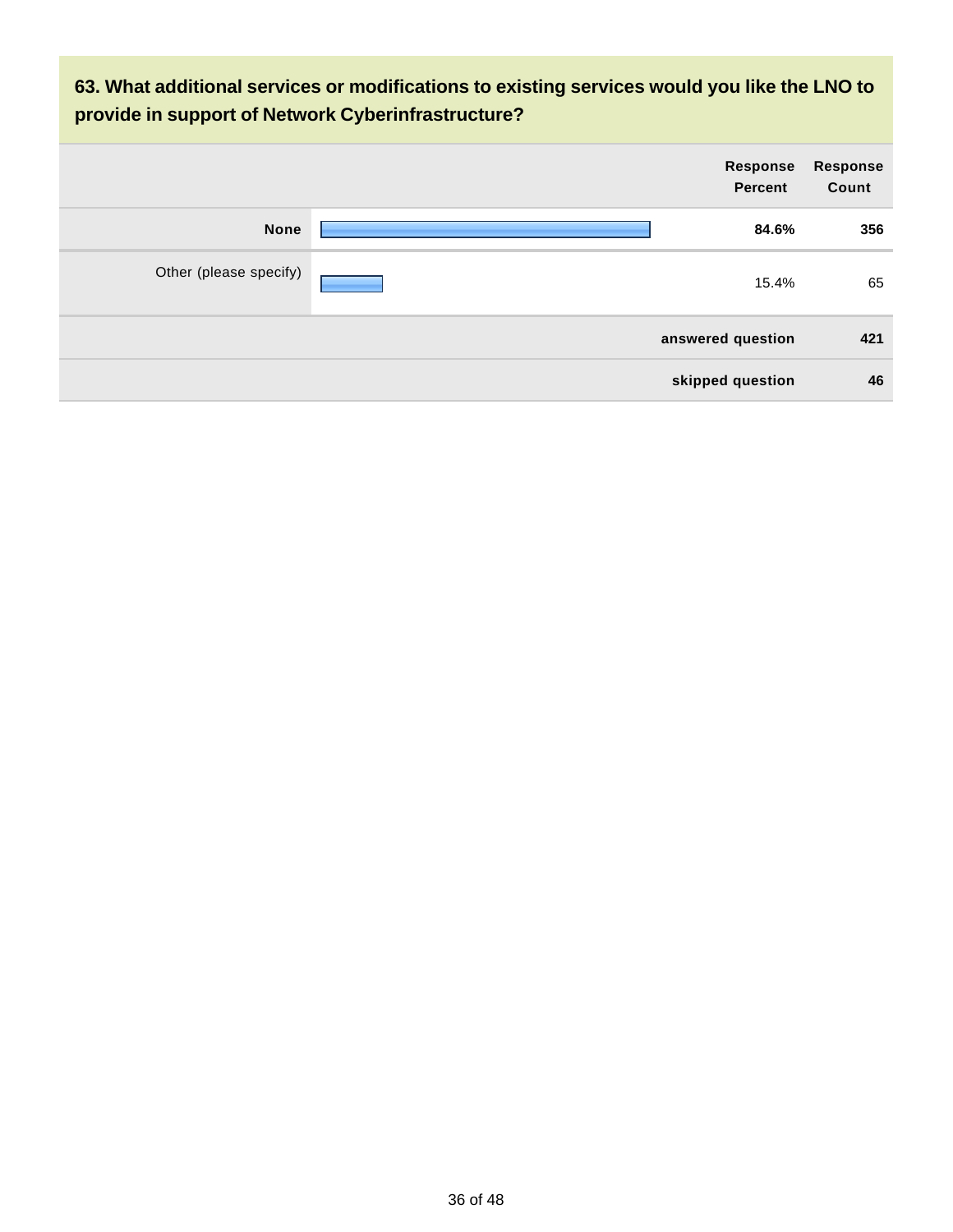### 63. What additional services or modifications to existing services would you like the LNO to provide in support of Network Cyberinfrastructure?

| | Response Percent | Response Count |
|---|---|---|
| **None** | **84.6%** | **356** |
| Other (please specify) | 15.4% | 65 |
| **answered question** | | **421** |
| **skipped question** | | **46** |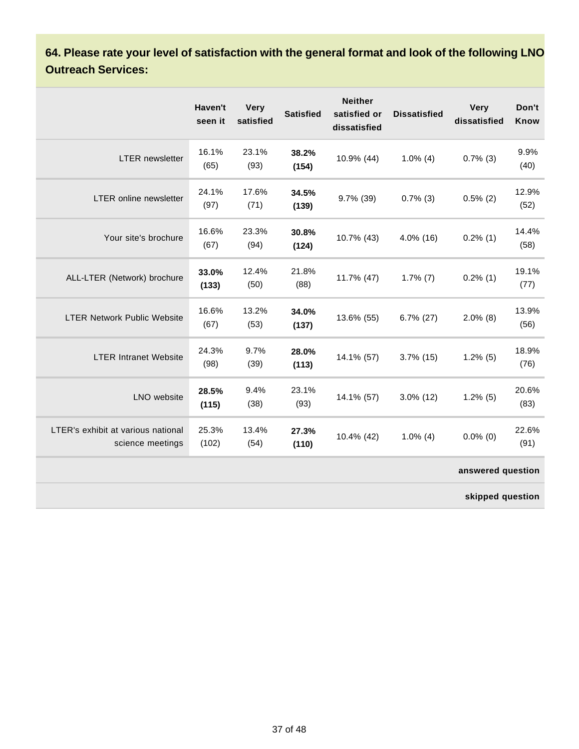## 64. Please rate your level of satisfaction with the general format and look of the following LNO Outreach Services:

| | Haven't seen it | Very satisfied | Satisfied | Neither satisfied or dissatisfied | Dissatisfied | Very dissatisfied | Don't Know |
|---|---|---|---|---|---|---|---|
| LTER newsletter | 16.1% (65) | 23.1% (93) | **38.2% (154)** | 10.9% (44) | 1.0% (4) | 0.7% (3) | 9.9% (40) |
| LTER online newsletter | 24.1% (97) | 17.6% (71) | **34.5% (139)** | 9.7% (39) | 0.7% (3) | 0.5% (2) | 12.9% (52) |
| Your site's brochure | 16.6% (67) | 23.3% (94) | **30.8% (124)** | 10.7% (43) | 4.0% (16) | 0.2% (1) | 14.4% (58) |
| ALL-LTER (Network) brochure | **33.0% (133)** | 12.4% (50) | 21.8% (88) | 11.7% (47) | 1.7% (7) | 0.2% (1) | 19.1% (77) |
| LTER Network Public Website | 16.6% (67) | 13.2% (53) | **34.0% (137)** | 13.6% (55) | 6.7% (27) | 2.0% (8) | 13.9% (56) |
| LTER Intranet Website | 24.3% (98) | 9.7% (39) | **28.0% (113)** | 14.1% (57) | 3.7% (15) | 1.2% (5) | 18.9% (76) |
| LNO website | **28.5% (115)** | 9.4% (38) | 23.1% (93) | 14.1% (57) | 3.0% (12) | 1.2% (5) | 20.6% (83) |
| LTER's exhibit at various national science meetings | 25.3% (102) | 13.4% (54) | **27.3% (110)** | 10.4% (42) | 1.0% (4) | 0.0% (0) | 22.6% (91) |
| | | | | | | | **answered question** |
| | | | | | | | **skipped question** |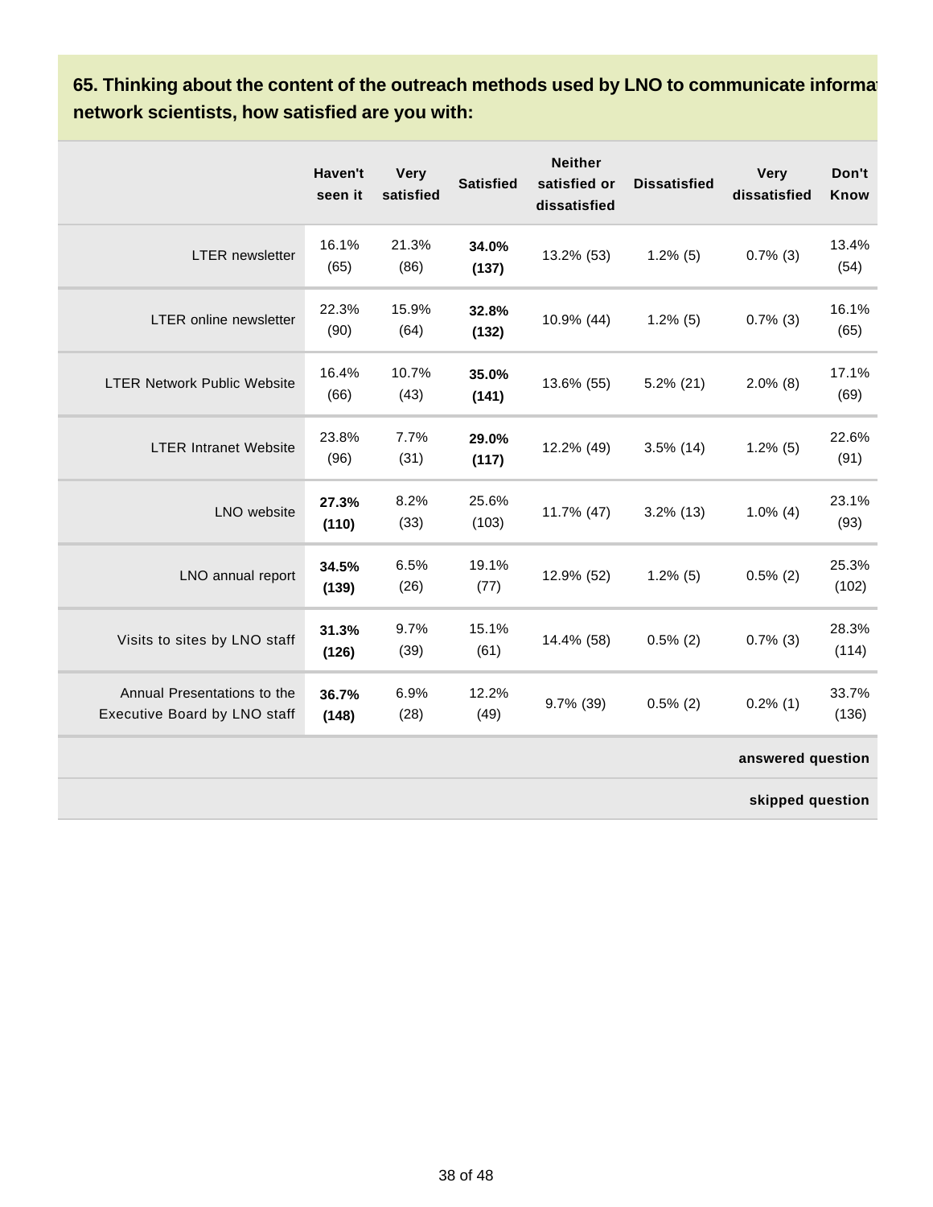## 65. Thinking about the content of the outreach methods used by LNO to communicate informat network scientists, how satisfied are you with:

| | Haven't seen it | Very satisfied | Satisfied | Neither satisfied or dissatisfied | Dissatisfied | Very dissatisfied | Don't Know |
|---|---|---|---|---|---|---|---|
| LTER newsletter | 16.1% (65) | 21.3% (86) | **34.0% (137)** | 13.2% (53) | 1.2% (5) | 0.7% (3) | 13.4% (54) |
| LTER online newsletter | 22.3% (90) | 15.9% (64) | **32.8% (132)** | 10.9% (44) | 1.2% (5) | 0.7% (3) | 16.1% (65) |
| LTER Network Public Website | 16.4% (66) | 10.7% (43) | **35.0% (141)** | 13.6% (55) | 5.2% (21) | 2.0% (8) | 17.1% (69) |
| LTER Intranet Website | 23.8% (96) | 7.7% (31) | **29.0% (117)** | 12.2% (49) | 3.5% (14) | 1.2% (5) | 22.6% (91) |
| LNO website | **27.3% (110)** | 8.2% (33) | 25.6% (103) | 11.7% (47) | 3.2% (13) | 1.0% (4) | 23.1% (93) |
| LNO annual report | **34.5% (139)** | 6.5% (26) | 19.1% (77) | 12.9% (52) | 1.2% (5) | 0.5% (2) | 25.3% (102) |
| Visits to sites by LNO staff | **31.3% (126)** | 9.7% (39) | 15.1% (61) | 14.4% (58) | 0.5% (2) | 0.7% (3) | 28.3% (114) |
| Annual Presentations to the Executive Board by LNO staff | **36.7% (148)** | 6.9% (28) | 12.2% (49) | 9.7% (39) | 0.5% (2) | 0.2% (1) | 33.7% (136) |
| | | | | | | | **answered question** |
| | | | | | | | **skipped question** |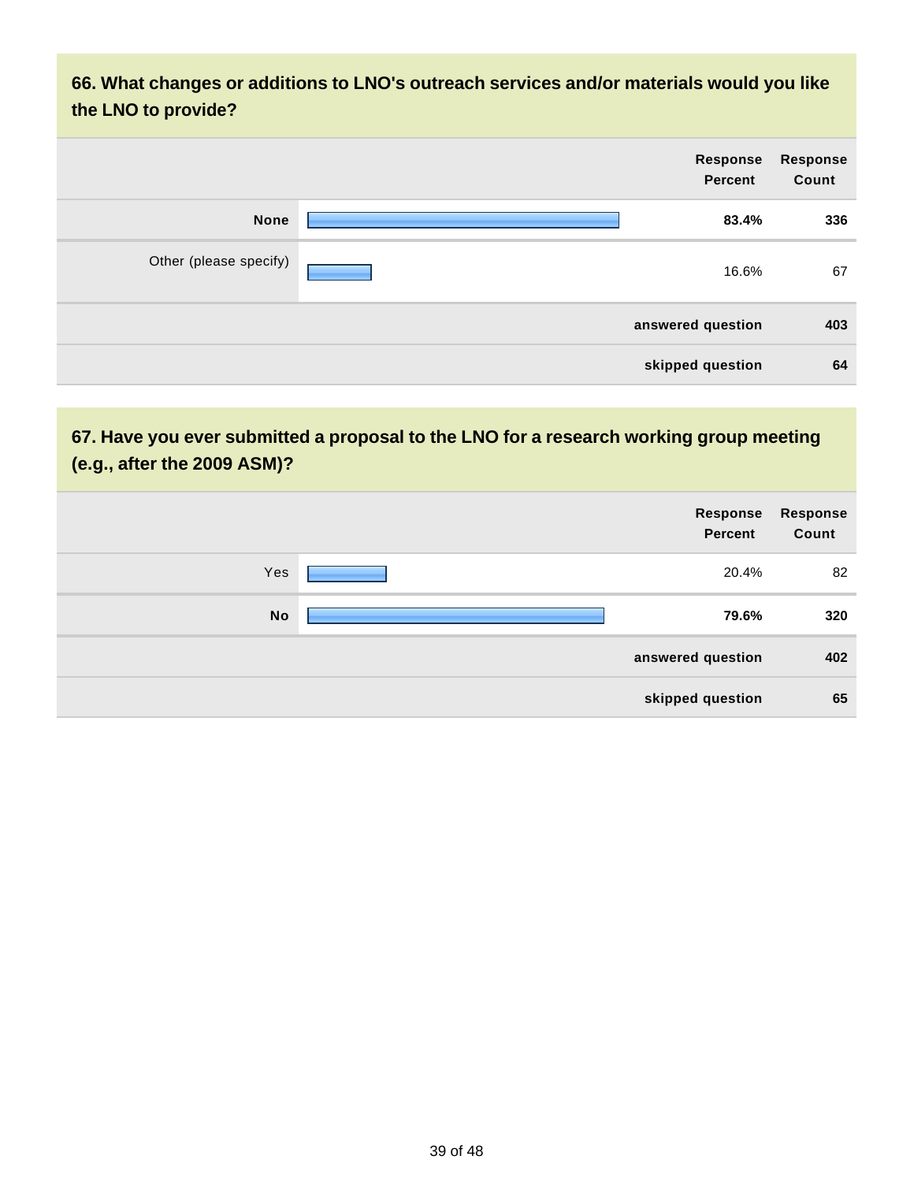### 66. What changes or additions to LNO's outreach services and/or materials would you like the LNO to provide?

| | Response Percent | Response Count |
|---|---|---|
| **None** | **83.4%** | **336** |
| Other (please specify) | 16.6% | 67 |
| **answered question** | | **403** |
| **skipped question** | | **64** |

### 67. Have you ever submitted a proposal to the LNO for a research working group meeting (e.g., after the 2009 ASM)?

| | Response Percent | Response Count |
|---|---|---|
| Yes | 20.4% | 82 |
| **No** | **79.6%** | **320** |
| **answered question** | | **402** |
| **skipped question** | | **65** |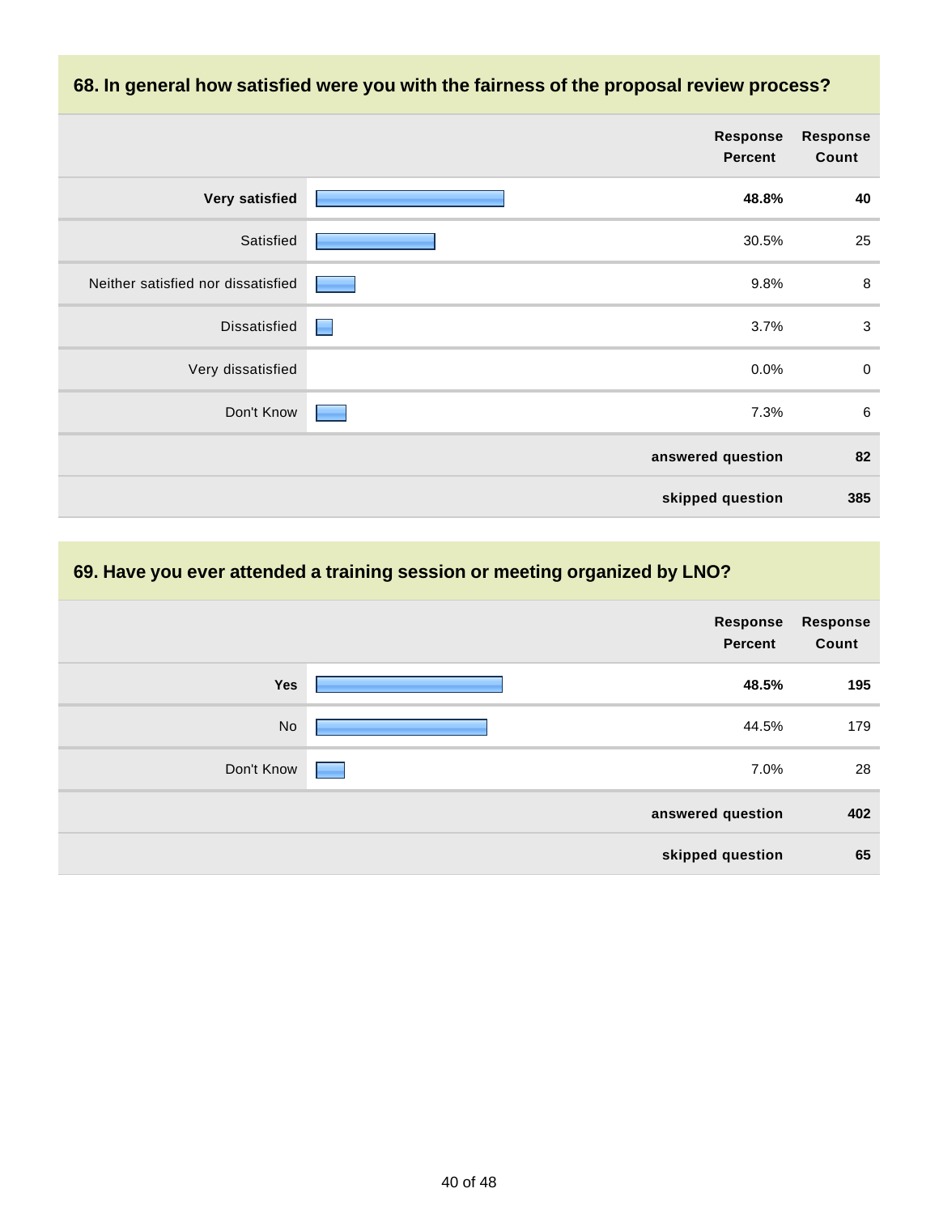## 68. In general how satisfied were you with the fairness of the proposal review process?

| | Response Percent | Response Count |
|---|---|---|
| **Very satisfied** | **48.8%** | **40** |
| Satisfied | 30.5% | 25 |
| Neither satisfied nor dissatisfied | 9.8% | 8 |
| Dissatisfied | 3.7% | 3 |
| Very dissatisfied | 0.0% | 0 |
| Don't Know | 7.3% | 6 |
| | **answered question** | **82** |
| | **skipped question** | **385** |

## 69. Have you ever attended a training session or meeting organized by LNO?

| | Response Percent | Response Count |
|---|---|---|
| **Yes** | **48.5%** | **195** |
| No | 44.5% | 179 |
| Don't Know | 7.0% | 28 |
| | **answered question** | **402** |
| | **skipped question** | **65** |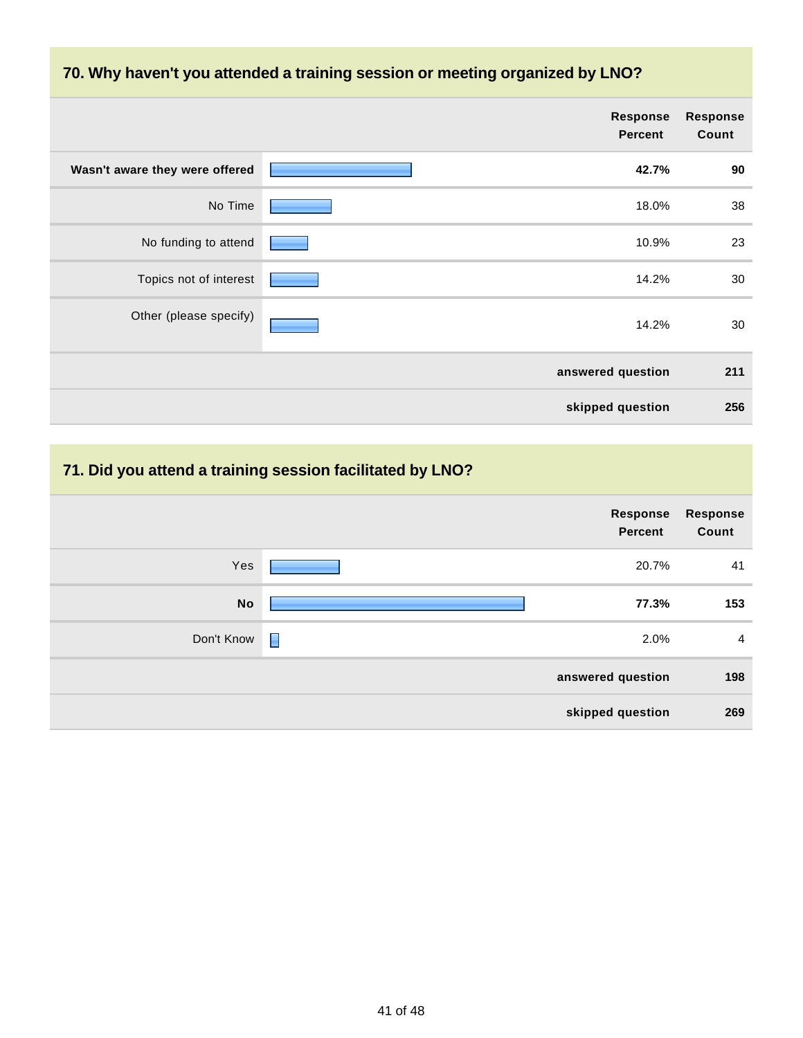## 70. Why haven't you attended a training session or meeting organized by LNO?

| | Response Percent | Response Count |
|---|---|---|
| **Wasn't aware they were offered** | **42.7%** | **90** |
| No Time | 18.0% | 38 |
| No funding to attend | 10.9% | 23 |
| Topics not of interest | 14.2% | 30 |
| Other (please specify) | 14.2% | 30 |
| | **answered question** | **211** |
| | **skipped question** | **256** |

## 71. Did you attend a training session facilitated by LNO?

| | Response Percent | Response Count |
|---|---|---|
| Yes | 20.7% | 41 |
| **No** | **77.3%** | **153** |
| Don't Know | 2.0% | 4 |
| | **answered question** | **198** |
| | **skipped question** | **269** |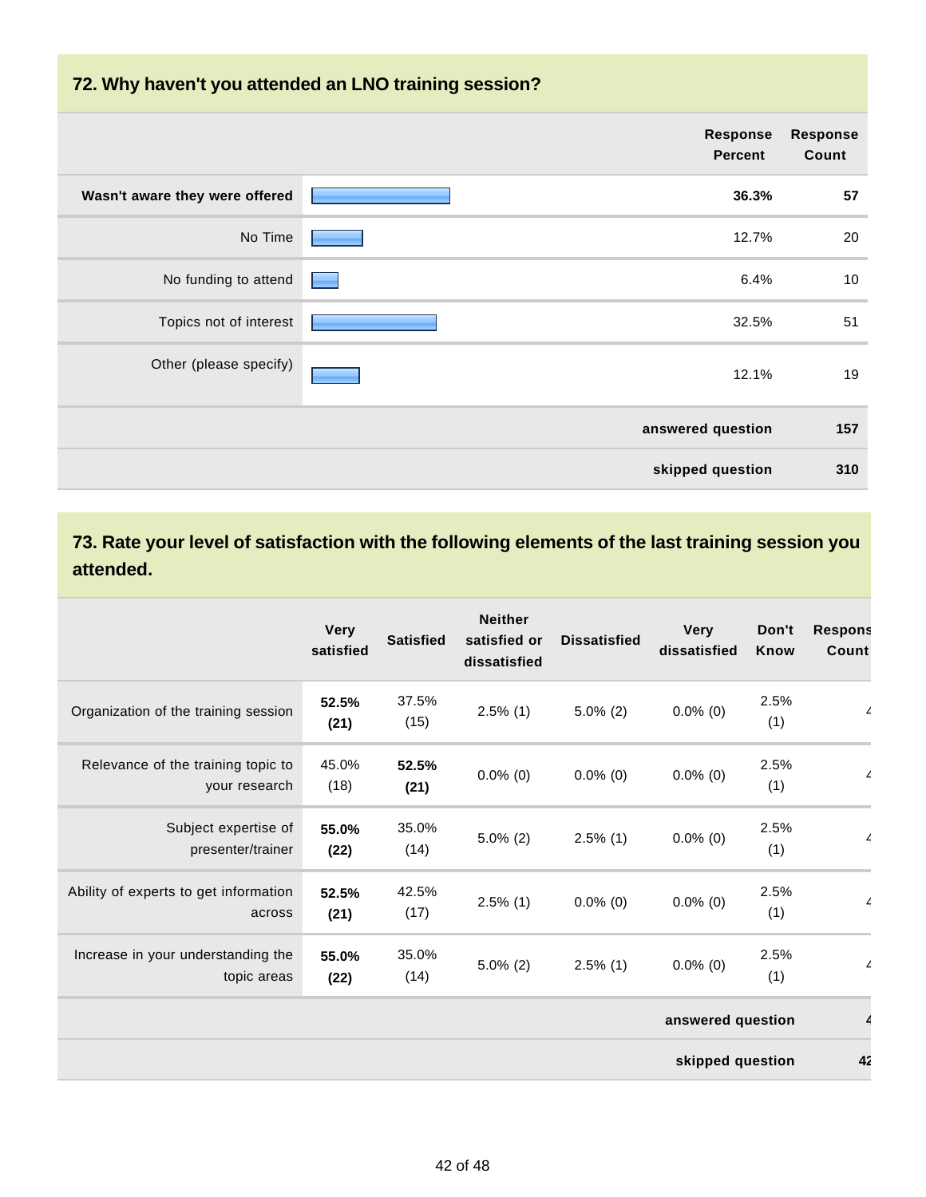## 72. Why haven't you attended an LNO training session?

| | Response Percent | Response Count |
|---|---|---|
| **Wasn't aware they were offered** | **36.3%** | **57** |
| No Time | 12.7% | 20 |
| No funding to attend | 6.4% | 10 |
| Topics not of interest | 32.5% | 51 |
| Other (please specify) | 12.1% | 19 |
| | **answered question** | **157** |
| | **skipped question** | **310** |

## 73. Rate your level of satisfaction with the following elements of the last training session you attended.

| | Very satisfied | Satisfied | Neither satisfied or dissatisfied | Dissatisfied | Very dissatisfied | Don't Know | Respons Count |
|---|---|---|---|---|---|---|---|
| Organization of the training session | **52.5% (21)** | 37.5% (15) | 2.5% (1) | 5.0% (2) | 0.0% (0) | 2.5% (1) | 4 |
| Relevance of the training topic to your research | 45.0% (18) | **52.5% (21)** | 0.0% (0) | 0.0% (0) | 0.0% (0) | 2.5% (1) | 4 |
| Subject expertise of presenter/trainer | **55.0% (22)** | 35.0% (14) | 5.0% (2) | 2.5% (1) | 0.0% (0) | 2.5% (1) | 4 |
| Ability of experts to get information across | **52.5% (21)** | 42.5% (17) | 2.5% (1) | 0.0% (0) | 0.0% (0) | 2.5% (1) | 4 |
| Increase in your understanding the topic areas | **55.0% (22)** | 35.0% (14) | 5.0% (2) | 2.5% (1) | 0.0% (0) | 2.5% (1) | 4 |
| | | | | | | **answered question** | **4** |
| | | | | | | **skipped question** | **42** |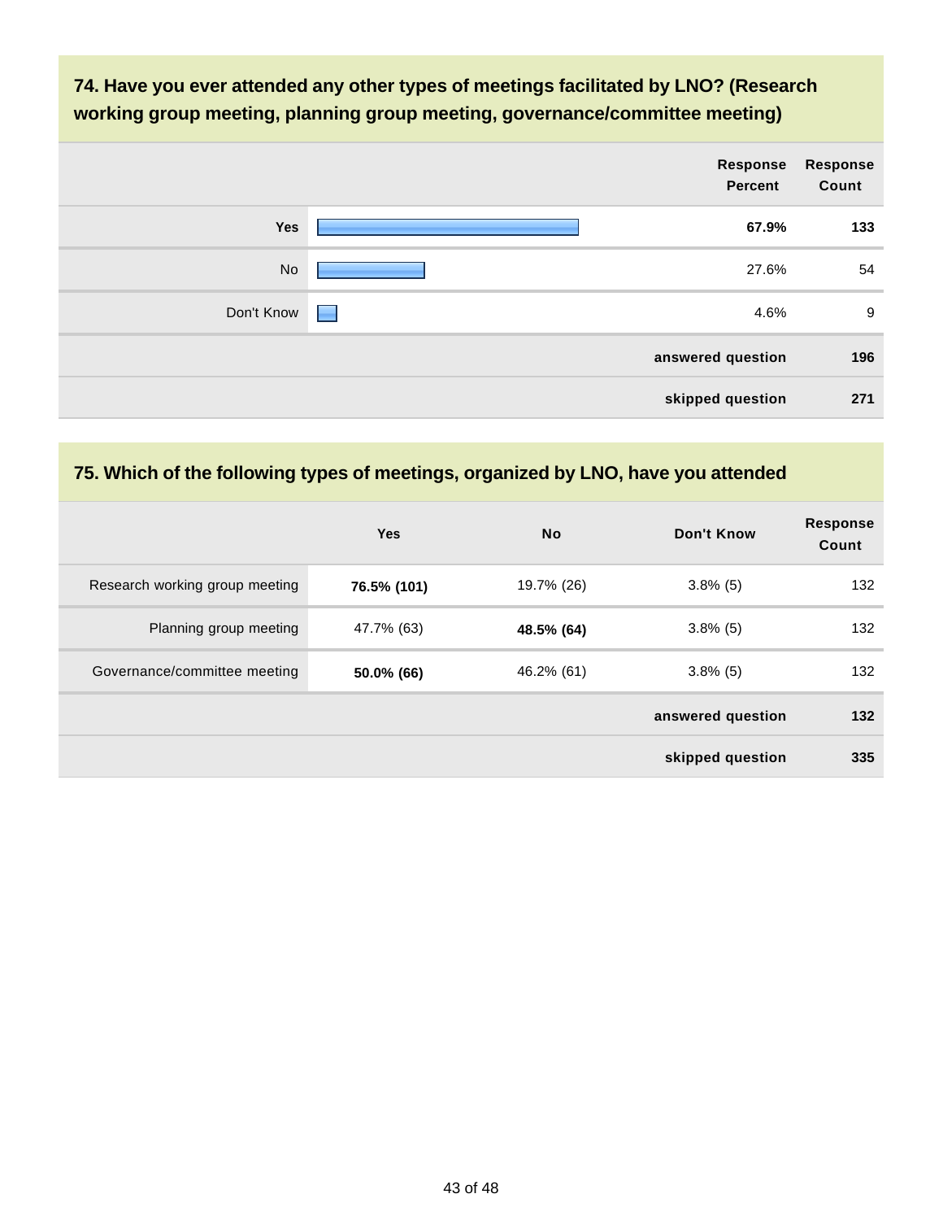## 74. Have you ever attended any other types of meetings facilitated by LNO? (Research working group meeting, planning group meeting, governance/committee meeting)

| | Response Percent | Response Count |
|---|---|---|
| **Yes** | **67.9%** | **133** |
| No | 27.6% | 54 |
| Don't Know | 4.6% | 9 |
| | **answered question** | **196** |
| | **skipped question** | **271** |

## 75. Which of the following types of meetings, organized by LNO, have you attended

| | Yes | No | Don't Know | Response Count |
|---|---|---|---|---|
| Research working group meeting | **76.5% (101)** | 19.7% (26) | 3.8% (5) | 132 |
| Planning group meeting | 47.7% (63) | **48.5% (64)** | 3.8% (5) | 132 |
| Governance/committee meeting | **50.0% (66)** | 46.2% (61) | 3.8% (5) | 132 |
| | | | **answered question** | **132** |
| | | | **skipped question** | **335** |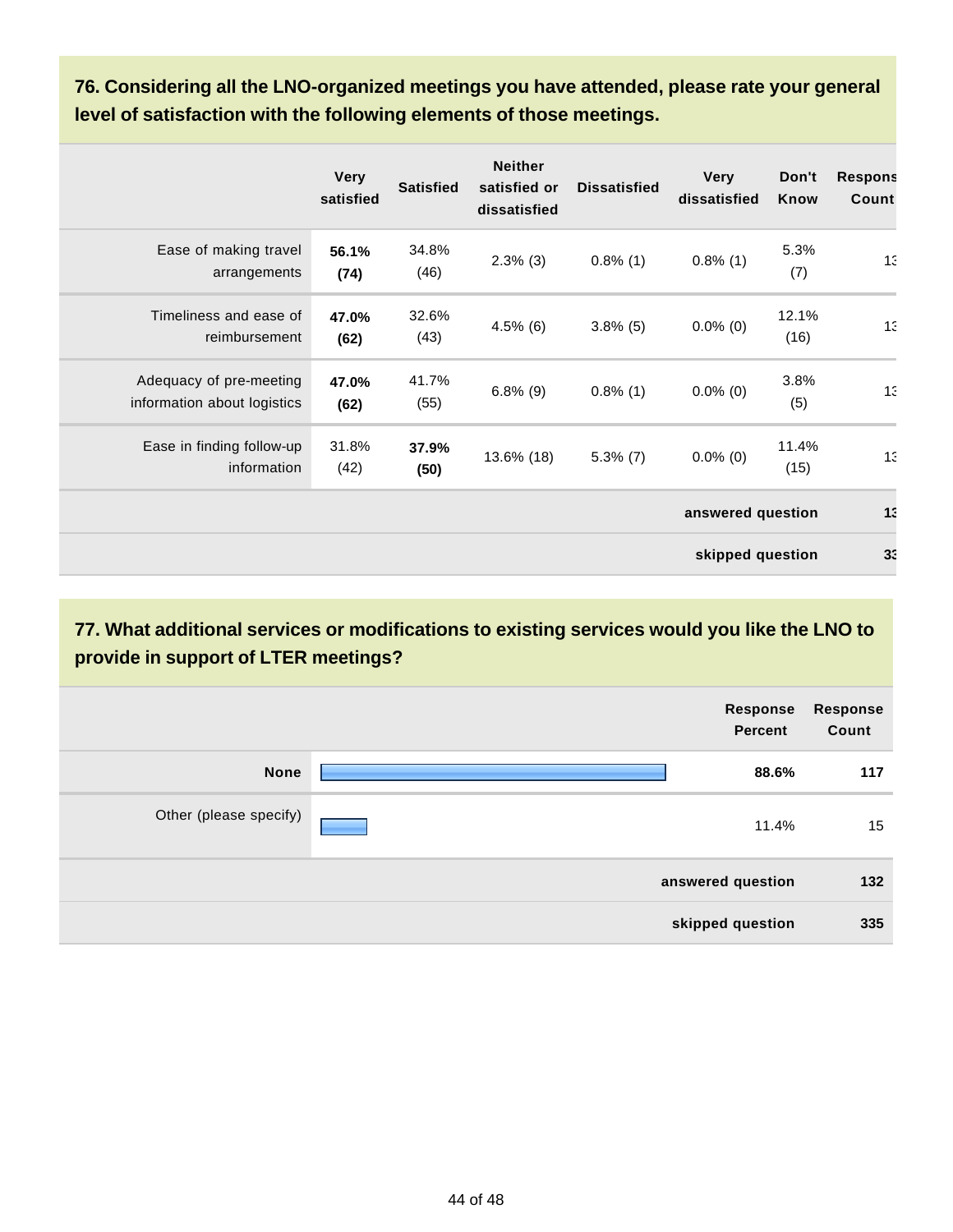## 76. Considering all the LNO-organized meetings you have attended, please rate your general level of satisfaction with the following elements of those meetings.

| | Very satisfied | Satisfied | Neither satisfied or dissatisfied | Dissatisfied | Very dissatisfied | Don't Know | Respons Count |
|---|---|---|---|---|---|---|---|
| Ease of making travel arrangements | **56.1% (74)** | 34.8% (46) | 2.3% (3) | 0.8% (1) | 0.8% (1) | 5.3% (7) | 13 |
| Timeliness and ease of reimbursement | **47.0% (62)** | 32.6% (43) | 4.5% (6) | 3.8% (5) | 0.0% (0) | 12.1% (16) | 13 |
| Adequacy of pre-meeting information about logistics | **47.0% (62)** | 41.7% (55) | 6.8% (9) | 0.8% (1) | 0.0% (0) | 3.8% (5) | 13 |
| Ease in finding follow-up information | 31.8% (42) | **37.9% (50)** | 13.6% (18) | 5.3% (7) | 0.0% (0) | 11.4% (15) | 13 |
| | | | | | | **answered question** | **13** |
| | | | | | | **skipped question** | **33** |

## 77. What additional services or modifications to existing services would you like the LNO to provide in support of LTER meetings?

| | Response Percent | Response Count |
|---|---|---|
| **None** | **88.6%** | **117** |
| Other (please specify) | 11.4% | 15 |
| **answered question** | | **132** |
| **skipped question** | | **335** |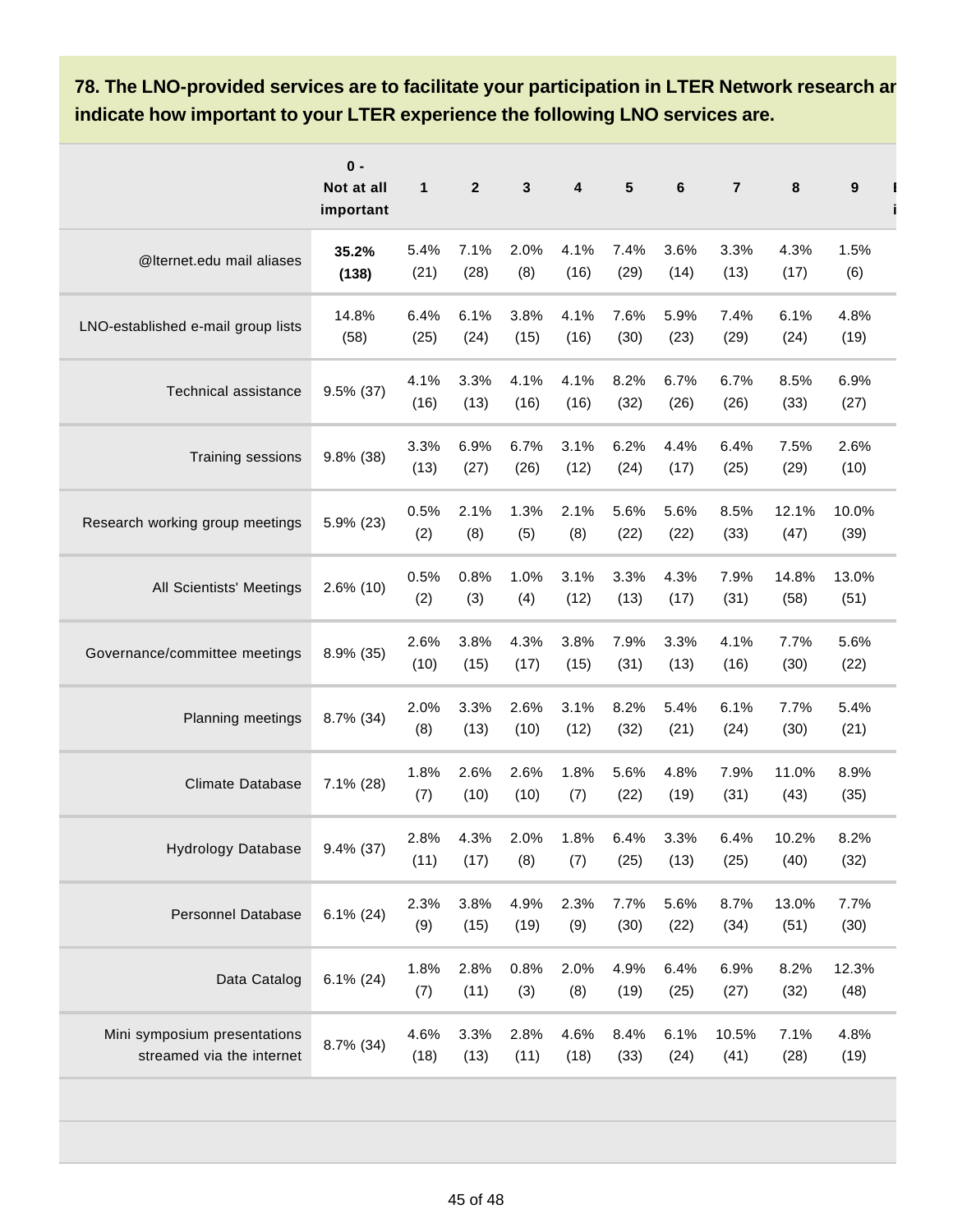**78. The LNO-provided services are to facilitate your participation in LTER Network research ar indicate how important to your LTER experience the following LNO services are.**

| | 0 - Not at all important | 1 | 2 | 3 | 4 | 5 | 6 | 7 | 8 | 9 |
|---|---|---|---|---|---|---|---|---|---|---|
| @lternet.edu mail aliases | **35.2% (138)** | 5.4% (21) | 7.1% (28) | 2.0% (8) | 4.1% (16) | 7.4% (29) | 3.6% (14) | 3.3% (13) | 4.3% (17) | 1.5% (6) |
| LNO-established e-mail group lists | 14.8% (58) | 6.4% (25) | 6.1% (24) | 3.8% (15) | 4.1% (16) | 7.6% (30) | 5.9% (23) | 7.4% (29) | 6.1% (24) | 4.8% (19) |
| Technical assistance | 9.5% (37) | 4.1% (16) | 3.3% (13) | 4.1% (16) | 4.1% (16) | 8.2% (32) | 6.7% (26) | 6.7% (26) | 8.5% (33) | 6.9% (27) |
| Training sessions | 9.8% (38) | 3.3% (13) | 6.9% (27) | 6.7% (26) | 3.1% (12) | 6.2% (24) | 4.4% (17) | 6.4% (25) | 7.5% (29) | 2.6% (10) |
| Research working group meetings | 5.9% (23) | 0.5% (2) | 2.1% (8) | 1.3% (5) | 2.1% (8) | 5.6% (22) | 5.6% (22) | 8.5% (33) | 12.1% (47) | 10.0% (39) |
| All Scientists' Meetings | 2.6% (10) | 0.5% (2) | 0.8% (3) | 1.0% (4) | 3.1% (12) | 3.3% (13) | 4.3% (17) | 7.9% (31) | 14.8% (58) | 13.0% (51) |
| Governance/committee meetings | 8.9% (35) | 2.6% (10) | 3.8% (15) | 4.3% (17) | 3.8% (15) | 7.9% (31) | 3.3% (13) | 4.1% (16) | 7.7% (30) | 5.6% (22) |
| Planning meetings | 8.7% (34) | 2.0% (8) | 3.3% (13) | 2.6% (10) | 3.1% (12) | 8.2% (32) | 5.4% (21) | 6.1% (24) | 7.7% (30) | 5.4% (21) |
| Climate Database | 7.1% (28) | 1.8% (7) | 2.6% (10) | 2.6% (10) | 1.8% (7) | 5.6% (22) | 4.8% (19) | 7.9% (31) | 11.0% (43) | 8.9% (35) |
| Hydrology Database | 9.4% (37) | 2.8% (11) | 4.3% (17) | 2.0% (8) | 1.8% (7) | 6.4% (25) | 3.3% (13) | 6.4% (25) | 10.2% (40) | 8.2% (32) |
| Personnel Database | 6.1% (24) | 2.3% (9) | 3.8% (15) | 4.9% (19) | 2.3% (9) | 7.7% (30) | 5.6% (22) | 8.7% (34) | 13.0% (51) | 7.7% (30) |
| Data Catalog | 6.1% (24) | 1.8% (7) | 2.8% (11) | 0.8% (3) | 2.0% (8) | 4.9% (19) | 6.4% (25) | 6.9% (27) | 8.2% (32) | 12.3% (48) |
| Mini symposium presentations streamed via the internet | 8.7% (34) | 4.6% (18) | 3.3% (13) | 2.8% (11) | 4.6% (18) | 8.4% (33) | 6.1% (24) | 10.5% (41) | 7.1% (28) | 4.8% (19) |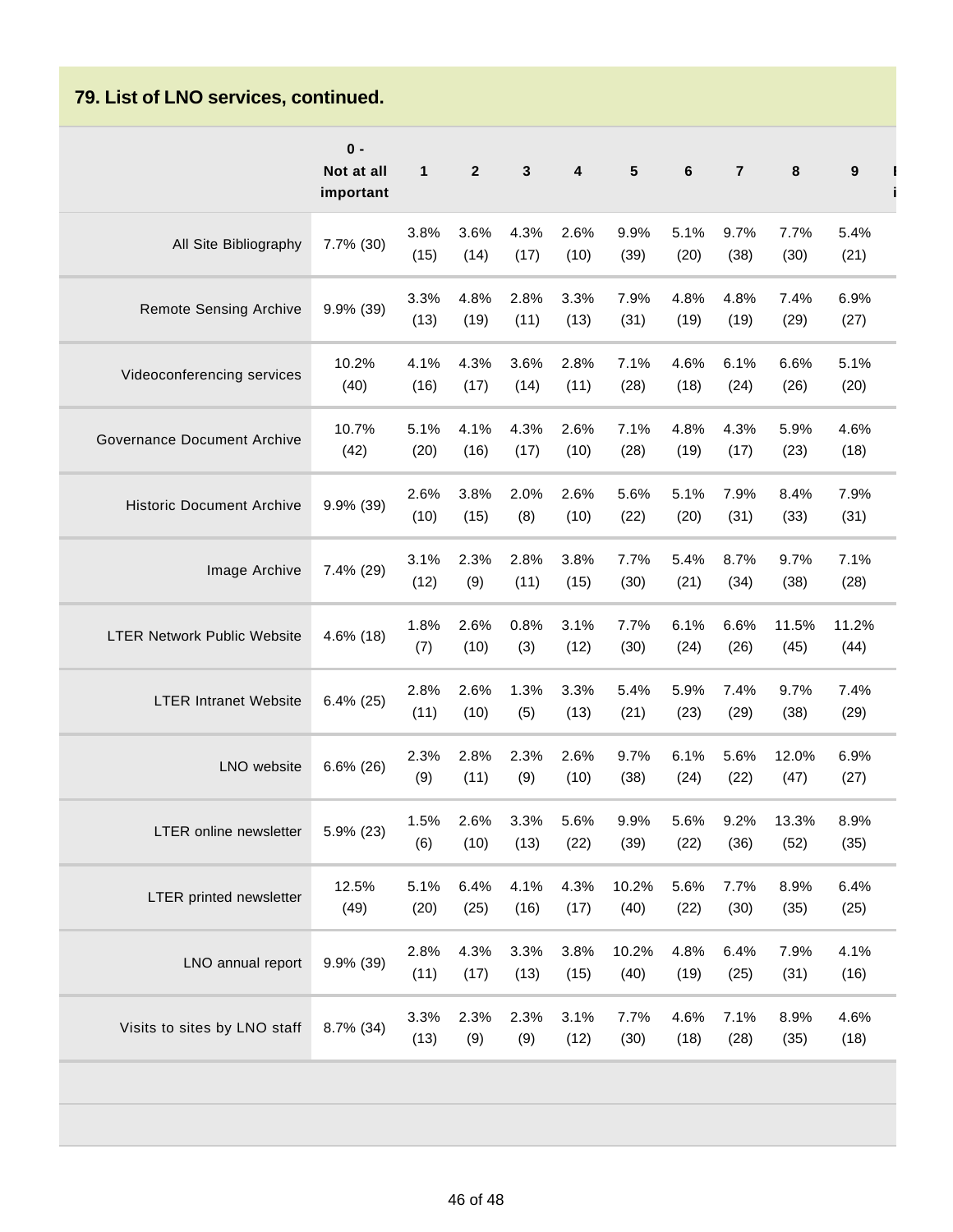## 79. List of LNO services, continued.

| | 0 - Not at all important | 1 | 2 | 3 | 4 | 5 | 6 | 7 | 8 | 9 |
|---|---|---|---|---|---|---|---|---|---|---|
| All Site Bibliography | 7.7% (30) | 3.8% (15) | 3.6% (14) | 4.3% (17) | 2.6% (10) | 9.9% (39) | 5.1% (20) | 9.7% (38) | 7.7% (30) | 5.4% (21) |
| Remote Sensing Archive | 9.9% (39) | 3.3% (13) | 4.8% (19) | 2.8% (11) | 3.3% (13) | 7.9% (31) | 4.8% (19) | 4.8% (19) | 7.4% (29) | 6.9% (27) |
| Videoconferencing services | 10.2% (40) | 4.1% (16) | 4.3% (17) | 3.6% (14) | 2.8% (11) | 7.1% (28) | 4.6% (18) | 6.1% (24) | 6.6% (26) | 5.1% (20) |
| Governance Document Archive | 10.7% (42) | 5.1% (20) | 4.1% (16) | 4.3% (17) | 2.6% (10) | 7.1% (28) | 4.8% (19) | 4.3% (17) | 5.9% (23) | 4.6% (18) |
| Historic Document Archive | 9.9% (39) | 2.6% (10) | 3.8% (15) | 2.0% (8) | 2.6% (10) | 5.6% (22) | 5.1% (20) | 7.9% (31) | 8.4% (33) | 7.9% (31) |
| Image Archive | 7.4% (29) | 3.1% (12) | 2.3% (9) | 2.8% (11) | 3.8% (15) | 7.7% (30) | 5.4% (21) | 8.7% (34) | 9.7% (38) | 7.1% (28) |
| LTER Network Public Website | 4.6% (18) | 1.8% (7) | 2.6% (10) | 0.8% (3) | 3.1% (12) | 7.7% (30) | 6.1% (24) | 6.6% (26) | 11.5% (45) | 11.2% (44) |
| LTER Intranet Website | 6.4% (25) | 2.8% (11) | 2.6% (10) | 1.3% (5) | 3.3% (13) | 5.4% (21) | 5.9% (23) | 7.4% (29) | 9.7% (38) | 7.4% (29) |
| LNO website | 6.6% (26) | 2.3% (9) | 2.8% (11) | 2.3% (9) | 2.6% (10) | 9.7% (38) | 6.1% (24) | 5.6% (22) | 12.0% (47) | 6.9% (27) |
| LTER online newsletter | 5.9% (23) | 1.5% (6) | 2.6% (10) | 3.3% (13) | 5.6% (22) | 9.9% (39) | 5.6% (22) | 9.2% (36) | 13.3% (52) | 8.9% (35) |
| LTER printed newsletter | 12.5% (49) | 5.1% (20) | 6.4% (25) | 4.1% (16) | 4.3% (17) | 10.2% (40) | 5.6% (22) | 7.7% (30) | 8.9% (35) | 6.4% (25) |
| LNO annual report | 9.9% (39) | 2.8% (11) | 4.3% (17) | 3.3% (13) | 3.8% (15) | 10.2% (40) | 4.8% (19) | 6.4% (25) | 7.9% (31) | 4.1% (16) |
| Visits to sites by LNO staff | 8.7% (34) | 3.3% (13) | 2.3% (9) | 2.3% (9) | 3.1% (12) | 7.7% (30) | 4.6% (18) | 7.1% (28) | 8.9% (35) | 4.6% (18) |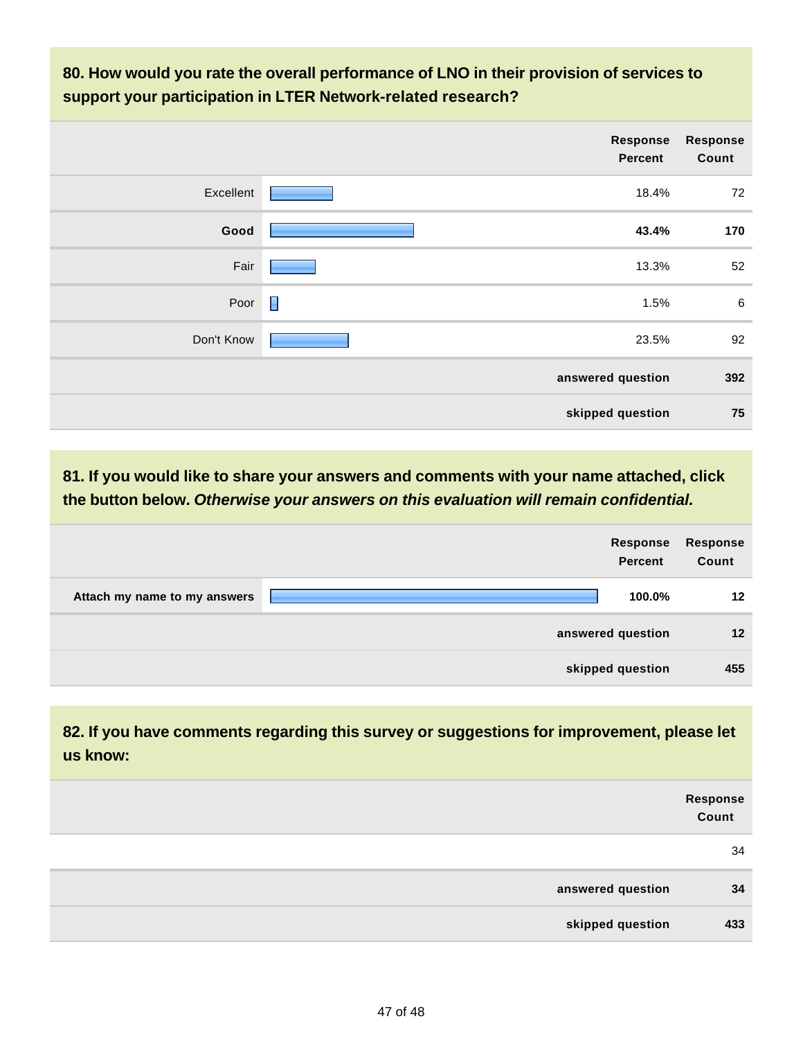**80. How would you rate the overall performance of LNO in their provision of services to support your participation in LTER Network-related research?**

| | Response Percent | Response Count |
|---|---|---|
| Excellent | 18.4% | 72 |
| **Good** | **43.4%** | **170** |
| Fair | 13.3% | 52 |
| Poor | 1.5% | 6 |
| Don't Know | 23.5% | 92 |
| | **answered question** | **392** |
| | **skipped question** | **75** |

**81. If you would like to share your answers and comments with your name attached, click the button below. *Otherwise your answers on this evaluation will remain confidential.***

| | Response Percent | Response Count |
|---|---|---|
| **Attach my name to my answers** | **100.0%** | **12** |
| | **answered question** | **12** |
| | **skipped question** | **455** |

**82. If you have comments regarding this survey or suggestions for improvement, please let us know:**

| | Response Count |
|---|---|
| | 34 |
| **answered question** | **34** |
| **skipped question** | **433** |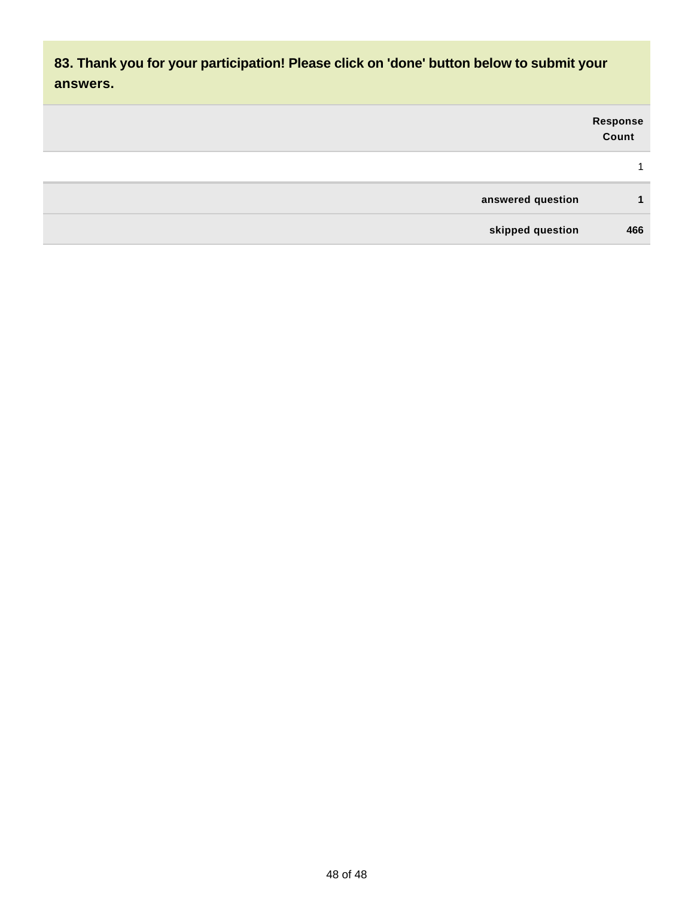### 83. Thank you for your participation! Please click on 'done' button below to submit your answers.

| | Response Count |
|---|---|
| | 1 |
| **answered question** | **1** |
| **skipped question** | **466** |